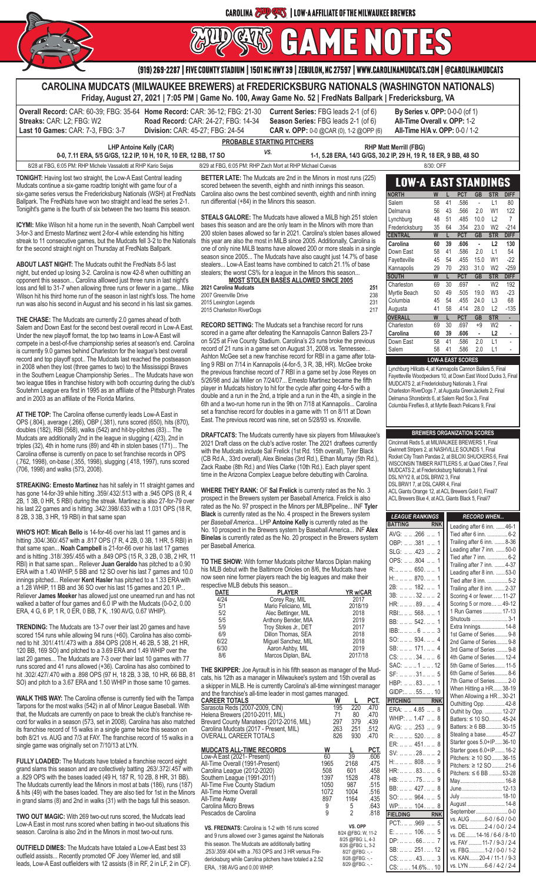CAROLINA MUDCATS | LOW-A AFFILIATE OF THE MILWAUKEE BREWERS

# MUDCATS GAME NOTES

(919) 269-2287 | FIVE COUNTY STADIUM | 1501 NC HWY 39 | ZEBULON, NC 27597 | WWW.CAROLINAMUDCATS.COM | @CAROLINAMUDCATS

## CAROLINA MUDCATS (MILWAUKEE BREWERS) at FREDERICKSBURG NATIONALS (WASHINGTON NATIONALS)

**Friday, August 27, 2021 | 7:05 PM | Game No. 100, Away Game No. 52 | FredNats Ballpark | Fredericksburg, VA**

| | | | |
|---|---|---|---|
| **Overall Record:** CAR: 60-39; FBG: 35-64 | **Home Record:** CAR: 36-12; FBG: 21-30 | **Current Series:** FBG leads 2-1 (of 6) | **By Series v. OPP:** 0-0-0 (of 1) |
| **Streaks:** CAR: L2; FBG: W2 | **Road Record:** CAR: 24-27; FBG: 14-34 | **Season Series:** FBG leads 2-1 (of 6) | **All-Time Overall v. OPP:** 1-2 |
| **Last 10 Games:** CAR: 7-3, FBG: 3-7 | **Division:** CAR: 45-27; FBG: 24-54 | **CAR v. OPP:** 0-0 @CAR (0), 1-2 @OPP (6) | **All-Time H/A v. OPP:** 0-0 / 1-2 |

**PROBABLE STARTING PITCHERS**

| LHP Antoine Kelly (CAR) | VS. | RHP Matt Merrill (FBG) |
|---|---|---|
| 0-0, 7.11 ERA, 5/5 G/GS, 12.2 IP, 10 H, 10 R, 10 ER, 12 BB, 17 SO | | 1-1, 5.28 ERA, 14/3 G/GS, 30.2 IP, 29 H, 19 R, 18 ER, 9 BB, 48 SO |
| 8/28 at FBG, 6:05 PM: RHP Michele Vassalotti at RHP Kario Seijas | 8/29 at FBG, 6:05 PM: RHP Zach Mort at RHP Michael Cuevas | 8/30: OFF |

**TONIGHT:** Having lost two straight, the Low-A East Central leading Mudcats continue a six-game roadtrip tonight with game four of a six-game series versus the Fredericksburg Nationals (WSH) at FredNats Ballpark. The FredNats have won two straight and lead the series 2-1. Tonight's game is the fourth of six between the two teams this season.

**ICYMI:** Mike Wilson hit a home run in the seventh, Noah Campbell went 3-for-3 and Ernesto Martinez went 2-for-4 while extending his hitting streak to 11 consecutive games, but the Mudcats fell 3-2 to the Nationals for the second straight night on Thursday at FredNats Ballpark.

**ABOUT LAST NIGHT:** The Mudcats outhit the FredNats 8-5 last night, but ended up losing 3-2. Carolina is now 42-8 when outhitting an opponent this season... Carolina alllowed just three runs in last night's loss and fell to 31-7 when allowing three runs or fewer in a game... Mike Wilson hit his third home run of the season in last night's loss. The home run was also his second in August and his second in his last six games.

**THE CHASE:** The Mudcats are currently 2.0 games ahead of both Salem and Down East for the second best overall record in Low-A East. Under the new playoff format, the top two teams in Low-A East will compete in a best-of-five championship series at season's end. Carolina is currently 9.0 games behind Charleston for the league's best overall record and top playoff spot.. The Mudcats last reached the postseason in 2008 when they lost (three games to two) to the Mississippi Braves in the Southern League Championship Series... The Mudcats have won two league titles in franchise history with both occurring during the club's Soutehrn League era first in 1995 as an affiliate of the Pittsburgh Pirates and in 2003 as an affiliate of the Florida Marlins.

**AT THE TOP:** The Carolina offense currently leads Low-A East in OPS (.804), average (.266), OBP (.381), runs scored (650), hits (870), doubles (182), RBI (568), walks (542) and hit-by-pitches (83)... The Mudcats are additionally 2nd in the league in slugging (.423), 2nd in triples (32), 4th in home runs (89) and 4th in stolen bases (171)... The Carolina offense is currently on pace to set franchise records in OPS (.762, 1998), on-base (.355, 1998), slugging (.418, 1997), runs scored (706, 1998) and walks (573, 2008).

**STREAKING:** **Ernesto Martinez** has hit safely in 11 straight games and has gone 14-for-39 while hitting .359/.432/.513 with a .945 OPS (8 R, 4 2B, 1 3B, 0 HR, 5 RBI) during the streak. Martinez is also 27-for-79 over his last 22 games and is hitting .342/.398/.633 with a 1.031 OPS (18 R, 8 2B, 3 3B, 3 HR, 19 RBI) in that same span

**WHO'S HOT: Micah Bello** is 14-for-46 over his last 11 games and is hitting .304/.360/.457 with a .817 OPS (7 R, 4 2B, 0 3B, 1 HR, 5 RBI) in that same span... **Noah Campbell** is 21-for-66 over his last 17 games and is hitting .318/.395/.455 with a .849 OPS (15 R, 3 2B, 0 3B, 2 HR, 11 RBI) in that same span... Reliever **Juan Geraldo** has pitched to a 0.90 ERA with a 1.40 WHIP, 5 BB and 12 SO over his last 7 games and 10.0 innings pitched... Reliever **Kent Hasler** has pitched to a 1.33 ERA with a 1.28 WHIP, 11 BB and 36 SO over his last 15 games and 20.1 IP... Reliever **James Meeker** has allowed just one unearned run and has not walked a batter of four games and 6.0 IP with the Mudcats (0-0-2, 0.00 ERA, 4 G, 6 IP, 1 R, 0 ER, 0 BB, 7 K, .190 AVG, 0.67 WHIP).

**TRENDING:** The Mudcats are 13-7 over their last 20 games and have scored 154 runs while allowing 94 runs (+60). Carolina has also combined to hit .301/.411/.473 with a .884 OPS (208 H, 46 2B, 5 3B, 21 HR, 120 BB, 169 SO) and pitched to a 3.69 ERA and 1.49 WHIP over the last 20 games... The Mudcats are 7-3 over their last 10 games with 77 runs scored and 41 runs allowed (+36). Carolina has also combined to hit .302/.427/.470 with a .898 OPS (97 H, 18 2B, 3 3B, 10 HR, 66 BB, 81 SO) and pitch to a 3.67 ERA and 1.50 WHIP in those same 10 games.

**WALK THIS WAY:** The Carolina offense is currently tied with the Tampa Tarpons for the most walks (542) in all of Minor League Baseball. With that, the Mudcats are currently on pace to break the club's franchise record for walks in a season (573, set in 2008). Carolina has also matched its franchise record of 15 walks in a single game twice this season on both 8/21 vs. AUG and 7/3 at FAY. The franchise record of 15 walks in a single game was originally set on 7/10/13 at LYN.

**FULLY LOADED:** The Mudcats have totaled a franchise record eight grand slams this season and are collectively batting .263/.372/.457 with a .829 OPS with the bases loaded (49 H, 187 R, 10 2B, 8 HR, 31 BB). The Mudcats currently lead the Minors in most at bats (186), runs (187) & hits (49) with the bases loaded. They are also tied for 1st in the Minors in grand slams (8) and 2nd in walks (31) with the bags full this season.

**TWO OUT MAGIC:** With 269 two-out runs scored, the Mudcats lead Low-A East in most runs scored when batting in two-out situations this season. Carolina is also 2nd in the Minors in most two-out runs.

**OUTFIELD DIMES:** The Mudcats have totaled a Low-A East best 33 outfield assists... Recently promoted OF Joey Wiemer led, and still leads, Low-A East outfielders with 12 assists (8 in RF, 2 in LF, 2 in CF).

**BETTER LATE:** The Mudcats are 2nd in the Minors in most runs (225) scored between the seventh, eighth and ninth innings this season. Carolina also owns the best combined seventh, eighth and ninth inning run differential (+84) in the Minors this season.

**STEALS GALORE:** The Mudcats have allowed a MiLB high 251 stolen bases this season and are the only team in the Minors with more than 200 stolen bases allowed so far in 2021. Carolina's stolen bases allowed this year are also the most in MiLB since 2005. Additionally, Carolina is one of only nine MiLB teams have allowed 200 or more steals in a single season since 2005... The Mudcats have also caught just 14.7% of base stealers... Low-A East teams have combined to catch 21.1% of base stealers; the worst CS% for a league in the Minors this season...

**MOST STOLEN BASES ALLOWED SINCE 2005**

| Team | |
|---|---|
| 2021 Carolina Mudcats | 251 |
| 2007 Greenville Drive | 238 |
| 2015 Lexington Legends | 231 |
| 2015 Charleston RiverDogs | 217 |

**RECORD SETTING:** The Mudcats set a franchise record for runs scored in a game after defeating the Kannapolis Cannon Ballers 23-7 on 5/25 at Five County Stadium. Carolina's 23 runs broke the previous record of 21 runs in a game set on August 31, 2008 vs. Tennessee... Ashton McGee set a new franchise record for RBI in a game after totaling 9 RBI on 7/14 in Kannapolis (4-for-5, 3 R, 3B, HR). McGee broke the previous franchise record of 7 RBI in a game set by Jose Reyes on 5/26/98 and Jai Miller on 7/24/07... Ernesto Martinez became the fifth player in Mudcats history to hit for the cycle after going 4-for-5 with a double and a run in the 2nd, a triple and a run in the 4th, a single in the 6th and a two-run home run in the 9th on 7/18 at Kannapolis... Carolina set a franchise record for doubles in a game with 11 on 8/11 at Down East. The previous record was nine, set on 5/28/93 vs. Knoxville.

**DRAFTCATS:** The Mudcats currently have six players from Milwaukee's 2021 Draft class on the club's active roster. The 2021 draftees currently with the Mudcats include Sal Frelick (1st Rd. 15th overall), Tyler Black (CB Rd A., 33rd overall), Alex Binelas (3rd Rd.), Ethan Murray (5th Rd.), Zack Raabe (8th Rd.) and Wes Clarke (10th Rd.). Each player spent time in the Arizona Complex League before debutting with Carolina.

**WHERE THEY RANK:** OF **Sal Frelick** is currently rated as the No. 3 prospect in the Brewers system per Baseball America. Frelick is also rated as the No. 97 prospect in the Minors per MLBPipeline... INF **Tyler Black** is currently rated as the No. 4 prospect in the Brewers system per *Baseball America*... LHP **Antoine Kelly** is currently rated as the No. 10 prospect in the Brewers system by Baseball America... INF **Alex Binelas** is currently rated as the No. 20 prospect in the Brewers system per Baseball America.

**TO THE SHOW:** With former Mudcats pitcher Marcos Diplan making his MLB debut with the Baltimore Orioles on 8/6, the Mudcats have now seen nine former players reach the big leagues and make their respective MLB debuts this season...

| DATE | PLAYER | YR w/CAR |
|---|---|---|
| 4/24 | Corey Ray, MIL | 2017 |
| 5/1 | Mario Feliciano, MIL | 2018/19 |
| 5/2 | Alec Bettinger, MIL | 2018 |
| 5/5 | Anthony Bender, MIA | 2019 |
| 5/9 | Troy Stokes Jr., DET | 2017 |
| 6/9 | Dillon Thomas, SEA | 2018 |
| 6/22 | Miguel Sanchez, MIL | 2018 |
| 6/30 | Aaron Ashby, MIL | 2019 |
| 8/6 | Marcos Diplan, BAL | 2017/18 |

**THE SKIPPER:** Joe Ayrault is in his fifth season as manager of the Mudcats, his 12th as a manager in Milwaukee's system and 15th overall as a skipper in MiLB. He is currently Carolina's all-time winningest manager and the franchise's all-time leader in most games managed.

| CAREER TOTALS | W | L | PCT. |
|---|---|---|---|
| Sarasota Reds (2007-2009, CIN) | 195 | 220 | .470 |
| Helena Brewers (2010-2011, MIL) | 71 | 80 | .470 |
| Brevard County Manatees (2012-2016, MIL) | 297 | 379 | .439 |
| Carolina Mudcats (2017 - Present, MIL) | 263 | 251 | .512 |
| OVERALL CAREER TOTALS | 826 | 930 | .470 |

| MUDCATS ALL-TIME RECORDS | W | L | PCT. |
|---|---|---|---|
| Low-A East (2021- Present) | 60 | 39 | .606 |
| All-Time Overall (1991-Present) | 1965 | 2168 | .475 |
| Carolina League (2012-2020) | 508 | 601 | .458 |
| Southern League (1991-2011) | 1397 | 1528 | .478 |
| All-Time Five County Stadium | 1050 | 987 | .515 |
| All-Time Home Overall | 1072 | 1004 | .516 |
| All-Time Away | 897 | 1164 | .435 |
| Carolina Micro Brews | 9 | 5 | .643 |
| Pescados de Carolina | 9 | 2 | .818 |

**VS. FREDNATS:** Carolina is 1-2 with 16 runs scored and 9 runs allowed over 3 games against the Nationals this season. The Mudcats are additionally batting .253/.359/.404 with a .763 OPS and 3 HR versus Fredericksburg while Carolina pitchers have totaled a 2.52 ERA, .198 AVG and 0.00 WHIP.

**VS. OPP**
8/24 @FBG: W, 11-2
8/25 @FBG: L, 4-3
8/26 @FBG: L, 3-2
8/27 @FBG: -, -
8/28 @FBG: -, -
8/29 @FBG: -, -

## LOW-A EAST STANDINGS

| NORTH | W | L | PCT | GB | STR | DIFF |
|---|---|---|---|---|---|---|
| Salem | 58 | 41 | .586 | - | L1 | 80 |
| Delmarva | 56 | 43 | .566 | 2.0 | W1 | 122 |
| Lynchburg | 48 | 51 | .485 | 10.0 | L2 | 7 |
| Fredericksburg | 35 | 64 | .354 | 23.0 | W2 | -214 |
| **CENTRAL** | **W** | **L** | **PCT** | **GB** | **STR** | **DIFF** |
| **Carolina** | **60** | **39** | **.606** | **-** | **L2** | **130** |
| Down East | 58 | 41 | .586 | 2.0 | L1 | 54 |
| Fayetteville | 45 | 54 | .455 | 15.0 | W1 | -22 |
| Kannapolis | 29 | 70 | .293 | 31.0 | W2 | -259 |
| **SOUTH** | **W** | **L** | **PCT** | **GB** | **STR** | **DIFF** |
| Charleston | 69 | 30 | .697 | - | W2 | 192 |
| Myrtle Beach | 50 | 49 | .505 | 19.0 | W3 | -23 |
| Columbia | 45 | 54 | .455 | 24.0 | L3 | 68 |
| Augusta | 41 | 58 | .414 | 28.0 | L2 | -135 |
| **OVERALL** | **W** | **L** | **PCT** | **GB** | **STR** | **-** |
| Charleston | 69 | 30 | .697 | +9 | W2 | - |
| **Carolina** | **60** | **39** | **.606** | **-** | **L2** | **-** |
| Down East | 58 | 41 | .586 | 2.0 | L1 | - |
| Salem | 58 | 41 | .586 | 2.0 | L1 | - |

**LOW-A EAST SCORES**

Lynchburg Hillcats 4, at Kannapolis Cannon Ballers 5, Final
Fayetteville Woodpeckers 10, at Down East Wood Ducks 3, Final
MUDCATS 2, at Fredericksburg Nationals 3, Final
Charleston RiverDogs 7, at Augusta GreenJackets 2, Final
Delmarva Shorebirds 6, at Salem Red Sox 3, Final
Columbia Fireflies 8, at Myrtle Beach Pelicans 9, Final

**BREWERS ORGANIZATION SCORES**

Cincinnati Reds 5, at MILWAUKEE BREWERS 1, Final
Gwinnett Stripers 2, at NASHVILLE SOUNDS 1, Final
Rocket City Trash Pandas 2, at BILOXI SHUCKERS 6, Final
WISCONSIN TIMBER RATTLERS 5, at Quad Cities 7, Final
MUDCATS 2, at Fredericksburg Nationals 3, Final
DSL NYY2 8, at DSL BRW2 3, Final
DSL BRW1 7, at DSL CARR 4, Final
ACL Giants Orange 12, at ACL Brewers Gold 0, Final/7
ACL Brewers Blue 4, at ACL Giants Black 5, Final/7

**LEAGUE RANKINGS**

| BATTING | | RNK |
|---|---|---|
| AVG: | .266 | 1 |
| OBP: | .381 | 1 |
| SLG: | .423 | 2 |
| OPS: | .804 | 1 |
| R: | 650 | 1 |
| H: | 870 | 1 |
| 2B: | 182 | 1 |
| 3B: | 32 | 2 |
| HR: | 89 | 4 |
| RBI: | 568 | 1 |
| BB: | 542 | 1 |
| IBB: | 6 | 3 |
| SO: | 934 | 4 |
| SB: | 171 | 4 |
| CS: | 34 | 6 |
| SAC: | 1 | 12 |
| SF: | 31 | 5 |
| HBP: | 83 | 1 |
| GIDP: | 55 | 10 |
| **PITCHING** | | **RNK** |
| ERA: | 4.85 | 8 |
| WHIP: | 1.47 | 8 |
| AVG: | .253 | 9 |
| R: | 520 | 8 |
| ER: | 451 | 8 |
| SV: | 28 | 2 |
| H: | 808 | 9 |
| HR: | 83 | 6 |
| HB: | 75 | 9 |
| BB: | 427 | 8 |
| SO: | 964 | 5 |
| WP: | 104 | 8 |
| **FIELDING** | | **RNK** |
| PCT: | .969 | 5 |
| E: | 106 | 5 |
| DP: | 66 | 7 |
| SB: | 251 | 12 |
| CS: | 43 | 3 |
| CS: | 14.6% | 10 |

**RECORD WHEN...**

| | |
|---|---|
| Leading after 6 inn. | 46-1 |
| Tied after 6 inn. | 6-2 |
| Trailing after 6 inn. | 8-36 |
| Leading after 7 inn. | 50-0 |
| Tied after 7 inn. | 6-2 |
| Trailing after 7 inn. | 4-37 |
| Leading after 8 inn. | 53-0 |
| Tied after 8 inn. | 5-2 |
| Trailing after 8 inn. | 2-37 |
| Scoring 4 or fewer | 11-27 |
| Scoring 5 or more | 49-12 |
| 1 Run Games | 17-13 |
| Shutouts | 3-1 |
| Extra Innings | 14-8 |
| 1st Game of Series | 9-8 |
| 2nd Game of Series | 9-8 |
| 3rd Game of Series | 9-8 |
| 4th Game of Series | 12-4 |
| 5th Game of Series | 11-5 |
| 6th Game of Series | 8-6 |
| 7th Game of Series | 2-0 |
| When Hitting a HR | 38-19 |
| When Allowing a HR | 30-21 |
| Outhitting Opp. | 42-8 |
| Outhit by Opp. | 12-27 |
| Batters: ≤ 10 SO | 45-24 |
| Batters: ≥ 6 BB | 30-15 |
| Stealing a base | 45-27 |
| Starter goes 5.0+IP | 36-10 |
| Starter goes 6.0+IP | 16-2 |
| Pitchers: ≥ 10 SO | 36-15 |
| Pitchers: ≥ 12 SO | 21-6 |
| Pitchers: ≤ 6 BB | 53-28 |
| May | 16-8 |
| June | 12-13 |
| July | 18-10 |
| August | 14-8 |
| September | 0-0 |
| vs. AUG | 6-0 / 6-0 / 0-0 |
| vs. DEL | 2-4 / 0-0 / 2-4 |
| vs. DE | 14-16 / 6-6 / 8-10 |
| vs. FAY | 11-7 / 9-3 / 2-4 |
| vs. FBG | 1-2 / 0-0 / 1-2 |
| vs. KAN | 20-4 / 11-1 / 9-3 |
| vs. LYN | 6-6 / 4-2 / 2-4 |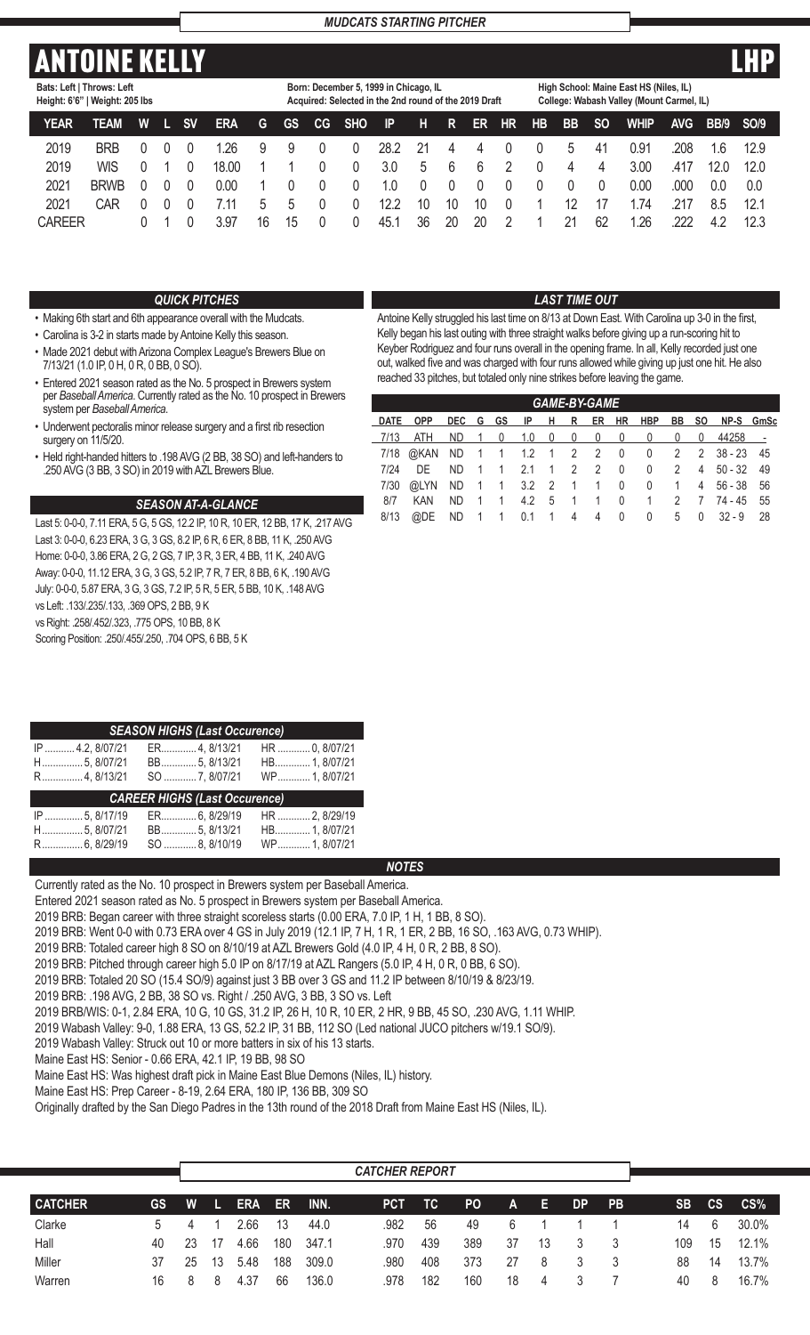*MUDCATS STARTING PITCHER*

# ANTOINE KELLY LHP

Bats: Left | Throws: Left
Height: 6'6" | Weight: 205 lbs

Born: December 5, 1999 in Chicago, IL
Acquired: Selected in the 2nd round of the 2019 Draft

High School: Maine East HS (Niles, IL)
College: Wabash Valley (Mount Carmel, IL)

| YEAR | TEAM | W | L | SV | ERA | G | GS | CG | SHO | IP | H | R | ER | HR | HB | BB | SO | WHIP | AVG | BB/9 | SO/9 |
|---|---|---|---|---|---|---|---|---|---|---|---|---|---|---|---|---|---|---|---|---|---|
| 2019 | BRB | 0 | 0 | 0 | 1.26 | 9 | 9 | 0 | 0 | 28.2 | 21 | 4 | 4 | 0 | 0 | 5 | 41 | 0.91 | .208 | 1.6 | 12.9 |
| 2019 | WIS | 0 | 1 | 0 | 18.00 | 1 | 1 | 0 | 0 | 3.0 | 5 | 6 | 6 | 2 | 0 | 4 | 4 | 3.00 | .417 | 12.0 | 12.0 |
| 2021 | BRWB | 0 | 0 | 0 | 0.00 | 1 | 0 | 0 | 0 | 1.0 | 0 | 0 | 0 | 0 | 0 | 0 | 0 | 0.00 | .000 | 0.0 | 0.0 |
| 2021 | CAR | 0 | 0 | 0 | 7.11 | 5 | 5 | 0 | 0 | 12.2 | 10 | 10 | 10 | 0 | 1 | 12 | 17 | 1.74 | .217 | 8.5 | 12.1 |
| CAREER | | 0 | 1 | 0 | 3.97 | 16 | 15 | 0 | 0 | 45.1 | 36 | 20 | 20 | 2 | 1 | 21 | 62 | 1.26 | .222 | 4.2 | 12.3 |

### *QUICK PITCHES*

- Making 6th start and 6th appearance overall with the Mudcats.
- Carolina is 3-2 in starts made by Antoine Kelly this season.
- Made 2021 debut with Arizona Complex League's Brewers Blue on 7/13/21 (1.0 IP, 0 H, 0 R, 0 BB, 0 SO).
- Entered 2021 season rated as the No. 5 prospect in Brewers system per *Baseball America*. Currently rated as the No. 10 prospect in Brewers system per *Baseball America*.
- Underwent pectoralis minor release surgery and a first rib resection surgery on 11/5/20.
- Held right-handed hitters to .198 AVG (2 BB, 38 SO) and left-handers to .250 AVG (3 BB, 3 SO) in 2019 with AZL Brewers Blue.

### *SEASON AT-A-GLANCE*

Last 5: 0-0-0, 7.11 ERA, 5 G, 5 GS, 12.2 IP, 10 R, 10 ER, 12 BB, 17 K, .217 AVG
Last 3: 0-0-0, 6.23 ERA, 3 G, 3 GS, 8.2 IP, 6 R, 6 ER, 8 BB, 11 K, .250 AVG
Home: 0-0-0, 3.86 ERA, 2 G, 2 GS, 7 IP, 3 R, 3 ER, 4 BB, 11 K, .240 AVG
Away: 0-0-0, 11.12 ERA, 3 G, 3 GS, 5.2 IP, 7 R, 7 ER, 8 BB, 6 K, .190 AVG
July: 0-0-0, 5.87 ERA, 3 G, 3 GS, 7.2 IP, 5 R, 5 ER, 5 BB, 10 K, .148 AVG
vs Left: .133/.235/.133, .369 OPS, 2 BB, 9 K
vs Right: .258/.452/.323, .775 OPS, 10 BB, 8 K
Scoring Position: .250/.455/.250, .704 OPS, 6 BB, 5 K

### *LAST TIME OUT*

Antoine Kelly struggled his last time on 8/13 at Down East. With Carolina up 3-0 in the first, Kelly began his last outing with three straight walks before giving up a run-scoring hit to Keyber Rodriguez and four runs overall in the opening frame. In all, Kelly recorded just one out, walked five and was charged with four runs allowed while giving up just one hit. He also reached 33 pitches, but totaled only nine strikes before leaving the game.

### *GAME-BY-GAME*

| DATE | OPP | DEC | G | GS | IP | H | R | ER | HR | HBP | BB | SO | NP-S | GmSc |
|---|---|---|---|---|---|---|---|---|---|---|---|---|---|---|
| 7/13 | ATH | ND | 1 | 0 | 1.0 | 0 | 0 | 0 | 0 | 0 | 0 | 0 | 44258 | - |
| 7/18 | @KAN | ND | 1 | 1 | 1.2 | 1 | 2 | 2 | 0 | 0 | 2 | 2 | 38 - 23 | 45 |
| 7/24 | DE | ND | 1 | 1 | 2.1 | 1 | 2 | 2 | 0 | 0 | 2 | 4 | 50 - 32 | 49 |
| 7/30 | @LYN | ND | 1 | 1 | 3.2 | 2 | 1 | 1 | 0 | 0 | 1 | 4 | 56 - 38 | 56 |
| 8/7 | KAN | ND | 1 | 1 | 4.2 | 5 | 1 | 1 | 0 | 1 | 2 | 7 | 74 - 45 | 55 |
| 8/13 | @DE | ND | 1 | 1 | 0.1 | 1 | 4 | 4 | 0 | 0 | 5 | 0 | 32 - 9 | 28 |

### *SEASON HIGHS (Last Occurence)*

| | | |
|---|---|---|
| IP ........... 4.2, 8/07/21 | ER............. 4, 8/13/21 | HR ............ 0, 8/07/21 |
| H............... 5, 8/07/21 | BB............. 5, 8/13/21 | HB............. 1, 8/07/21 |
| R............... 4, 8/13/21 | SO ............ 7, 8/07/21 | WP............ 1, 8/07/21 |

### *CAREER HIGHS (Last Occurence)*

| | | |
|---|---|---|
| IP ............. 5, 8/17/19 | ER............. 6, 8/29/19 | HR ............ 2, 8/29/19 |
| H............... 5, 8/07/21 | BB............. 5, 8/13/21 | HB............. 1, 8/07/21 |
| R............... 6, 8/29/19 | SO ............ 8, 8/10/19 | WP............ 1, 8/07/21 |

### *NOTES*

Currently rated as the No. 10 prospect in Brewers system per Baseball America.
Entered 2021 season rated as No. 5 prospect in Brewers system per Baseball America.
2019 BRB: Began career with three straight scoreless starts (0.00 ERA, 7.0 IP, 1 H, 1 BB, 8 SO).
2019 BRB: Went 0-0 with 0.73 ERA over 4 GS in July 2019 (12.1 IP, 7 H, 1 R, 1 ER, 2 BB, 16 SO, .163 AVG, 0.73 WHIP).
2019 BRB: Totaled career high 8 SO on 8/10/19 at AZL Brewers Gold (4.0 IP, 4 H, 0 R, 2 BB, 8 SO).
2019 BRB: Pitched through career high 5.0 IP on 8/17/19 at AZL Rangers (5.0 IP, 4 H, 0 R, 0 BB, 6 SO).
2019 BRB: Totaled 20 SO (15.4 SO/9) against just 3 BB over 3 GS and 11.2 IP between 8/10/19 & 8/23/19.
2019 BRB: .198 AVG, 2 BB, 38 SO vs. Right / .250 AVG, 3 BB, 3 SO vs. Left
2019 BRB/WIS: 0-1, 2.84 ERA, 10 G, 10 GS, 31.2 IP, 26 H, 10 R, 10 ER, 2 HR, 9 BB, 45 SO, .230 AVG, 1.11 WHIP.
2019 Wabash Valley: 9-0, 1.88 ERA, 13 GS, 52.2 IP, 31 BB, 112 SO (Led national JUCO pitchers w/19.1 SO/9).
2019 Wabash Valley: Struck out 10 or more batters in six of his 13 starts.
Maine East HS: Senior - 0.66 ERA, 42.1 IP, 19 BB, 98 SO
Maine East HS: Was highest draft pick in Maine East Blue Demons (Niles, IL) history.
Maine East HS: Prep Career - 8-19, 2.64 ERA, 180 IP, 136 BB, 309 SO
Originally drafted by the San Diego Padres in the 13th round of the 2018 Draft from Maine East HS (Niles, IL).

### *CATCHER REPORT*

| CATCHER | GS | W | L | ERA | ER | INN. | PCT | TC | PO | A | E | DP | PB | SB | CS | CS% |
|---|---|---|---|---|---|---|---|---|---|---|---|---|---|---|---|---|
| Clarke | 5 | 4 | 1 | 2.66 | 13 | 44.0 | .982 | 56 | 49 | 6 | 1 | 1 | 1 | 14 | 6 | 30.0% |
| Hall | 40 | 23 | 17 | 4.66 | 180 | 347.1 | .970 | 439 | 389 | 37 | 13 | 3 | 3 | 109 | 15 | 12.1% |
| Miller | 37 | 25 | 13 | 5.48 | 188 | 309.0 | .980 | 408 | 373 | 27 | 8 | 3 | 3 | 88 | 14 | 13.7% |
| Warren | 16 | 8 | 8 | 4.37 | 66 | 136.0 | .978 | 182 | 160 | 18 | 4 | 3 | 7 | 40 | 8 | 16.7% |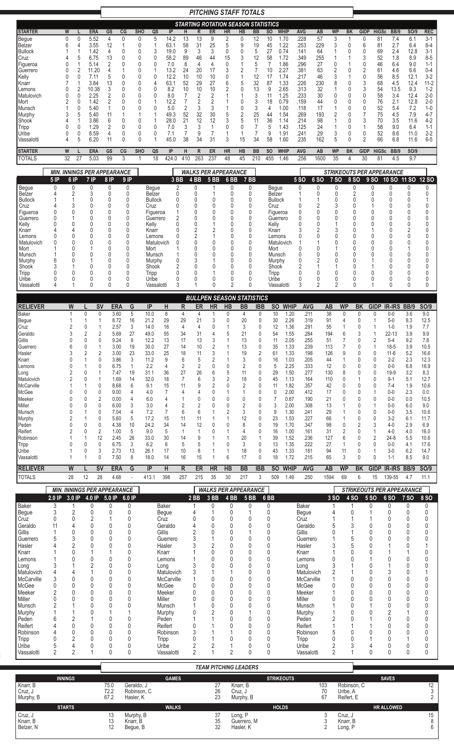# PITCHING STAFF TOTALS

## STARTING ROTATION SEASON STATISTICS

| STARTER | W | L | ERA | GS | CG | SHO | QS | IP | H | R | ER | HR | HB | BB | SO | WHIP | AVG | AB | WP | BK | GIDP | HiGSc | BB/9 | SO/9 | REC |
|---|---|---|---|---|---|---|---|---|---|---|---|---|---|---|---|---|---|---|---|---|---|---|---|---|---|
| Begue | 0 | 0 | 5.52 | 4 | 0 | 0 | 5 | 14.2 | 13 | 13 | 9 | 2 | 0 | 12 | 10 | 1.70 | .228 | 57 | 3 | 1 | 0 | 81 | 7.4 | 6.1 | 3-1 |
| Belzer | 6 | 4 | 3.55 | 12 | 1 | 0 | 1 | 63.1 | 58 | 31 | 25 | 5 | 9 | 19 | 45 | 1.22 | .253 | 229 | 3 | 0 | 6 | 81 | 2.7 | 6.4 | 8-4 |
| Bullock | 1 | 1 | 1.42 | 4 | 0 | 0 | 3 | 19.0 | 9 | 3 | 3 | 0 | 0 | 5 | 27 | 0.74 | .141 | 64 | 1 | 0 | 0 | 69 | 2.4 | 12.8 | 3-1 |
| Cruz | 4 | 5 | 6.75 | 13 | 0 | 0 | 0 | 58.2 | 89 | 46 | 44 | 15 | 3 | 12 | 58 | 1.72 | .349 | 255 | 1 | 1 | 3 | 52 | 1.8 | 8.9 | 8-5 |
| Figueroa | 0 | 1 | 5.14 | 2 | 0 | 0 | 0 | 7.0 | 8 | 4 | 4 | 0 | 1 | 5 | 7 | 1.86 | .296 | 27 | 0 | 1 | 0 | 46 | 6.4 | 9.0 | 1-1 |
| Guerrero | 0 | 2 | 11.20 | 4 | 1 | 0 | 1 | 13.2 | 24 | 20 | 17 | 3 | 2 | 7 | 10 | 2.27 | .381 | 63 | 2 | 0 | 2 | 61 | 4.6 | 6.6 | 0-4 |
| Kelly | 0 | 0 | 7.11 | 5 | 0 | 0 | 0 | 12.2 | 10 | 10 | 10 | 0 | 1 | 12 | 17 | 1.74 | .217 | 46 | 3 | 1 | 0 | 56 | 8.5 | 12.1 | 3-2 |
| Knarr | 7 | 1 | 3.84 | 13 | 0 | 0 | 4 | 63.1 | 52 | 29 | 27 | 6 | 5 | 32 | 87 | 1.33 | .226 | 230 | 8 | 0 | 3 | 68 | 4.5 | 12.4 | 11-2 |
| Lemons | 0 | 2 | 10.38 | 3 | 0 | 0 | 0 | 8.2 | 10 | 10 | 10 | 2 | 0 | 13 | 9 | 2.65 | .313 | 32 | 1 | 0 | 3 | 54 | 13.5 | 9.3 | 1-2 |
| Matulovich | 0 | 0 | 2.25 | 2 | 0 | 0 | 0 | 8.0 | 7 | 2 | 2 | 1 | 1 | 3 | 11 | 1.25 | .233 | 30 | 0 | 0 | 0 | 58 | 3.4 | 12.4 | 2-0 |
| Mort | 2 | 0 | 1.42 | 2 | 0 | 0 | 1 | 12.2 | 7 | 2 | 2 | 1 | 0 | 3 | 18 | 0.79 | .159 | 44 | 0 | 0 | 0 | 76 | 2.1 | 12.8 | 2-0 |
| Munsch | 1 | 0 | 5.40 | 1 | 0 | 0 | 0 | 5.0 | 2 | 3 | 3 | 1 | 0 | 3 | 4 | 1.00 | .118 | 17 | 1 | 0 | 0 | 52 | 5.4 | 7.2 | 1-0 |
| Murphy | 3 | 5 | 5.40 | 11 | 1 | 1 | 1 | 49.3 | 52 | 32 | 30 | 5 | 2 | 25 | 44 | 1.54 | .269 | 193 | 2 | 0 | 7 | 75 | 4.5 | 7.9 | 4-7 |
| Shook | 4 | 1 | 3.86 | 6 | 0 | 0 | 1 | 28.0 | 21 | 12 | 12 | 3 | 5 | 11 | 36 | 1.14 | .214 | 98 | 1 | 0 | 3 | 70 | 3.5 | 11.6 | 4-2 |
| Tripp | 0 | 0 | 1.29 | 2 | 0 | 0 | 0 | 7.0 | 3 | 3 | 1 | 0 | 0 | 7 | 5 | 1.43 | .125 | 24 | 1 | 0 | 1 | 58 | 9.0 | 6.4 | 1-1 |
| Uribe | 0 | 0 | 8.59 | 4 | 0 | 0 | 0 | 7.1 | 7 | 9 | 7 | 1 | 1 | 7 | 9 | 1.91 | .241 | 29 | 3 | 0 | 0 | 52 | 8.6 | 11.0 | 2-2 |
| Vassalotti | 4 | 5 | 6.20 | 11 | 0 | 0 | 1 | 45.0 | 38 | 34 | 31 | 3 | 15 | 34 | 58 | 1.60 | .235 | 162 | 5 | 0 | 2 | 66 | 6.8 | 11.6 | 6-5 |
| **STARTER** | **W** | **L** | **ERA** | **GS** | **CG** | **SHO** | **QS** | **IP** | **H** | **R** | **ER** | **HR** | **HB** | **BB** | **SO** | **WHIP** | **AVG** | **AB** | **WP** | **BK** | **GIDP** | **HiGSc** | **BB/9** | **SO/9** | |
| TOTALS | 32 | 27 | 5.03 | 99 | 3 | 1 | 18 | 424.0 | 410 | 263 | 237 | 48 | 45 | 210 | 455 | 1.46 | .256 | 1600 | 35 | 4 | 30 | 81 | 4.5 | 9.7 | |

### MIN. INNINGS PER APPEARANCE

| | 5 IP | 6 IP | 7 IP | 8 IP | 9 IP |
|---|---|---|---|---|---|
| Begue | 0 | 0 | 0 | 0 | 0 |
| Belzer | 4 | 2 | 3 | 0 | 0 |
| Bullock | 1 | 1 | 0 | 0 | 0 |
| Cruz | 4 | 3 | 0 | 0 | 0 |
| Figueroa | 0 | 0 | 0 | 0 | 0 |
| Guerrero | 0 | 1 | 0 | 0 | 0 |
| Kelly | 0 | 0 | 0 | 0 | 0 |
| Knarr | 4 | 4 | 0 | 0 | 0 |
| Lemons | 0 | 0 | 0 | 0 | 0 |
| Matulovich | 0 | 0 | 0 | 0 | 0 |
| Mort | 1 | 0 | 1 | 0 | 0 |
| Munsch | 1 | 0 | 0 | 0 | 0 |
| Murphy | 6 | 0 | 1 | 0 | 0 |
| Shook | 3 | 1 | 0 | 0 | 0 |
| Tripp | 0 | 0 | 0 | 0 | 0 |
| Uribe | 0 | 0 | 0 | 0 | 0 |
| Vassalotti | 4 | 1 | 0 | 0 | 0 |

### WALKS PER APPEARANCE

| | 3 BB | 4 BB | 5 BB | 6 BB | 7 BB |
|---|---|---|---|---|---|
| Begue | 2 | 0 | 1 | 0 | 0 |
| Belzer | 0 | 0 | 1 | 0 | 0 |
| Bullock | 0 | 0 | 0 | 0 | 0 |
| Cruz | 0 | 0 | 0 | 0 | 0 |
| Figueroa | 1 | 0 | 0 | 0 | 0 |
| Guerrero | 2 | 0 | 0 | 0 | 0 |
| Kelly | 0 | 0 | 1 | 0 | 0 |
| Knarr | 0 | 2 | 2 | 0 | 0 |
| Lemons | 0 | 2 | 1 | 0 | 0 |
| Matulovich | 0 | 0 | 0 | 0 | 0 |
| Mort | 1 | 0 | 0 | 0 | 0 |
| Munsch | 1 | 0 | 0 | 0 | 0 |
| Murphy | 0 | 3 | 1 | 0 | 0 |
| Shook | 2 | 0 | 0 | 0 | 0 |
| Tripp | 0 | 0 | 1 | 0 | 0 |
| Uribe | 0 | 0 | 0 | 0 | 0 |
| Vassalotti | 3 | 1 | 0 | 2 | 0 |

### STRIKEOUTS PER APPEARANCE

| | 5 SO | 6 SO | 7 SO | 8 SO | 9 SO | 10 SO | 11 SO | 12 SO |
|---|---|---|---|---|---|---|---|---|
| Begue | 0 | 0 | 0 | 0 | 0 | 0 | 0 | 0 |
| Belzer | 1 | 0 | 0 | 2 | 0 | 0 | 0 | 0 |
| Bullock | 1 | 0 | 1 | 0 | 0 | 0 | 0 | 1 |
| Cruz | 0 | 2 | 3 | 0 | 1 | 0 | 0 | 0 |
| Figueroa | 0 | 0 | 0 | 0 | 0 | 0 | 0 | 0 |
| Guerrero | 0 | 0 | 0 | 0 | 0 | 0 | 0 | 0 |
| Kelly | 0 | 0 | 1 | 0 | 0 | 0 | 0 | 0 |
| Knarr | 3 | 2 | 3 | 0 | 1 | 0 | 2 | 0 |
| Lemons | 0 | 0 | 0 | 0 | 0 | 0 | 0 | 0 |
| Matulovich | 1 | 1 | 0 | 0 | 0 | 0 | 0 | 0 |
| Mort | 0 | 0 | 1 | 0 | 0 | 0 | 1 | 0 |
| Munsch | 0 | 0 | 0 | 0 | 0 | 0 | 0 | 0 |
| Murphy | 0 | 2 | 0 | 0 | 1 | 0 | 0 | 0 |
| Shook | 2 | 1 | 1 | 0 | 1 | 0 | 0 | 0 |
| Tripp | 0 | 0 | 0 | 0 | 0 | 0 | 0 | 0 |
| Uribe | 0 | 0 | 0 | 0 | 0 | 0 | 0 | 0 |
| Vassalotti | 3 | 2 | 2 | 0 | 1 | 0 | 0 | 0 |

## BULLPEN SEASON STATISTICS

| RELIEVER | W | L | SV | ERA | G | IP | H | R | ER | HR | HB | BB | IBB | SO | WHIP | AVG | AB | WP | BK | GIDP | IR-IRS | BB/9 | SO/9 |
|---|---|---|---|---|---|---|---|---|---|---|---|---|---|---|---|---|---|---|---|---|---|---|---|
| Baker | 1 | 0 | 0 | 3.60 | 5 | 10.0 | 8 | 4 | 4 | 1 | 0 | 4 | 0 | 10 | 1.20 | .211 | 38 | 0 | 0 | 0 | 0-0 | 3.6 | 9.0 |
| Begue | 1 | 1 | 1 | 8.72 | 16 | 21.2 | 29 | 29 | 21 | 3 | 0 | 20 | 0 | 30 | 2.26 | .319 | 91 | 4 | 0 | 1 | 5-0 | 8.3 | 12.5 |
| Cruz | 2 | 0 | 1 | 2.57 | 3 | 14.0 | 16 | 4 | 4 | 0 | 1 | 3 | 0 | 12 | 1.36 | .291 | 55 | 1 | 0 | 1 | 1-0 | 1.9 | 7.7 |
| Geraldo | 3 | 2 | 2 | 5.69 | 27 | 49.0 | 55 | 34 | 31 | 4 | 5 | 21 | 0 | 54 | 1.55 | .284 | 194 | 6 | 3 | 1 | 22-13 | 3.9 | 9.9 |
| Gillis | 0 | 0 | 0 | 9.24 | 9 | 12.2 | 13 | 17 | 13 | 3 | 1 | 13 | 0 | 11 | 2.05 | .255 | 51 | 7 | 0 | 2 | 5-4 | 9.2 | 7.8 |
| Guerrero | 6 | 0 | 1 | 3.00 | 19 | 30.0 | 27 | 14 | 10 | 2 | 1 | 13 | 0 | 35 | 1.33 | .239 | 113 | 7 | 0 | 1 | 18-5 | 3.9 | 10.5 |
| Hasler | 3 | 2 | 2 | 3.00 | 23 | 33.0 | 25 | 18 | 11 | 3 | 1 | 19 | 2 | 61 | 1.33 | .198 | 126 | 9 | 0 | 0 | 11-6 | 5.2 | 16.6 |
| Knarr | 0 | 1 | 0 | 3.86 | 3 | 11.2 | 9 | 6 | 5 | 2 | 1 | 3 | 0 | 16 | 1.03 | .205 | 44 | 1 | 0 | 0 | 2-2 | 2.3 | 12.3 |
| Lemons | 0 | 1 | 0 | 6.75 | 1 | 2.2 | 4 | 2 | 2 | 0 | 0 | 2 | 0 | 5 | 2.25 | .333 | 12 | 0 | 0 | 0 | 0-0 | 6.8 | 16.9 |
| Long | 2 | 0 | 1 | 7.47 | 19 | 31.1 | 36 | 27 | 26 | 6 | 5 | 11 | 0 | 29 | 1.50 | .277 | 130 | 8 | 0 | 0 | 19-9 | 3.2 | 8.3 |
| Matulovich | 2 | 0 | 1 | 1.69 | 14 | 32.0 | 18 | 7 | 6 | 3 | 2 | 18 | 0 | 45 | 1.13 | .164 | 110 | 0 | 1 | 0 | 9-1 | 5.1 | 12.7 |
| McCarville | 1 | 1 | 0 | 8.68 | 6 | 9.1 | 15 | 11 | 9 | 2 | 0 | 2 | 0 | 11 | 1.82 | .357 | 42 | 0 | 0 | 0 | 7-4 | 1.9 | 10.6 |
| McGee | 0 | 0 | 0 | 9.00 | 4 | 4.0 | 7 | 4 | 4 | 0 | 1 | 1 | 0 | 0 | 2.00 | .412 | 17 | 0 | 0 | 0 | 0-0 | 2.3 | 0.0 |
| Meeker | 0 | 0 | 2 | 0.00 | 4 | 6.0 | 4 | 1 | 0 | 0 | 0 | 0 | 0 | 7 | 0.67 | .190 | 21 | 0 | 0 | 0 | 0-0 | 0.0 | 10.5 |
| Miller | 0 | 0 | 0 | 6.00 | 3 | 3.0 | 4 | 2 | 2 | 0 | 0 | 2 | 0 | 3 | 2.00 | .308 | 13 | 1 | 0 | 1 | 0-0 | 6.0 | 9.0 |
| Munsch | 0 | 1 | 0 | 7.04 | 4 | 7.2 | 7 | 6 | 6 | 1 | 2 | 3 | 0 | 9 | 1.30 | .241 | 29 | 1 | 0 | 0 | 0-0 | 3.5 | 10.6 |
| Murphy | 2 | 1 | 0 | 5.60 | 5 | 17.2 | 15 | 11 | 11 | 1 | 1 | 12 | 0 | 23 | 1.53 | .227 | 66 | 1 | 0 | 0 | 3-2 | 6.1 | 11.7 |
| Peden | 0 | 0 | 0 | 4.38 | 10 | 24.2 | 34 | 14 | 12 | 0 | 0 | 8 | 0 | 19 | 1.70 | .347 | 98 | 0 | 2 | 3 | 4-0 | 2.9 | 6.9 |
| Reifert | 2 | 0 | 2 | 1.00 | 5 | 9.0 | 5 | 1 | 1 | 0 | 1 | 4 | 0 | 16 | 1.00 | .161 | 31 | 2 | 0 | 1 | 4-0 | 4.0 | 16.0 |
| Robinson | 1 | 1 | 12 | 2.45 | 26 | 33.0 | 30 | 14 | 9 | 1 | 1 | 20 | 1 | 39 | 1.52 | .236 | 127 | 6 | 0 | 2 | 24-8 | 5.5 | 10.6 |
| Tripp | 0 | 0 | 0 | 6.75 | 3 | 6.2 | 6 | 5 | 5 | 1 | 0 | 3 | 0 | 13 | 1.35 | .222 | 27 | 1 | 0 | 0 | 0-0 | 4.1 | 17.6 |
| Uribe | 1 | 0 | 3 | 2.73 | 13 | 26.1 | 17 | 10 | 8 | 1 | 1 | 18 | 0 | 43 | 1.33 | .181 | 94 | 11 | 0 | 1 | 3-0 | 6.2 | 14.7 |
| Vassalotti | 1 | 1 | 0 | 7.50 | 8 | 18.0 | 14 | 16 | 15 | 1 | 6 | 17 | 0 | 18 | 1.72 | .215 | 65 | 3 | 0 | 0 | 1-1 | 8.5 | 9.0 |
| **RELIEVER** | **W** | **L** | **SV** | **ERA** | **G** | **IP** | **H** | **R** | **ER** | **HR** | **HB** | **BB** | **IBB** | **SO** | **WHIP** | **AVG** | **AB** | **WP** | **BK** | **GIDP** | **IR-IRS** | **BB/9** | **SO/9** |
| TOTALS | 28 | 12 | 28 | 4.68 | - | 413.1 | 398 | 257 | 215 | 35 | 30 | 217 | 3 | 509 | 1.49 | .250 | 1594 | 69 | 6 | 15 | 139-55 | 4.7 | 11.1 |

### MIN. INNINGS PER APPEARANCE

| | 2.0 IP | 3.0 IP | 4.0 IP | 5.0 IP | 6.0 IP |
|---|---|---|---|---|---|
| Baker | 3 | 1 | 0 | 0 | 0 |
| Begue | 3 | 2 | 0 | 0 | 0 |
| Cruz | 0 | 0 | 2 | 1 | 0 |
| Geraldo | 11 | 4 | 0 | 0 | 0 |
| Gillis | 1 | 0 | 0 | 0 | 0 |
| Guerrero | 5 | 3 | 0 | 0 | 0 |
| Hasler | 4 | 2 | 0 | 0 | 0 |
| Knarr | 1 | 0 | 1 | 1 | 0 |
| Lemons | 1 | 0 | 0 | 0 | 0 |
| Long | 3 | 1 | 2 | 0 | 0 |
| Matulovich | 4 | 4 | 1 | 0 | 0 |
| McCarville | 3 | 0 | 0 | 0 | 0 |
| McGee | 0 | 0 | 0 | 0 | 0 |
| Meeker | 2 | 0 | 0 | 0 | 0 |
| Miller | 0 | 0 | 0 | 0 | 0 |
| Munsch | 2 | 1 | 0 | 0 | 0 |
| Murphy | 1 | 1 | 0 | 1 | 1 |
| Peden | 6 | 2 | 1 | 0 | 0 |
| Reifert | 4 | 0 | 0 | 0 | 0 |
| Robinson | 4 | 0 | 0 | 0 | 0 |
| Tripp | 0 | 2 | 0 | 0 | 0 |
| Uribe | 5 | 4 | 0 | 0 | 0 |
| Vassalotti | 2 | 2 | 1 | 0 | 0 |

### WALKS PER APPEARANCE

| | 2 BB | 3 BB | 4 BB | 5 BB | 6 BB |
|---|---|---|---|---|---|
| Baker | 1 | 0 | 0 | 0 | 0 |
| Begue | 4 | 1 | 0 | 1 | 0 |
| Cruz | 0 | 0 | 0 | 0 | 0 |
| Geraldo | 4 | 0 | 0 | 0 | 0 |
| Gillis | 2 | 0 | 0 | 1 | 0 |
| Guerrero | 3 | 1 | 0 | 0 | 0 |
| Hasler | 3 | 2 | 0 | 0 | 0 |
| Knarr | 1 | 0 | 0 | 0 | 0 |
| Lemons | 1 | 0 | 0 | 0 | 0 |
| Long | 3 | 0 | 0 | 0 | 0 |
| Matulovich | 3 | 1 | 1 | 0 | 0 |
| McCarville | 1 | 0 | 0 | 0 | 0 |
| McGee | 0 | 0 | 0 | 0 | 0 |
| Meeker | 0 | 0 | 0 | 0 | 0 |
| Miller | 0 | 0 | 0 | 0 | 0 |
| Munsch | 1 | 0 | 0 | 0 | 0 |
| Murphy | 0 | 2 | 0 | 1 | 0 |
| Peden | 1 | 1 | 0 | 0 | 0 |
| Reifert | 0 | 1 | 0 | 0 | 0 |
| Robinson | 3 | 1 | 1 | 0 | 0 |
| Tripp | 0 | 1 | 0 | 0 | 0 |
| Uribe | 2 | 2 | 1 | 0 | 0 |
| Vassalotti | 2 | 1 | 2 | 0 | 0 |

### STRIKEOUTS PER APPEARANCE

| | 3 SO | 4 SO | 5 SO | 6 SO | 7 SO | 8 SO |
|---|---|---|---|---|---|---|
| Baker | 1 | 1 | 0 | 0 | 0 | 0 |
| Begue | 4 | 0 | 1 | 0 | 0 | 0 |
| Cruz | 1 | 1 | 1 | 0 | 0 | 0 |
| Geraldo | 5 | 3 | 0 | 0 | 0 | 0 |
| Gillis | 0 | 1 | 0 | 0 | 0 | 0 |
| Guerrero | 1 | 5 | 0 | 0 | 0 | 0 |
| Hasler | 3 | 5 | 0 | 1 | 0 | 1 |
| Knarr | 0 | 0 | 1 | 1 | 1 | 0 |
| Lemons | 0 | 0 | 1 | 0 | 0 | 0 |
| Long | 3 | 1 | 0 | 1 | 0 | 0 |
| Matulovich | 2 | 1 | 0 | 3 | 0 | 1 |
| McCarville | 1 | 0 | 0 | 0 | 0 | 0 |
| McGee | 0 | 0 | 0 | 0 | 0 | 0 |
| Meeker | 1 | 0 | 0 | 0 | 0 | 0 |
| Miller | 0 | 0 | 0 | 0 | 0 | 0 |
| Munsch | 1 | 0 | 1 | 0 | 0 | 0 |
| Murphy | 1 | 0 | 0 | 2 | 1 | 0 |
| Peden | 2 | 0 | 1 | 0 | 0 | 0 |
| Reifert | 1 | 1 | 1 | 0 | 0 | 0 |
| Robinson | 5 | 0 | 0 | 0 | 0 | 0 |
| Tripp | 0 | 0 | 1 | 0 | 1 | 0 |
| Uribe | 2 | 3 | 4 | 0 | 0 | 0 |
| Vassalotti | 2 | 1 | 0 | 0 | 0 | 0 |

## TEAM PITCHING LEADERS

| INNINGS | | GAMES | | STRIKEOUTS | | SAVES | |
|---|---|---|---|---|---|---|---|
| Knarr, B | 75.0 | Geraldo, J | 27 | Knarr, B | 103 | Robinson, C | 12 |
| Cruz, J | 72.2 | Robinson, C | 26 | Cruz, J | 70 | Uribe, A | 3 |
| Murphy, B | 67.2 | Hasler, K | 23 | Murphy, B | 67 | Reifert, E | 2 |

| STARTS | | WALKS | | HOLDS | | HR ALLOWED | |
|---|---|---|---|---|---|---|---|
| Cruz, J | 13 | Murphy, B | 37 | Long, P | 3 | Cruz, J | 15 |
| Knarr, B | 13 | Knarr, B | 35 | Guerrero, M | 3 | Knarr, B | 8 |
| Belzer, N | 12 | Begue, B | 32 | Hasler, K | 2 | Long, P | 6 |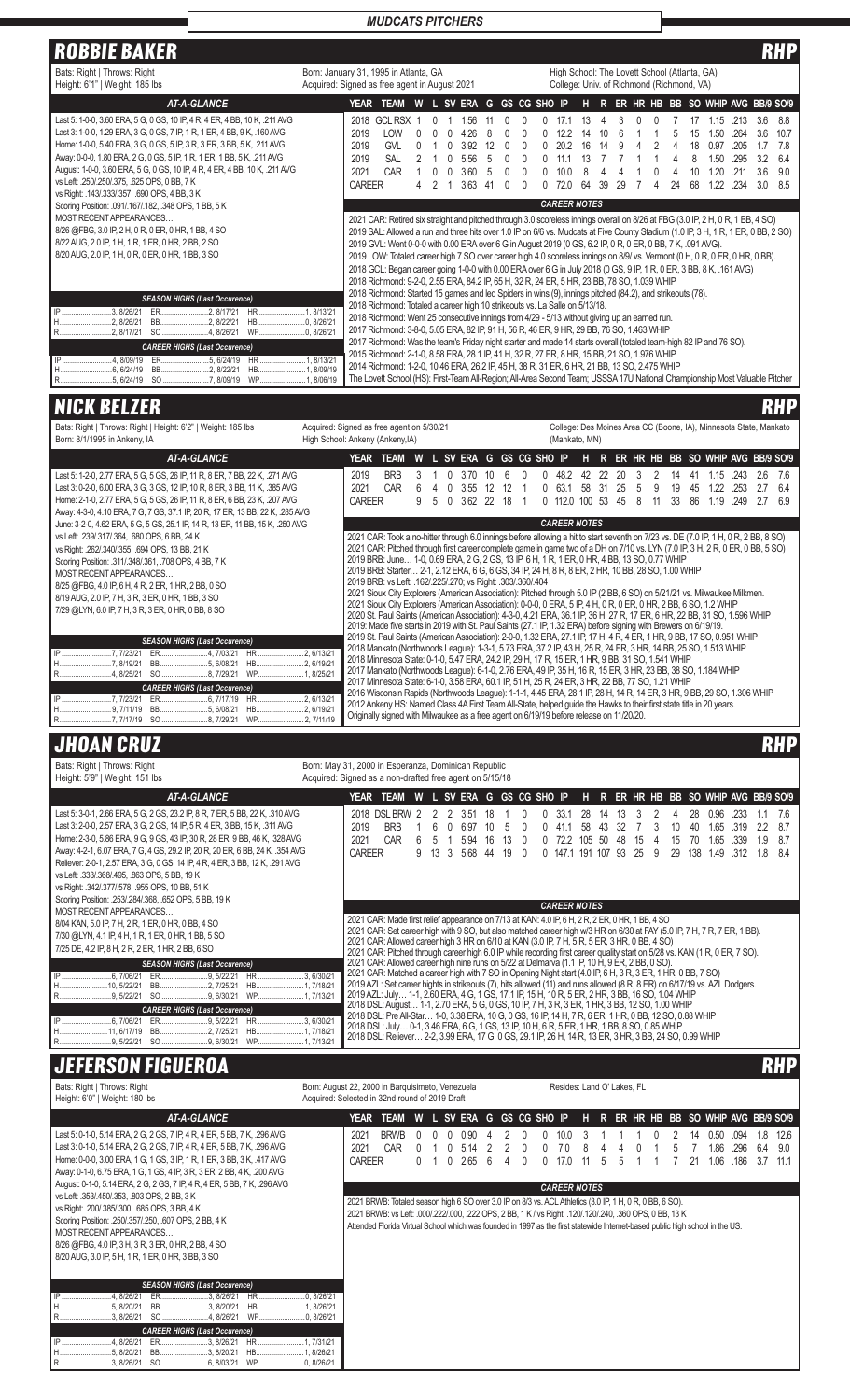## ROBBIE BAKER — RHP

Bats: Right | Throws: Right
Height: 6'1" | Weight: 185 lbs

Born: January 31, 1995 in Atlanta, GA
Acquired: Signed as free agent in August 2021

High School: The Lovett School (Atlanta, GA)
College: Univ. of Richmond (Richmond, VA)

### AT-A-GLANCE

Last 5: 1-0-0, 3.60 ERA, 5 G, 0 GS, 10 IP, 4 R, 4 ER, 4 BB, 10 K, .211 AVG
Last 3: 1-0-0, 1.29 ERA, 3 G, 0 GS, 7 IP, 1 R, 1 ER, 4 BB, 9 K, .160 AVG
Home: 1-0-0, 5.40 ERA, 3 G, 0 GS, 5 IP, 3 R, 3 ER, 3 BB, 5 K, .211 AVG
Away: 0-0-0, 1.80 ERA, 2 G, 0 GS, 5 IP, 1 R, 1 ER, 1 BB, 5 K, .211 AVG
August: 1-0-0, 3.60 ERA, 5 G, 0 GS, 10 IP, 4 R, 4 ER, 4 BB, 10 K, .211 AVG
vs Left: .250/.250/.375, .625 OPS, 0 BB, 7 K
vs Right: .143/.333/.357, .690 OPS, 4 BB, 3 K
Scoring Position: .091/.167/.182, .348 OPS, 1 BB, 5 K

MOST RECENT APPEARANCES…
8/26 @FBG, 3.0 IP, 2 H, 0 R, 0 ER, 0 HR, 1 BB, 4 SO
8/22 AUG, 2.0 IP, 1 H, 1 R, 1 ER, 0 HR, 2 BB, 2 SO
8/20 AUG, 2.0 IP, 1 H, 0 R, 0 ER, 0 HR, 1 BB, 3 SO

**SEASON HIGHS (Last Occurence)**

| | | | | | |
|---|---|---|---|---|---|
| IP | 3, 8/26/21 | ER | 2, 8/17/21 | HR | 1, 8/13/21 |
| H | 2, 8/26/21 | BB | 2, 8/22/21 | HB | 0, 8/26/21 |
| R | 2, 8/17/21 | SO | 4, 8/26/21 | WP | 0, 8/26/21 |

**CAREER HIGHS (Last Occurence)**

| | | | | | |
|---|---|---|---|---|---|
| IP | 4, 8/09/19 | ER | 5, 6/24/19 | HR | 1, 8/13/21 |
| H | 6, 6/24/19 | BB | 2, 8/22/21 | HB | 1, 8/09/19 |
| R | 5, 6/24/19 | SO | 7, 8/09/19 | WP | 1, 8/06/19 |

| YEAR | TEAM | W | L | SV | ERA | G | GS | CG | SHO | IP | H | R | ER | HR | HB | BB | SO | WHIP | AVG | BB/9 | SO/9 |
|---|---|---|---|---|---|---|---|---|---|---|---|---|---|---|---|---|---|---|---|---|---|
| 2018 | GCL RSX | 1 | 0 | 1 | 1.56 | 11 | 0 | 0 | 0 | 17.1 | 13 | 4 | 3 | 0 | 0 | 7 | 17 | 1.15 | .213 | 3.6 | 8.8 |
| 2019 | LOW | 0 | 0 | 0 | 4.26 | 8 | 0 | 0 | 0 | 12.2 | 14 | 10 | 6 | 1 | 1 | 5 | 15 | 1.50 | .264 | 3.6 | 10.7 |
| 2019 | GVL | 0 | 1 | 0 | 3.92 | 12 | 0 | 0 | 0 | 20.2 | 16 | 14 | 9 | 4 | 2 | 4 | 18 | 0.97 | .205 | 1.7 | 7.8 |
| 2019 | SAL | 2 | 1 | 0 | 5.56 | 5 | 0 | 0 | 0 | 11.1 | 13 | 7 | 7 | 1 | 1 | 4 | 8 | 1.50 | .295 | 3.2 | 6.4 |
| 2021 | CAR | 1 | 0 | 0 | 3.60 | 5 | 0 | 0 | 0 | 10.0 | 8 | 4 | 4 | 1 | 0 | 4 | 10 | 1.20 | .211 | 3.6 | 9.0 |
| CAREER | | 4 | 2 | 1 | 3.63 | 41 | 0 | 0 | 0 | 72.0 | 64 | 39 | 29 | 7 | 4 | 24 | 68 | 1.22 | .234 | 3.0 | 8.5 |

**CAREER NOTES**

2021 CAR: Retired six straight and pitched through 3.0 scoreless innings overall on 8/26 at FBG (3.0 IP, 2 H, 0 R, 1 BB, 4 SO)
2019 SAL: Allowed a run and three hits over 1.0 IP on 6/6 vs. Mudcats at Five County Stadium (1.0 IP, 3 H, 1 R, 1 ER, 0 BB, 2 SO)
2019 GVL: Went 0-0 with 0.00 ERA over 6 G in August 2019 (0 GS, 6.2 IP, 0 R, 0 ER, 0 BB, 7 K, .091 AVG).
2019 LOW: Totaled career high 7 SO over career high 4.0 scoreless innings on 8/9 vs. Vermont (0 H, 0 R, 0 ER, 0 HR, 0 BB).
2018 GCL: Began career going 1-0-0 with 0.00 ERA over 6 G in July 2018 (0 GS, 9 IP, 1 R, 0 ER, 3 BB, 8 K, .161 AVG)
2018 Richmond: 9-2-0, 2.55 ERA, 84.2 IP, 65 H, 32 R, 24 ER, 5 HR, 23 BB, 78 SO, 1.039 WHIP
2018 Richmond: Started 15 games and led Spiders in wins (9), innings pitched (84.2), and strikeouts (78).
2018 Richmond: Totaled a career high 10 strikeouts vs. La Salle on 5/13/18.
2018 Richmond: Went 25 consecutive innings from 4/29 - 5/13 without giving up an earned run.
2017 Richmond: 3-8-0, 5.05 ERA, 82 IP, 91 H, 56 R, 46 ER, 9 HR, 29 BB, 76 SO, 1.463 WHIP
2017 Richmond: Was the team's Friday night starter and made 14 starts overall (totaled team-high 82 IP and 76 SO).
2015 Richmond: 2-1-0, 8.58 ERA, 28.1 IP, 41 H, 32 R, 27 ER, 8 HR, 15 BB, 21 SO, 1.976 WHIP
2014 Richmond: 1-2-0, 10.46 ERA, 26.2 IP, 45 H, 38 R, 31 ER, 6 HR, 21 BB, 13 SO, 2.475 WHIP
The Lovett School (HS): First-Team All-Region; All-Area Second Team; USSSA 17U National Championship Most Valuable Pitcher

## NICK BELZER — RHP

Bats: Right | Throws: Right | Height: 6'2" | Weight: 185 lbs
Born: 8/1/1995 in Ankeny, IA

Acquired: Signed as free agent on 5/30/21
High School: Ankeny (Ankeny,IA)

College: Des Moines Area CC (Boone, IA), Minnesota State, Mankato (Mankato, MN)

### AT-A-GLANCE

Last 5: 1-2-0, 2.77 ERA, 5 G, 5 GS, 26 IP, 11 R, 8 ER, 7 BB, 22 K, .271 AVG
Last 3: 0-2-0, 6.00 ERA, 3 G, 3 GS, 12 IP, 10 R, 8 ER, 3 BB, 11 K, .385 AVG
Home: 2-1-0, 2.77 ERA, 5 G, 5 GS, 26 IP, 11 R, 8 ER, 6 BB, 23 K, .207 AVG
Away: 4-3-0, 4.10 ERA, 7 G, 7 GS, 37.1 IP, 20 R, 17 ER, 13 BB, 22 K, .285 AVG
June: 3-2-0, 4.62 ERA, 5 G, 5 GS, 25.1 IP, 14 R, 13 ER, 11 BB, 15 K, .250 AVG
vs Left: .239/.317/.364, .680 OPS, 6 BB, 24 K
vs Right: .262/.340/.355, .694 OPS, 13 BB, 21 K
Scoring Position: .311/.348/.361, .708 OPS, 4 BB, 7 K

MOST RECENT APPEARANCES…
8/25 @FBG, 4.0 IP, 6 H, 4 R, 2 ER, 1 HR, 2 BB, 0 SO
8/19 AUG, 2.0 IP, 7 H, 3 R, 3 ER, 0 HR, 1 BB, 3 SO
7/29 @LYN, 6.0 IP, 7 H, 3 R, 3 ER, 0 HR, 0 BB, 8 SO

**SEASON HIGHS (Last Occurence)**

| | | | | | |
|---|---|---|---|---|---|
| IP | 7, 7/23/21 | ER | 4, 7/03/21 | HR | 2, 6/13/21 |
| H | 7, 8/19/21 | BB | 5, 6/08/21 | HB | 2, 6/19/21 |
| R | 4, 8/25/21 | SO | 8, 7/29/21 | WP | 1, 8/25/21 |

**CAREER HIGHS (Last Occurence)**

| | | | | | |
|---|---|---|---|---|---|
| IP | 7, 7/23/21 | ER | 6, 7/17/19 | HR | 2, 6/13/21 |
| H | 9, 7/11/19 | BB | 5, 6/08/21 | HB | 2, 6/19/21 |
| R | 7, 7/17/19 | SO | 8, 7/29/21 | WP | 2, 7/11/19 |

| YEAR | TEAM | W | L | SV | ERA | G | GS | CG | SHO | IP | H | R | ER | HR | HB | BB | SO | WHIP | AVG | BB/9 | SO/9 |
|---|---|---|---|---|---|---|---|---|---|---|---|---|---|---|---|---|---|---|---|---|---|
| 2019 | BRB | 3 | 1 | 0 | 3.70 | 10 | 6 | 0 | 0 | 48.2 | 42 | 22 | 20 | 3 | 2 | 14 | 41 | 1.15 | .243 | 2.6 | 7.6 |
| 2021 | CAR | 6 | 4 | 0 | 3.55 | 12 | 12 | 1 | 0 | 63.1 | 58 | 31 | 25 | 5 | 9 | 19 | 45 | 1.22 | .253 | 2.7 | 6.4 |
| CAREER | | 9 | 5 | 0 | 3.62 | 22 | 18 | 1 | 0 | 112.0 | 100 | 53 | 45 | 8 | 11 | 33 | 86 | 1.19 | .249 | 2.7 | 6.9 |

**CAREER NOTES**

2021 CAR: Took a no-hitter through 6.0 innings before allowing a hit to start seventh on 7/23 vs. DE (7.0 IP, 1 H, 0 R, 2 BB, 8 SO)
2021 CAR: Pitched through first career complete game in game two of a DH on 7/10 vs. LYN (7.0 IP, 3 H, 2 R, 0 ER, 0 BB, 5 SO)
2019 BRB: June… 1-0, 0.69 ERA, 2 G, 2 GS, 13 IP, 6 H, 1 R, 1 ER, 0 HR, 4 BB, 13 SO, 0.77 WHIP
2019 BRB: Starter… 2-1, 2.12 ERA, 6 G, 6 GS, 34 IP, 24 H, 8 R, 8 ER, 2 HR, 10 BB, 28 SO, 1.00 WHIP
2019 BRB: vs Left: .162/.225/.270; vs Right: .303/.360/.404
2021 Sioux City Explorers (American Association): Pitched through 5.0 IP (2 BB, 6 SO) on 5/21/21 vs. Milwaukee Milkmen.
2021 Sioux City Explorers (American Association): 0-0-0, 0 ERA, 5 IP, 4 H, 0 R, 0 ER, 0 HR, 2 BB, 6 SO, 1.2 WHIP
2020 St. Paul Saints (American Association): 4-3-0, 4.21 ERA, 36.1 IP, 36 H, 27 R, 17 ER, 6 HR, 22 BB, 31 SO, 1.596 WHIP
2019: Made five starts in 2019 with St. Paul Saints (27.1 IP, 1.32 ERA) before signing with Brewers on 6/19/19.
2019 St. Paul Saints (American Association): 2-0-0, 1.32 ERA, 27.1 IP, 17 H, 4 R, 4 ER, 1 HR, 9 BB, 17 SO, 0.951 WHIP
2018 Mankato (Northwoods League): 1-3-1, 5.73 ERA, 37.2 IP, 43 H, 25 R, 24 ER, 3 HR, 14 BB, 25 SO, 1.513 WHIP
2018 Minnesota State: 0-1-0, 5.47 ERA, 24.2 IP, 29 H, 17 R, 15 ER, 1 HR, 9 BB, 31 SO, 1.541 WHIP
2017 Mankato (Northwoods League): 6-1-0, 2.76 ERA, 49 IP, 35 H, 16 R, 15 ER, 3 HR, 23 BB, 38 SO, 1.184 WHIP
2017 Minnesota State: 6-1-0, 3.58 ERA, 60.1 IP, 51 H, 25 R, 24 ER, 3 HR, 22 BB, 77 SO, 1.21 WHIP
2016 Wisconsin Rapids (Northwoods League): 1-1-1, 4.45 ERA, 28.1 IP, 28 H, 14 R, 14 ER, 3 HR, 9 BB, 29 SO, 1.306 WHIP
2012 Ankeny HS: Named Class 4A First Team All-State, helped guide the Hawks to their first state title in 20 years.
Originally signed with Milwaukee as a free agent on 6/19/19 before release on 11/20/20.

## JHOAN CRUZ — RHP

Bats: Right | Throws: Right
Height: 5'9" | Weight: 151 lbs

Born: May 31, 2000 in Esperanza, Dominican Republic
Acquired: Signed as a non-drafted free agent on 5/15/18

### AT-A-GLANCE

Last 5: 3-0-1, 2.66 ERA, 5 G, 2 GS, 23.2 IP, 8 R, 7 ER, 5 BB, 22 K, .310 AVG
Last 3: 2-0-0, 2.57 ERA, 3 G, 2 GS, 14 IP, 5 R, 4 ER, 3 BB, 15 K, .311 AVG
Home: 2-3-0, 5.86 ERA, 9 G, 9 GS, 43 IP, 30 R, 28 ER, 9 BB, 46 K, .328 AVG
Away: 4-2-1, 6.07 ERA, 7 G, 4 GS, 29.2 IP, 20 R, 20 ER, 6 BB, 24 K, .354 AVG
Reliever: 2-0-1, 2.57 ERA, 3 G, 0 GS, 14 IP, 4 R, 4 ER, 3 BB, 12 K, .291 AVG
vs Left: .333/.368/.495, .863 OPS, 5 BB, 19 K
vs Right: .342/.377/.578, .955 OPS, 10 BB, 51 K
Scoring Position: .253/.284/.368, .652 OPS, 5 BB, 19 K

MOST RECENT APPEARANCES…
8/04 KAN, 5.0 IP, 7 H, 2 R, 1 ER, 0 HR, 0 BB, 4 SO
7/30 @LYN, 4.1 IP, 4 H, 1 R, 1 ER, 0 HR, 1 BB, 5 SO
7/25 DE, 4.2 IP, 8 H, 2 R, 2 ER, 1 HR, 2 BB, 6 SO

**SEASON HIGHS (Last Occurence)**

| | | | | | |
|---|---|---|---|---|---|
| IP | 6, 7/06/21 | ER | 9, 5/22/21 | HR | 3, 6/30/21 |
| H | 10, 5/22/21 | BB | 2, 7/25/21 | HB | 1, 7/18/21 |
| R | 9, 5/22/21 | SO | 9, 6/30/21 | WP | 1, 7/13/21 |

**CAREER HIGHS (Last Occurence)**

| | | | | | |
|---|---|---|---|---|---|
| IP | 6, 7/06/21 | ER | 9, 5/22/21 | HR | 3, 6/30/21 |
| H | 11, 6/17/19 | BB | 2, 7/25/21 | HB | 1, 7/18/21 |
| R | 9, 5/22/21 | SO | 9, 6/30/21 | WP | 1, 7/13/21 |

| YEAR | TEAM | W | L | SV | ERA | G | GS | CG | SHO | IP | H | R | ER | HR | HB | BB | SO | WHIP | AVG | BB/9 | SO/9 |
|---|---|---|---|---|---|---|---|---|---|---|---|---|---|---|---|---|---|---|---|---|---|
| 2018 | DSL BRW | 2 | 2 | 2 | 3.51 | 18 | 1 | 0 | 0 | 33.1 | 28 | 14 | 13 | 3 | 2 | 4 | 28 | 0.96 | .233 | 1.1 | 7.6 |
| 2019 | BRB | 1 | 6 | 0 | 6.97 | 10 | 5 | 0 | 0 | 41.1 | 58 | 43 | 32 | 7 | 3 | 10 | 40 | 1.65 | .319 | 2.2 | 8.7 |
| 2021 | CAR | 6 | 5 | 1 | 5.94 | 16 | 13 | 0 | 0 | 72.2 | 105 | 50 | 48 | 15 | 4 | 15 | 70 | 1.65 | .339 | 1.9 | 8.7 |
| CAREER | | 9 | 13 | 3 | 5.68 | 44 | 19 | 0 | 0 | 147.1 | 191 | 107 | 93 | 25 | 9 | 29 | 138 | 1.49 | .312 | 1.8 | 8.4 |

**CAREER NOTES**

2021 CAR: Made first relief appearance on 7/13 at KAN: 4.0 IP, 6 H, 2 R, 2 ER, 0 HR, 1 BB, 4 SO
2021 CAR: Set career high with 9 SO, but also matched career high w/3 HR on 6/30 at FAY (5.0 IP, 7 H, 7 R, 7 ER, 1 BB).
2021 CAR: Allowed career high 3 HR on 6/10 at KAN (3.0 IP, 7 H, 5 R, 5 ER, 3 HR, 0 BB, 4 SO)
2021 CAR: Pitched through career high 6.0 IP while recording first career quality start on 5/28 vs. KAN (1 R, 0 ER, 7 SO).
2021 CAR: Allowed career high nine runs on 5/22 at Delmarva (1.1 IP, 10 H, 9 ER, 2 BB, 0 SO).
2021 CAR: Matched a career high with 7 SO in Opening Night start (4.0 IP, 6 H, 3 R, 3 ER, 1 HR, 0 BB, 7 SO)
2019 AZL: Set career highs in strikeouts (7), hits allowed (11) and runs allowed (8 R, 8 ER) on 6/17/19 vs. AZL Dodgers.
2019 AZL: July… 1-1, 2.60 ERA, 4 G, 1 GS, 17.1 IP, 15 H, 10 R, 5 ER, 2 HR, 3 BB, 16 SO, 1.04 WHIP
2018 DSL: August… 1-1, 2.70 ERA, 5 G, 0 GS, 10 IP, 7 H, 3 R, 3 ER, 1 HR, 2 BB, 12 SO, 1.00 WHIP
2018 DSL: Pre All-Star… 1-0, 3.38 ERA, 10 G, 0 GS, 16 IP, 14 H, 7 R, 6 ER, 1 HR, 0 BB, 12 SO, 0.88 WHIP
2018 DSL: July… 0-1, 3.46 ERA, 6 G, 1 GS, 13 IP, 10 H, 6 R, 5 ER, 1 HR, 1 BB, 8 SO, 0.85 WHIP
2018 DSL: Reliever… 2-2, 3.99 ERA, 17 G, 0 GS, 29.1 IP, 26 H, 14 R, 13 ER, 3 HR, 3 BB, 24 SO, 0.99 WHIP

## JEFERSON FIGUEROA — RHP

Bats: Right | Throws: Right
Height: 6'0" | Weight: 180 lbs

Born: August 22, 2000 in Barquisimeto, Venezuela
Acquired: Selected in 32nd round of 2019 Draft

Resides: Land O' Lakes, FL

### AT-A-GLANCE

Last 5: 0-1-0, 5.14 ERA, 2 G, 2 GS, 7 IP, 4 R, 4 ER, 5 BB, 7 K, .296 AVG
Last 3: 0-1-0, 5.14 ERA, 2 G, 2 GS, 7 IP, 4 R, 4 ER, 5 BB, 7 K, .296 AVG
Home: 0-0-0, 3.00 ERA, 1 G, 1 GS, 3 IP, 1 R, 1 ER, 3 BB, 3 K, .417 AVG
Away: 0-1-0, 6.75 ERA, 1 G, 1 GS, 4 IP, 3 R, 3 ER, 2 BB, 4 K, .200 AVG
August: 0-1-0, 5.14 ERA, 2 G, 2 GS, 7 IP, 4 R, 4 ER, 5 BB, 7 K, .296 AVG
vs Left: .353/.450/.353, .803 OPS, 2 BB, 3 K
vs Right: .200/.385/.300, .685 OPS, 3 BB, 4 K
Scoring Position: .250/.357/.250, .607 OPS, 2 BB, 4 K

MOST RECENT APPEARANCES…
8/26 @FBG, 4.0 IP, 3 H, 3 R, 3 ER, 0 HR, 2 BB, 4 SO
8/20 AUG, 3.0 IP, 5 H, 1 R, 1 ER, 0 HR, 3 BB, 3 SO

**SEASON HIGHS (Last Occurence)**

| | | | | | |
|---|---|---|---|---|---|
| IP | 4, 8/26/21 | ER | 3, 8/26/21 | HR | 0, 8/26/21 |
| H | 5, 8/20/21 | BB | 3, 8/20/21 | HB | 1, 8/26/21 |
| R | 3, 8/26/21 | SO | 4, 8/26/21 | WP | 0, 8/26/21 |

**CAREER HIGHS (Last Occurence)**

| | | | | | |
|---|---|---|---|---|---|
| IP | 4, 8/26/21 | ER | 3, 8/26/21 | HR | 1, 7/31/21 |
| H | 5, 8/20/21 | BB | 3, 8/20/21 | HB | 1, 8/26/21 |
| R | 3, 8/26/21 | SO | 6, 8/03/21 | WP | 0, 8/26/21 |

| YEAR | TEAM | W | L | SV | ERA | G | GS | CG | SHO | IP | H | R | ER | HR | HB | BB | SO | WHIP | AVG | BB/9 | SO/9 |
|---|---|---|---|---|---|---|---|---|---|---|---|---|---|---|---|---|---|---|---|---|---|
| 2021 | BRWB | 0 | 0 | 0 | 0.90 | 4 | 2 | 0 | 0 | 10.0 | 3 | 1 | 1 | 1 | 0 | 2 | 14 | 0.50 | .094 | 1.8 | 12.6 |
| 2021 | CAR | 0 | 1 | 0 | 5.14 | 2 | 2 | 0 | 0 | 7.0 | 8 | 4 | 4 | 0 | 1 | 5 | 7 | 1.86 | .296 | 6.4 | 9.0 |
| CAREER | | 0 | 1 | 0 | 2.65 | 6 | 4 | 0 | 0 | 17.0 | 11 | 5 | 5 | 1 | 1 | 7 | 21 | 1.06 | .186 | 3.7 | 11.1 |

**CAREER NOTES**

2021 BRWB: Totaled season high 6 SO over 3.0 IP on 8/3 vs. ACL Athletics (3.0 IP, 1 H, 0 R, 0 BB, 6 SO).
2021 BRWB: vs Left: .000/.222/.000, .222 OPS, 2 BB, 1 K / vs Right: .120/.120/.240, .360 OPS, 0 BB, 13 K
Attended Florida Virtual School which was founded in 1997 as the first statewide Internet-based public high school in the US.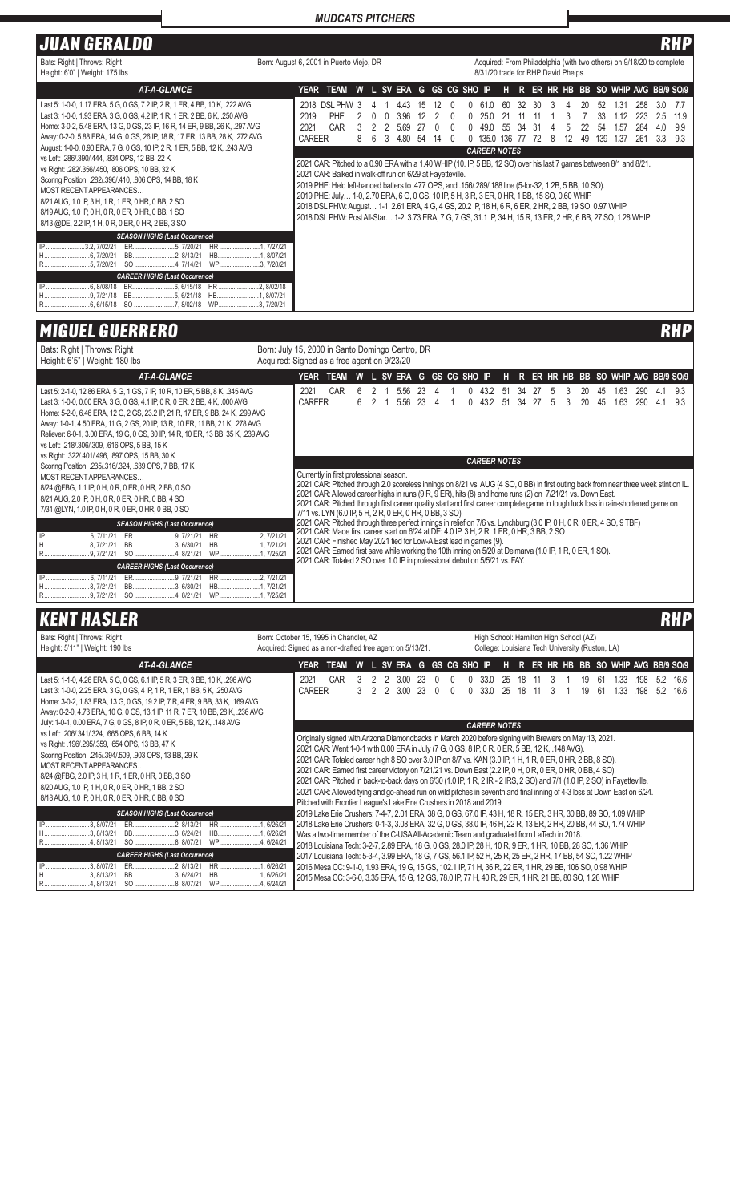# MUDCATS PITCHERS

## JUAN GERALDO — RHP

Bats: Right | Throws: Right
Height: 6'0" | Weight: 175 lbs

Born: August 6, 2001 in Puerto Viejo, DR

Acquired: From Philadelphia (with two others) on 9/18/20 to complete 8/31/20 trade for RHP David Phelps.

### AT-A-GLANCE

Last 5: 1-0-0, 1.17 ERA, 5 G, 0 GS, 7.2 IP, 2 R, 1 ER, 4 BB, 10 K, .222 AVG
Last 3: 1-0-0, 1.93 ERA, 3 G, 0 GS, 4.2 IP, 1 R, 1 ER, 2 BB, 6 K, .250 AVG
Home: 3-0-2, 5.48 ERA, 13 G, 0 GS, 23 IP, 16 R, 14 ER, 9 BB, 26 K, .297 AVG
Away: 0-2-0, 5.88 ERA, 14 G, 0 GS, 26 IP, 18 R, 17 ER, 13 BB, 28 K, .272 AVG
August: 1-0-0, 0.90 ERA, 7 G, 0 GS, 10 IP, 2 R, 1 ER, 5 BB, 12 K, .243 AVG
vs Left: .286/.390/.444, .834 OPS, 12 BB, 22 K
vs Right: .282/.356/.450, .806 OPS, 10 BB, 32 K
Scoring Position: .282/.396/.410, .806 OPS, 14 BB, 18 K
MOST RECENT APPEARANCES…
8/21 AUG, 1.0 IP, 3 H, 1 R, 1 ER, 0 HR, 0 BB, 2 SO
8/19 AUG, 1.0 IP, 0 H, 0 R, 0 ER, 0 HR, 0 BB, 1 SO
8/13 @DE, 2.2 IP, 1 H, 0 R, 0 ER, 0 HR, 2 BB, 3 SO

**SEASON HIGHS (Last Occurence)**

| | | | | | |
|---|---|---|---|---|---|
| IP | 3.2, 7/02/21 | ER | 5, 7/20/21 | HR | 1, 7/27/21 |
| H | 6, 7/20/21 | BB | 2, 8/13/21 | HB | 1, 8/07/21 |
| R | 5, 7/20/21 | SO | 4, 7/14/21 | WP | 3, 7/20/21 |

**CAREER HIGHS (Last Occurence)**

| | | | | | |
|---|---|---|---|---|---|
| IP | 6, 8/08/18 | ER | 6, 6/15/18 | HR | 2, 8/02/18 |
| H | 9, 7/21/18 | BB | 5, 6/21/18 | HB | 1, 8/07/21 |
| R | 6, 6/15/18 | SO | 7, 8/02/18 | WP | 3, 7/20/21 |

| YEAR | TEAM | W | L | SV | ERA | G | GS | CG | SHO | IP | H | R | ER | HR | HB | BB | SO | WHIP | AVG | BB/9 | SO/9 |
|---|---|---|---|---|---|---|---|---|---|---|---|---|---|---|---|---|---|---|---|---|---|
| 2018 | DSL PHW | 3 | 4 | 1 | 4.43 | 15 | 12 | 0 | 0 | 61.0 | 60 | 32 | 30 | 3 | 4 | 20 | 52 | 1.31 | .258 | 3.0 | 7.7 |
| 2019 | PHE | 2 | 0 | 0 | 3.96 | 12 | 2 | 0 | 0 | 25.0 | 21 | 11 | 11 | 1 | 3 | 7 | 33 | 1.12 | .223 | 2.5 | 11.9 |
| 2021 | CAR | 3 | 2 | 2 | 5.69 | 27 | 0 | 0 | 0 | 49.0 | 55 | 34 | 31 | 4 | 5 | 22 | 54 | 1.57 | .284 | 4.0 | 9.9 |
| CAREER | | 8 | 6 | 3 | 4.80 | 54 | 14 | 0 | 0 | 135.0 | 136 | 77 | 72 | 8 | 12 | 49 | 139 | 1.37 | .261 | 3.3 | 9.3 |

**CAREER NOTES**

2021 CAR: Pitched to a 0.90 ERA with a 1.40 WHIP (10. IP, 5 BB, 12 SO) over his last 7 games between 8/1 and 8/21.
2021 CAR: Balked in walk-off run on 6/29 at Fayetteville.
2019 PHE: Held left-handed batters to .477 OPS, and .156/.289/.188 line (5-for-32, 1 2B, 5 BB, 10 SO).
2019 PHE: July… 1-0, 2.70 ERA, 6 G, 0 GS, 10 IP, 5 H, 3 R, 3 ER, 0 HR, 1 BB, 15 SO, 0.60 WHIP
2018 DSL PHW: August… 1-1, 2.61 ERA, 4 G, 4 GS, 20.2 IP, 18 H, 6 R, 6 ER, 2 HR, 2 BB, 19 SO, 0.97 WHIP
2018 DSL PHW: Post All-Star… 1-2, 3.73 ERA, 7 G, 7 GS, 31.1 IP, 34 H, 15 R, 13 ER, 2 HR, 6 BB, 27 SO, 1.28 WHIP

## MIGUEL GUERRERO — RHP

Bats: Right | Throws: Right
Height: 6'5" | Weight: 180 lbs

Born: July 15, 2000 in Santo Domingo Centro, DR
Acquired: Signed as a free agent on 9/23/20

### AT-A-GLANCE

Last 5: 2-1-0, 12.86 ERA, 5 G, 1 GS, 7 IP, 10 R, 10 ER, 5 BB, 8 K, .345 AVG
Last 3: 1-0-0, 0.00 ERA, 3 G, 0 GS, 4.1 IP, 0 R, 0 ER, 2 BB, 4 K, .000 AVG
Home: 5-2-0, 6.46 ERA, 12 G, 2 GS, 23.2 IP, 21 R, 17 ER, 9 BB, 24 K, .299 AVG
Away: 1-0-1, 4.50 ERA, 11 G, 2 GS, 20 IP, 13 R, 10 ER, 11 BB, 21 K, .278 AVG
Reliever: 6-0-1, 3.00 ERA, 19 G, 0 GS, 30 IP, 14 R, 10 ER, 13 BB, 35 K, .239 AVG
vs Left: .218/.306/.309, .616 OPS, 5 BB, 15 K
vs Right: .322/.401/.496, .897 OPS, 15 BB, 30 K
Scoring Position: .235/.316/.324, .639 OPS, 7 BB, 17 K
MOST RECENT APPEARANCES…
8/24 @FBG, 1.1 IP, 0 H, 0 R, 0 ER, 0 HR, 2 BB, 0 SO
8/21 AUG, 2.0 IP, 0 H, 0 R, 0 ER, 0 HR, 0 BB, 4 SO
7/31 @LYN, 1.0 IP, 0 H, 0 R, 0 ER, 0 HR, 0 BB, 0 SO

**SEASON HIGHS (Last Occurence)**

| | | | | | |
|---|---|---|---|---|---|
| IP | 6, 7/11/21 | ER | 9, 7/21/21 | HR | 2, 7/21/21 |
| H | 8, 7/21/21 | BB | 3, 6/30/21 | HB | 1, 7/21/21 |
| R | 9, 7/21/21 | SO | 4, 8/21/21 | WP | 1, 7/25/21 |

**CAREER HIGHS (Last Occurence)**

| | | | | | |
|---|---|---|---|---|---|
| IP | 6, 7/11/21 | ER | 9, 7/21/21 | HR | 2, 7/21/21 |
| H | 8, 7/21/21 | BB | 3, 6/30/21 | HB | 1, 7/21/21 |
| R | 9, 7/21/21 | SO | 4, 8/21/21 | WP | 1, 7/25/21 |

| YEAR | TEAM | W | L | SV | ERA | G | GS | CG | SHO | IP | H | R | ER | HR | HB | BB | SO | WHIP | AVG | BB/9 | SO/9 |
|---|---|---|---|---|---|---|---|---|---|---|---|---|---|---|---|---|---|---|---|---|---|
| 2021 | CAR | 6 | 2 | 1 | 5.56 | 23 | 4 | 1 | 0 | 43.2 | 51 | 34 | 27 | 5 | 3 | 20 | 45 | 1.63 | .290 | 4.1 | 9.3 |
| CAREER | | 6 | 2 | 1 | 5.56 | 23 | 4 | 1 | 0 | 43.2 | 51 | 34 | 27 | 5 | 3 | 20 | 45 | 1.63 | .290 | 4.1 | 9.3 |

**CAREER NOTES**

Currently in first professional season.
2021 CAR: Pitched through 2.0 scoreless innings on 8/21 vs. AUG (4 SO, 0 BB) in first outing back from near three week stint on IL.
2021 CAR: Allowed career highs in runs (9 R, 9 ER), hits (8) and home runs (2) on 7/21/21 vs. Down East.
2021 CAR: Pitched through first career quality start and first career complete game in tough luck loss in rain-shortened game on 7/11 vs. LYN (6.0 IP, 5 H, 2 R, 0 ER, 0 HR, 0 BB, 3 SO).
2021 CAR: Pitched through three perfect innings in relief on 7/6 vs. Lynchburg (3.0 IP, 0 H, 0 R, 0 ER, 4 SO, 9 TBF)
2021 CAR: Made first career start on 6/24 at DE: 4.0 IP, 3 H, 2 R, 1 ER, 0 HR, 3 BB, 2 SO
2021 CAR: Finished May 2021 tied for Low-A East lead in games (9).
2021 CAR: Earned first save while working the 10th inning on 5/20 at Delmarva (1.0 IP, 1 R, 0 ER, 1 SO).
2021 CAR: Totaled 2 SO over 1.0 IP in professional debut on 5/5/21 vs. FAY.

## KENT HASLER — RHP

Bats: Right | Throws: Right
Height: 5'11" | Weight: 190 lbs

Born: October 15, 1995 in Chandler, AZ
Acquired: Signed as a non-drafted free agent on 5/13/21.

High School: Hamilton High School (AZ)
College: Louisiana Tech University (Ruston, LA)

### AT-A-GLANCE

Last 5: 1-1-0, 4.26 ERA, 5 G, 0 GS, 6.1 IP, 5 R, 3 ER, 3 BB, 10 K, .296 AVG
Last 3: 1-0-0, 2.25 ERA, 3 G, 0 GS, 4 IP, 1 R, 1 ER, 1 BB, 5 K, .250 AVG
Home: 3-0-2, 1.83 ERA, 13 G, 0 GS, 19.2 IP, 7 R, 4 ER, 9 BB, 33 K, .169 AVG
Away: 0-2-0, 4.73 ERA, 10 G, 0 GS, 13.1 IP, 11 R, 7 ER, 10 BB, 28 K, .236 AVG
July: 1-0-1, 0.00 ERA, 7 G, 0 GS, 8 IP, 0 R, 0 ER, 5 BB, 12 K, .148 AVG
vs Left: .206/.341/.324, .665 OPS, 6 BB, 14 K
vs Right: .196/.295/.359, .654 OPS, 13 BB, 47 K
Scoring Position: .245/.394/.509, .903 OPS, 13 BB, 29 K
MOST RECENT APPEARANCES…
8/24 @FBG, 2.0 IP, 3 H, 1 R, 1 ER, 0 HR, 0 BB, 3 SO
8/20 AUG, 1.0 IP, 1 H, 0 R, 0 ER, 0 HR, 1 BB, 2 SO
8/18 AUG, 1.0 IP, 0 H, 0 R, 0 ER, 0 HR, 0 BB, 0 SO

**SEASON HIGHS (Last Occurence)**

| | | | | | |
|---|---|---|---|---|---|
| IP | 3, 8/07/21 | ER | 2, 8/13/21 | HR | 1, 6/26/21 |
| H | 3, 8/13/21 | BB | 3, 6/24/21 | HB | 1, 6/26/21 |
| R | 4, 8/13/21 | SO | 8, 8/07/21 | WP | 4, 6/24/21 |

**CAREER HIGHS (Last Occurence)**

| | | | | | |
|---|---|---|---|---|---|
| IP | 3, 8/07/21 | ER | 2, 8/13/21 | HR | 1, 6/26/21 |
| H | 3, 8/13/21 | BB | 3, 6/24/21 | HB | 1, 6/26/21 |
| R | 4, 8/13/21 | SO | 8, 8/07/21 | WP | 4, 6/24/21 |

| YEAR | TEAM | W | L | SV | ERA | G | GS | CG | SHO | IP | H | R | ER | HR | HB | BB | SO | WHIP | AVG | BB/9 | SO/9 |
|---|---|---|---|---|---|---|---|---|---|---|---|---|---|---|---|---|---|---|---|---|---|
| 2021 | CAR | 3 | 2 | 2 | 3.00 | 23 | 0 | 0 | 0 | 33.0 | 25 | 18 | 11 | 3 | 1 | 19 | 61 | 1.33 | .198 | 5.2 | 16.6 |
| CAREER | | 3 | 2 | 2 | 3.00 | 23 | 0 | 0 | 0 | 33.0 | 25 | 18 | 11 | 3 | 1 | 19 | 61 | 1.33 | .198 | 5.2 | 16.6 |

**CAREER NOTES**

Originally signed with Arizona Diamondbacks in March 2020 before signing with Brewers on May 13, 2021.
2021 CAR: Went 1-0-1 with 0.00 ERA in July (7 G, 0 GS, 8 IP, 0 R, 0 ER, 5 BB, 12 K, .148 AVG).
2021 CAR: Totaled career high 8 SO over 3.0 IP on 8/7 vs. KAN (3.0 IP, 1 H, 1 R, 0 ER, 0 HR, 2 BB, 8 SO).
2021 CAR: Earned first career victory on 7/21/21 vs. Down East (2.2 IP, 0 H, 0 R, 0 ER, 0 HR, 0 BB, 4 SO).
2021 CAR: Pitched in back-to-back days on 6/30 (1.0 IP, 1 R, 2 IR - 2 IRS, 2 SO) and 7/1 (1.0 IP, 2 SO) in Fayetteville.
2021 CAR: Allowed tying and go-ahead run on wild pitches in seventh and final inning of 4-3 loss at Down East on 6/24.
Pitched with Frontier League's Lake Erie Crushers in 2018 and 2019.
2019 Lake Erie Crushers: 7-4-7, 2.01 ERA, 38 G, 0 GS, 67.0 IP, 43 H, 18 R, 15 ER, 3 HR, 30 BB, 89 SO, 1.09 WHIP
2018 Lake Erie Crushers: 0-1-3, 3.08 ERA, 32 G, 0 GS, 38.0 IP, 46 H, 22 R, 13 ER, 2 HR, 20 BB, 44 SO, 1.74 WHIP
Was a two-time member of the C-USA All-Academic Team and graduated from LaTech in 2018.
2018 Louisiana Tech: 3-2-7, 2.89 ERA, 18 G, 0 GS, 28.0 IP, 28 H, 10 R, 9 ER, 1 HR, 10 BB, 28 SO, 1.36 WHIP
2017 Louisiana Tech: 5-3-4, 3.99 ERA, 18 G, 7 GS, 56.1 IP, 52 H, 25 R, 25 ER, 2 HR, 17 BB, 54 SO, 1.22 WHIP
2016 Mesa CC: 9-1-0, 1.93 ERA, 19 G, 15 GS, 102.1 IP, 71 H, 36 R, 22 ER, 1 HR, 29 BB, 106 SO, 0.98 WHIP
2015 Mesa CC: 3-6-0, 3.35 ERA, 15 G, 12 GS, 78.0 IP, 77 H, 40 R, 29 ER, 1 HR, 21 BB, 80 SO, 1.26 WHIP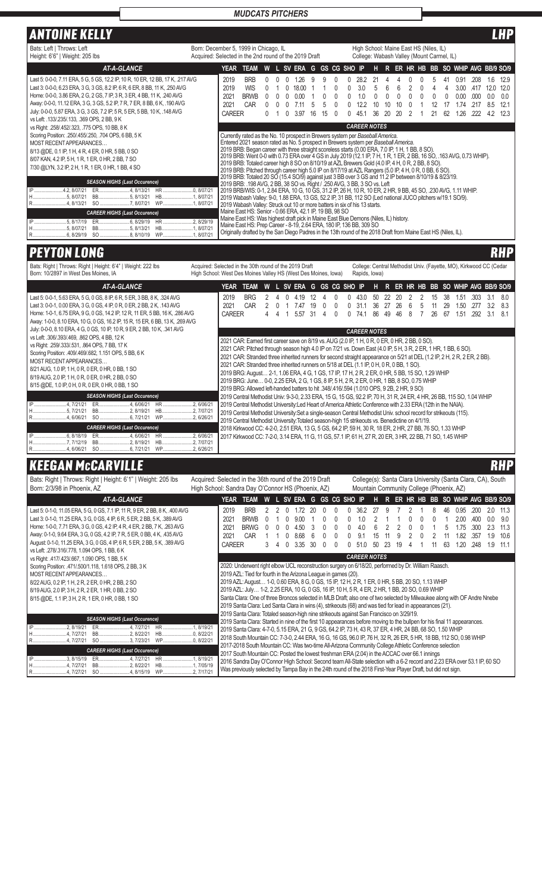## MUDCATS PITCHERS

# ANTOINE KELLY — LHP

Bats: Left | Throws: Left
Height: 6'6" | Weight: 205 lbs

Born: December 5, 1999 in Chicago, IL
Acquired: Selected in the 2nd round of the 2019 Draft

High School: Maine East HS (Niles, IL)
College: Wabash Valley (Mount Carmel, IL)

### AT-A-GLANCE

Last 5: 0-0-0, 7.11 ERA, 5 G, 5 GS, 12.2 IP, 10 R, 10 ER, 12 BB, 17 K, .217 AVG
Last 3: 0-0-0, 6.23 ERA, 3 G, 3 GS, 8.2 IP, 6 R, 6 ER, 8 BB, 11 K, .250 AVG
Home: 0-0-0, 3.86 ERA, 2 G, 2 GS, 7 IP, 3 R, 3 ER, 4 BB, 11 K, .240 AVG
Away: 0-0-0, 11.12 ERA, 3 G, 3 GS, 5.2 IP, 7 R, 7 ER, 8 BB, 6 K, .190 AVG
July: 0-0-0, 5.87 ERA, 3 G, 3 GS, 7.2 IP, 5 R, 5 ER, 5 BB, 10 K, .148 AVG
vs Left: .133/.235/.133, .369 OPS, 2 BB, 9 K
vs Right: .258/.452/.323, .775 OPS, 10 BB, 8 K
Scoring Position: .250/.455/.250, .704 OPS, 6 BB, 5 K

MOST RECENT APPEARANCES…
8/13 @DE, 0.1 IP, 1 H, 4 R, 4 ER, 0 HR, 5 BB, 0 SO
8/07 KAN, 4.2 IP, 5 H, 1 R, 1 ER, 0 HR, 2 BB, 7 SO
7/30 @LYN, 3.2 IP, 2 H, 1 R, 1 ER, 0 HR, 1 BB, 4 SO

**SEASON HIGHS (Last Occurence)**

| | | | | | |
|---|---|---|---|---|---|
| IP | 4.2, 8/07/21 | ER | 4, 8/13/21 | HR | 0, 8/07/21 |
| H | 5, 8/07/21 | BB | 5, 8/13/21 | HB | 1, 8/07/21 |
| R | 4, 8/13/21 | SO | 7, 8/07/21 | WP | 1, 8/07/21 |

**CAREER HIGHS (Last Occurence)**

| | | | | | |
|---|---|---|---|---|---|
| IP | 5, 8/17/19 | ER | 6, 8/29/19 | HR | 2, 8/29/19 |
| H | 5, 8/07/21 | BB | 5, 8/13/21 | HB | 1, 8/07/21 |
| R | 6, 8/29/19 | SO | 8, 8/10/19 | WP | 1, 8/07/21 |

| YEAR | TEAM | W | L | SV | ERA | G | GS | CG | SHO | IP | H | R | ER | HR | HB | BB | SO | WHIP | AVG | BB/9 | SO/9 |
|---|---|---|---|---|---|---|---|---|---|---|---|---|---|---|---|---|---|---|---|---|---|
| 2019 | BRB | 0 | 0 | 0 | 1.26 | 9 | 9 | 0 | 0 | 28.2 | 21 | 4 | 4 | 0 | 0 | 5 | 41 | 0.91 | .208 | 1.6 | 12.9 |
| 2019 | WIS | 0 | 1 | 0 | 18.00 | 1 | 1 | 0 | 0 | 3.0 | 5 | 6 | 6 | 2 | 0 | 4 | 4 | 3.00 | .417 | 12.0 | 12.0 |
| 2021 | BRWB | 0 | 0 | 0 | 0.00 | 1 | 0 | 0 | 0 | 1.0 | 0 | 0 | 0 | 0 | 0 | 0 | 0 | 0.00 | .000 | 0.0 | 0.0 |
| 2021 | CAR | 0 | 0 | 0 | 7.11 | 5 | 5 | 0 | 0 | 12.2 | 10 | 10 | 10 | 0 | 1 | 12 | 17 | 1.74 | .217 | 8.5 | 12.1 |
| CAREER | | 0 | 1 | 0 | 3.97 | 16 | 15 | 0 | 0 | 45.1 | 36 | 20 | 20 | 2 | 1 | 21 | 62 | 1.26 | .222 | 4.2 | 12.3 |

### CAREER NOTES

Currently rated as the No. 10 prospect in Brewers system per *Baseball America*.
Entered 2021 season rated as No. 5 prospect in Brewers system per *Baseball America*.
2019 BRB: Began career with three straight scoreless starts (0.00 ERA, 7.0 IP, 1 H, 1 BB, 8 SO).
2019 BRB: Went 0-0 with 0.73 ERA over 4 GS in July 2019 (12.1 IP, 7 H, 1 R, 1 ER, 2 BB, 16 SO, .163 AVG, 0.73 WHIP).
2019 BRB: Totaled career high 8 SO on 8/10/19 at AZL Brewers Gold (4.0 IP, 4 H, 0 R, 2 BB, 8 SO).
2019 BRB: Pitched through career high 5.0 IP on 8/17/19 at AZL Rangers (5.0 IP, 4 H, 0 R, 0 BB, 6 SO).
2019 BRB: Totaled 20 SO (15.4 SO/9) against just 3 BB over 3 GS and 11.2 IP between 8/10/19 & 8/23/19.
2019 BRB: .198 AVG, 2 BB, 38 SO vs. Right / .250 AVG, 3 BB, 3 SO vs. Left
2019 BRB/WIS: 0-1, 2.84 ERA, 10 G, 10 GS, 31.2 IP, 26 H, 10 R, 10 ER, 2 HR, 9 BB, 45 SO, .230 AVG, 1.11 WHIP.
2019 Wabash Valley: 9-0, 1.88 ERA, 13 GS, 52.2 IP, 31 BB, 112 SO (Led national JUCO pitchers w/19.1 SO/9).
2019 Wabash Valley: Struck out 10 or more batters in six of his 13 starts.
Maine East HS: Senior - 0.66 ERA, 42.1 IP, 19 BB, 98 SO
Maine East HS: Was highest draft pick in Maine East Blue Demons (Niles, IL) history.
Maine East HS: Prep Career - 8-19, 2.64 ERA, 180 IP, 136 BB, 309 SO
Originally drafted by the San Diego Padres in the 13th round of the 2018 Draft from Maine East HS (Niles, IL).

# PEYTON LONG — RHP

Bats: Right | Throws: Right | Height: 6'4" | Weight: 222 lbs
Born: 10/28/97 in West Des Moines, IA

Acquired: Selected in the 30th round of the 2019 Draft
High School: West Des Moines Valley HS (West Des Moines, Iowa)

College: Central Methodist Univ. (Fayette, MO), Kirkwood CC (Cedar Rapids, Iowa)

### AT-A-GLANCE

Last 5: 0-0-1, 5.63 ERA, 5 G, 0 GS, 8 IP, 6 R, 5 ER, 3 BB, 8 K, .324 AVG
Last 3: 0-0-1, 0.00 ERA, 3 G, 0 GS, 4 IP, 0 R, 0 ER, 2 BB, 2 K, .143 AVG
Home: 1-0-1, 6.75 ERA, 9 G, 0 GS, 14.2 IP, 12 R, 11 ER, 5 BB, 16 K, .286 AVG
Away: 1-0-0, 8.10 ERA, 10 G, 0 GS, 16.2 IP, 15 R, 15 ER, 6 BB, 13 K, .269 AVG
July: 0-0-0, 8.10 ERA, 4 G, 0 GS, 10 IP, 10 R, 9 ER, 2 BB, 10 K, .341 AVG
vs Left: .306/.393/.469, .862 OPS, 4 BB, 12 K
vs Right: .259/.333/.531, .864 OPS, 7 BB, 17 K
Scoring Position: .409/.469/.682, 1.151 OPS, 5 BB, 6 K

MOST RECENT APPEARANCES…
8/21 AUG, 1.0 IP, 1 H, 0 R, 0 ER, 0 HR, 0 BB, 1 SO
8/19 AUG, 2.0 IP, 1 H, 0 R, 0 ER, 0 HR, 2 BB, 0 SO
8/15 @DE, 1.0 IP, 0 H, 0 R, 0 ER, 0 HR, 0 BB, 1 SO

**SEASON HIGHS (Last Occurence)**

| | | | | | |
|---|---|---|---|---|---|
| IP | 4, 7/21/21 | ER | 4, 6/06/21 | HR | 2, 6/06/21 |
| H | 5, 7/21/21 | BB | 2, 8/19/21 | HB | 2, 7/07/21 |
| R | 4, 6/06/21 | SO | 6, 7/21/21 | WP | 2, 6/26/21 |

**CAREER HIGHS (Last Occurence)**

| | | | | | |
|---|---|---|---|---|---|
| IP | 6, 8/18/19 | ER | 4, 6/06/21 | HR | 2, 6/06/21 |
| H | 7, 7/12/19 | BB | 2, 8/19/21 | HB | 2, 7/07/21 |
| R | 4, 6/06/21 | SO | 6, 7/21/21 | WP | 2, 6/26/21 |

| YEAR | TEAM | W | L | SV | ERA | G | GS | CG | SHO | IP | H | R | ER | HR | HB | BB | SO | WHIP | AVG | BB/9 | SO/9 |
|---|---|---|---|---|---|---|---|---|---|---|---|---|---|---|---|---|---|---|---|---|---|
| 2019 | BRG | 2 | 4 | 0 | 4.19 | 12 | 4 | 0 | 0 | 43.0 | 50 | 22 | 20 | 2 | 2 | 15 | 38 | 1.51 | .303 | 3.1 | 8.0 |
| 2021 | CAR | 2 | 0 | 1 | 7.47 | 19 | 0 | 0 | 0 | 31.1 | 36 | 27 | 26 | 6 | 5 | 11 | 29 | 1.50 | .277 | 3.2 | 8.3 |
| CAREER | | 4 | 4 | 1 | 5.57 | 31 | 4 | 0 | 0 | 74.1 | 86 | 49 | 46 | 8 | 7 | 26 | 67 | 1.51 | .292 | 3.1 | 8.1 |

### CAREER NOTES

2021 CAR: Earned first career save on 8/19 vs. AUG (2.0 IP, 1 H, 0 R, 0 ER, 2 BB, 0 SO).
2021 CAR: Pitched through season high 4.0 IP on 7/21 vs. Down East (4.0 IP, 5 H, 3 R, 2 ER, 1 HR, 1 BB, 6 SO).
2021 CAR: Stranded three inherited runners for second straight appearance on 5/21 at DEL (1.2 IP, 2 H, 2 R, 2 ER, 2 BB).
2021 CAR: Stranded three inherited runners on 5/18 at DEL (1.1 IP, 0 H, 0 R, 0 BB, 1 SO).
2019 BRG: August… 2-1, 1.06 ERA, 4 G, 1 GS, 17 IP, 17 H, 2 R, 2 ER, 0 HR, 5 BB, 15 SO, 1.29 WHIP
2019 BRG: June… 0-0, 2.25 ERA, 2 G, 1 GS, 8 IP, 5 H, 2 R, 2 ER, 0 HR, 1 BB, 8 SO, 0.75 WHIP
2019 BRG: Allowed left-handed batters to hit .348/.416/.594 (1.010 OPS, 9 2B, 2 HR, 9 SO)
2019 Central Methodist Univ: 9-3-0, 2.33 ERA, 15 G, 15 GS, 92.2 IP, 70 H, 31 R, 24 ER, 4 HR, 26 BB, 115 SO, 1.04 WHIP
2019 Central Methodist University:Led Heart of America Athletic Conference with 2.33 ERA (12th in the NAIA).
2019 Central Methodist University:Set a single-season Central Methodist Univ. school record for strikeouts (115).
2019 Central Methodist University:Totaled season-high 15 strikeouts vs. Benedictine on 4/1/19.
2018 Kirkwood CC: 4-2-0, 2.51 ERA, 13 G, 5 GS, 64.2 IP, 59 H, 30 R, 18 ER, 2 HR, 27 BB, 76 SO, 1.33 WHIP
2017 Kirkwood CC: 7-2-0, 3.14 ERA, 11 G, 11 GS, 57.1 IP, 61 H, 27 R, 20 ER, 3 HR, 22 BB, 71 SO, 1.45 WHIP

# KEEGAN McCARVILLE — RHP

Bats: Right | Throws: Right | Height: 6'1" | Weight: 205 lbs
Born: 2/3/98 in Phoenix, AZ

Acquired: Selected in the 36th round of the 2019 Draft
High School: Sandra Day O'Connor HS (Phoenix, AZ)

College(s): Santa Clara University (Santa Clara, CA), South Mountain Community College (Phoenix, AZ)

### AT-A-GLANCE

Last 5: 0-1-0, 11.05 ERA, 5 G, 0 GS, 7.1 IP, 11 R, 9 ER, 2 BB, 8 K, .400 AVG
Last 3: 0-1-0, 11.25 ERA, 3 G, 0 GS, 4 IP, 6 R, 5 ER, 2 BB, 5 K, .389 AVG
Home: 1-0-0, 7.71 ERA, 3 G, 0 GS, 4.2 IP, 4 R, 4 ER, 2 BB, 7 K, .263 AVG
Away: 0-1-0, 9.64 ERA, 3 G, 0 GS, 4.2 IP, 7 R, 5 ER, 0 BB, 4 K, .435 AVG
August: 0-1-0, 11.25 ERA, 3 G, 0 GS, 4 IP, 6 R, 5 ER, 2 BB, 5 K, .389 AVG
vs Left: .278/.316/.778, 1.094 OPS, 1 BB, 6 K
vs Right: .417/.423/.667, 1.090 OPS, 1 BB, 5 K
Scoring Position: .471/.500/1.118, 1.618 OPS, 2 BB, 3 K

MOST RECENT APPEARANCES…
8/22 AUG, 0.2 IP, 1 H, 2 R, 2 ER, 0 HR, 2 BB, 2 SO
8/19 AUG, 2.0 IP, 3 H, 2 R, 2 ER, 1 HR, 0 BB, 2 SO
8/15 @DE, 1.1 IP, 3 H, 2 R, 1 ER, 0 HR, 0 BB, 1 SO

**SEASON HIGHS (Last Occurence)**

| | | | | | |
|---|---|---|---|---|---|
| IP | 2, 8/19/21 | ER | 4, 7/27/21 | HR | 1, 8/19/21 |
| H | 4, 7/27/21 | BB | 2, 8/22/21 | HB | 0, 8/22/21 |
| R | 4, 7/27/21 | SO | 3, 7/23/21 | WP | 0, 8/22/21 |

**CAREER HIGHS (Last Occurence)**

| | | | | | |
|---|---|---|---|---|---|
| IP | 3, 8/15/19 | ER | 4, 7/27/21 | HR | 1, 8/19/21 |
| H | 4, 7/27/21 | BB | 2, 8/22/21 | HB | 1, 7/05/19 |
| R | 4, 7/27/21 | SO | 4, 8/15/19 | WP | 2, 7/17/21 |

| YEAR | TEAM | W | L | SV | ERA | G | GS | CG | SHO | IP | H | R | ER | HR | HB | BB | SO | WHIP | AVG | BB/9 | SO/9 |
|---|---|---|---|---|---|---|---|---|---|---|---|---|---|---|---|---|---|---|---|---|---|
| 2019 | BRB | 2 | 2 | 0 | 1.72 | 20 | 0 | 0 | 0 | 36.2 | 27 | 9 | 7 | 2 | 1 | 8 | 46 | 0.95 | .200 | 2.0 | 11.3 |
| 2021 | BRWB | 0 | 1 | 0 | 9.00 | 1 | 0 | 0 | 0 | 1.0 | 2 | 1 | 1 | 0 | 0 | 0 | 1 | 2.00 | .400 | 0.0 | 9.0 |
| 2021 | BRWG | 0 | 0 | 0 | 4.50 | 3 | 0 | 0 | 0 | 4.0 | 6 | 2 | 2 | 0 | 0 | 1 | 5 | 1.75 | .300 | 2.3 | 11.3 |
| 2021 | CAR | 1 | 1 | 0 | 8.68 | 6 | 0 | 0 | 0 | 9.1 | 15 | 11 | 9 | 2 | 0 | 2 | 11 | 1.82 | .357 | 1.9 | 10.6 |
| CAREER | | 3 | 4 | 0 | 3.35 | 30 | 0 | 0 | 0 | 51.0 | 50 | 23 | 19 | 4 | 1 | 11 | 63 | 1.20 | .248 | 1.9 | 11.1 |

### CAREER NOTES

2020: Underwent right elbow UCL reconstruction surgery on 6/18/20, performed by Dr. William Raasch.
2019 AZL: Tied for fourth in the Arizona League in games (20).
2019 AZL: August… 1-0, 0.60 ERA, 8 G, 0 GS, 15 IP, 12 H, 2 R, 1 ER, 0 HR, 5 BB, 20 SO, 1.13 WHIP
2019 AZL: July… 1-2, 2.25 ERA, 10 G, 0 GS, 16 IP, 10 H, 5 R, 4 ER, 2 HR, 1 BB, 20 SO, 0.69 WHIP
Santa Clara: One of three Broncos selected in MLB Draft; also one of two selected by Milwaukee along with OF Andre Nnebe
2019 Santa Clara: Led Santa Clara in wins (4), strikeouts (68) and was tied for lead in appearances (21).
2019 Santa Clara: Totaled season-high nine strikeouts against San Francisco on 3/29/19.
2019 Santa Clara: Started in nine of the first 10 appearances before moving to the bullpen for his final 11 appearances.
2019 Santa Clara: 4-7-0, 5.15 ERA, 21 G, 9 GS, 64.2 IP, 73 H, 43 R, 37 ER, 4 HR, 24 BB, 68 SO, 1.50 WHIP
2018 South Mountain CC: 7-3-0, 2.44 ERA, 16 G, 16 GS, 96.0 IP, 76 H, 32 R, 26 ER, 5 HR, 18 BB, 112 SO, 0.98 WHIP
2017-2018 South Mountain CC: Was two-time All-Arizona Community College Athletic Conference selection
2017 South Mountain CC: Posted the lowest freshman ERA (2.04) in the ACCAC over 66.1 innings
2016 Sandra Day O'Connor High School: Second team All-State selection with a 6-2 record and 2.23 ERA over 53.1 IP, 60 SO
Was previously selected by Tampa Bay in the 24th round of the 2018 First-Year Player Draft, but did not sign.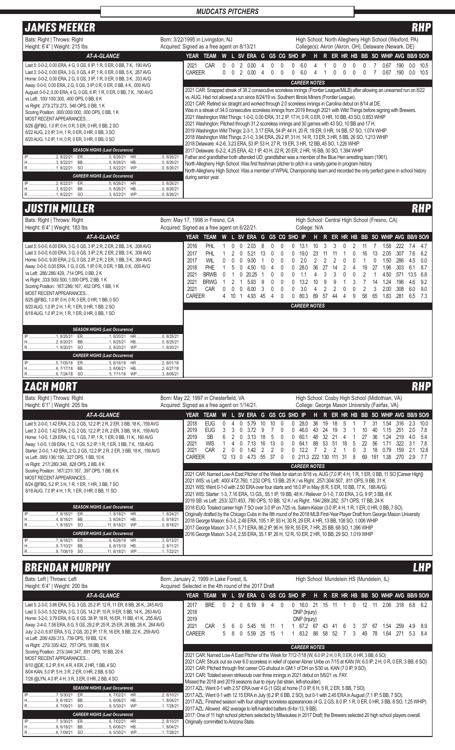## MUDCATS PITCHERS

# JAMES MEEKER — RHP

Bats: Right | Throws: Right
Height: 6'4" | Weight: 215 lbs
Born: 3/22/1995 in Livingston, NJ
Acquired: Signed as a free agent on 8/13/21
High School: North Allegheny High School (Wexford, PA)
College(s): Akron (Akron, OH), Delaware (Newark, DE)

### AT-A-GLANCE

Last 5: 0-0-2, 0.00 ERA, 4 G, 0 GS, 6 IP, 1 R, 0 ER, 0 BB, 7 K, .190 AVG
Last 3: 0-0-2, 0.00 ERA, 3 G, 0 GS, 4 IP, 1 R, 0 ER, 0 BB, 5 K, .267 AVG
Home: 0-0-2, 0.00 ERA, 2 G, 0 GS, 3 IP, 1 R, 0 ER, 0 BB, 3 K, .333 AVG
Away: 0-0-0, 0.00 ERA, 2 G, 0 GS, 3 IP, 0 R, 0 ER, 0 BB, 4 K, .000 AVG
August: 0-0-2, 0.00 ERA, 4 G, 0 GS, 6 IP, 1 R, 0 ER, 0 BB, 7 K, .190 AVG
vs Left: .100/.100/.300, .400 OPS, 0 BB, 6 K
vs Right: .273/.273/.273, .546 OPS, 0 BB, 1 K
Scoring Position: .000/.000/.000, .000 OPS, 0 BB, 1 K
MOST RECENT APPEARANCES…
8/26 @FBG, 1.0 IP, 0 H, 0 R, 0 ER, 0 HR, 0 BB, 2 SO
8/22 AUG, 2.0 IP, 3 H, 1 R, 0 ER, 0 HR, 0 BB, 3 SO
8/20 AUG, 1.0 IP, 1 H, 0 R, 0 ER, 0 HR, 0 BB, 0 SO

### SEASON HIGHS (Last Occurrence)

| | | | | | |
|---|---|---|---|---|---|
| IP | 2, 8/22/21 | ER | 0, 8/26/21 | HR | 0, 8/26/21 |
| H | 3, 8/22/21 | BB | 0, 8/26/21 | HB | 0, 8/26/21 |
| R | 1, 8/22/21 | SO | 3, 8/22/21 | WP | 0, 8/26/21 |

### CAREER HIGHS (Last Occurrence)

| | | | | | |
|---|---|---|---|---|---|
| IP | 2, 8/22/21 | ER | 0, 8/26/21 | HR | 0, 8/26/21 |
| H | 3, 8/22/21 | BB | 0, 8/26/21 | HB | 0, 8/26/21 |
| R | 1, 8/22/21 | SO | 3, 8/22/21 | WP | 0, 8/26/21 |

| YEAR | TEAM | W | L | SV | ERA | G | GS | CG | SHO | IP | H | R | ER | HR | HB | BB | SO | WHIP | AVG | BB/9 | SO/9 |
|---|---|---|---|---|---|---|---|---|---|---|---|---|---|---|---|---|---|---|---|---|---|
| 2021 | CAR | 0 | 0 | 2 | 0.00 | 4 | 0 | 0 | 0 | 6.0 | 4 | 1 | 0 | 0 | 0 | 0 | 7 | 0.67 | .190 | 0.0 | 10.5 |
| CAREER | | 0 | 0 | 2 | 0.00 | 4 | 0 | 0 | 0 | 6.0 | 4 | 1 | 0 | 0 | 0 | 0 | 7 | 0.67 | .190 | 0.0 | 10.5 |

### CAREER NOTES

2021 CAR: Snapped streak of 38 2 consecutive scoreless innings (Frontier League/MiLB) after allowing an unearned run on 8/22 vs. AUG. Had not allowed a run since 8/24/19 vs. Southern Illinois Miners (Frontier League).
2021 CAR: Retired six straight and worked through 2.0 scoreless innings in Carolina debut on 8/14 at DE.
Was in a streak of 34.0 consecutive scoreless innings from 2019 through 2021 with Wild Things before signing with Brewers.
2021 Washington Wild Things: 1-0-0, 0.00 ERA, 31.2 IP, 17 H, 0 R, 0 ER, 0 HR, 10 BB, 43 SO, 0.853 WHIP
2021 Washington: Pitched through 31.2 scoreless innings and 30 games with 43 SO, 10 BB and 17 H.
2019 Washington Wild Things: 2-2-1, 3.17 ERA, 54 IP, 44 H, 20 R, 19 ER, 0 HR, 14 BB, 57 SO, 1.074 WHIP
2018 Washington Wild Things: 2-1-0, 3.94 ERA, 29.2 IP, 31 H, 14 R, 13 ER, 3 HR, 5 BB, 26 SO, 1.213 WHIP
2018 Delaware: 4-2-6, 3.23 ERA, 53 IP, 53 H, 27 R, 19 ER, 3 HR, 12 BB, 45 SO, 1.226 WHIP
2017 Delaware: 6-2-2, 4.25 ERA, 42.1 IP, 43 H, 22 R, 20 ER, 2 HR, 16 BB, 30 SO, 1.394 WHIP
Father and grandfather both attended UD; grandfather was a member of the Blue Hen wrestling team (1961).
North Allegheny High School: Was first freshman pitcher to pitch in a varsity game in program history.
North Allegheny High School: Was a member of WPIAL Championship team and recorded the only perfect game in school history during senior year.

# JUSTIN MILLER — RHP

Bats: Right | Throws: Right
Height: 6'4" | Weight: 183 lbs
Born: May 17, 1998 in Fresno, CA
Acquired: Signed as a free agent on 6/22/21.
High School: Central High School (Fresno, CA)
College: N/A

### AT-A-GLANCE

Last 5: 0-0-0, 6.00 ERA, 3 G, 0 GS, 3 IP, 2 R, 2 ER, 2 BB, 3 K, .308 AVG
Last 3: 0-0-0, 6.00 ERA, 3 G, 0 GS, 3 IP, 2 R, 2 ER, 2 BB, 3 K, .308 AVG
Home: 0-0-0, 9.00 ERA, 2 G, 0 GS, 2 IP, 2 R, 2 ER, 1 BB, 3 K, .364 AVG
Away: 0-0-0, 0.00 ERA, 1 G, 0 GS, 1 IP, 0 R, 0 ER, 1 BB, 0 K, .000 AVG
vs Left: .286/.286/.429, .714 OPS, 0 BB, 2 K
vs Right: .333/.500/.500, 1.000 OPS, 2 BB, 1 K
Scoring Position: .167/.286/.167, .452 OPS, 1 BB, 1 K
MOST RECENT APPEARANCES…
8/25 @FBG, 1.0 IP, 0 H, 0 R, 0 ER, 0 HR, 1 BB, 0 SO
8/20 AUG, 1.0 IP, 2 H, 1 R, 1 ER, 0 HR, 1 BB, 2 SO
8/18 AUG, 1.0 IP, 2 H, 1 R, 1 ER, 0 HR, 0 BB, 1 SO

### SEASON HIGHS (Last Occurrence)

| | | | | | |
|---|---|---|---|---|---|
| IP | 1, 8/25/21 | ER | 1, 8/20/21 | HR | 0, 8/25/21 |
| H | 2, 8/20/21 | BB | 1, 8/25/21 | HB | 0, 8/25/21 |
| R | 1, 8/20/21 | SO | 2, 8/20/21 | WP | 1, 8/20/21 |

### CAREER HIGHS (Last Occurrence)

| | | | | | |
|---|---|---|---|---|---|
| IP | 5, 7/05/18 | ER | 5, 8/16/18 | HR | 2, 8/01/18 |
| H | 6, 7/17/18 | BB | 3, 8/06/21 | HB | 2, 6/27/18 |
| R | 6, 7/24/18 | SO | 5, 7/11/18 | WP | 3, 8/06/21 |

| YEAR | TEAM | W | L | SV | ERA | G | GS | CG | SHO | IP | H | R | ER | HR | HB | BB | SO | WHIP | AVG | BB/9 | SO/9 |
|---|---|---|---|---|---|---|---|---|---|---|---|---|---|---|---|---|---|---|---|---|---|
| 2016 | PHL | 1 | 0 | 0 | 2.03 | 8 | 0 | 0 | 0 | 13.1 | 10 | 3 | 3 | 0 | 2 | 11 | 7 | 1.58 | .222 | 7.4 | 4.7 |
| 2017 | PHL | 1 | 2 | 0 | 5.21 | 13 | 0 | 0 | 0 | 19.0 | 23 | 11 | 11 | 1 | 0 | 16 | 13 | 2.05 | .307 | 7.6 | 6.2 |
| 2017 | WIL | 0 | 0 | 0 | 9.00 | 1 | 0 | 0 | 0 | 2.0 | 2 | 2 | 2 | 0 | 0 | 1 | 0 | 1.50 | .286 | 4.5 | 0.0 |
| 2018 | PHE | 1 | 5 | 0 | 4.50 | 10 | 4 | 0 | 0 | 28.0 | 36 | 27 | 14 | 2 | 4 | 19 | 27 | 1.96 | .303 | 6.1 | 8.7 |
| 2021 | BRWB | 0 | 1 | 0 | 20.25 | 1 | 0 | 0 | 0 | 1.1 | 4 | 3 | 3 | 0 | 0 | 2 | 1 | 4.50 | .571 | 13.5 | 6.8 |
| 2021 | BRWG | 1 | 2 | 1 | 5.93 | 9 | 0 | 0 | 0 | 13.2 | 10 | 9 | 9 | 1 | 3 | 7 | 14 | 1.24 | .196 | 4.6 | 9.2 |
| 2021 | CAR | 0 | 0 | 0 | 6.00 | 3 | 0 | 0 | 0 | 3.0 | 4 | 2 | 2 | 0 | 0 | 2 | 3 | 2.00 | .308 | 6.0 | 9.0 |
| CAREER | | 4 | 10 | 1 | 4.93 | 45 | 4 | 0 | 0 | 80.3 | 89 | 57 | 44 | 4 | 9 | 58 | 65 | 1.83 | .281 | 6.5 | 7.3 |

### CAREER NOTES

# ZACH MORT — RHP

Bats: Right | Throws: Right
Height: 6'1" | Weight: 205 lbs
Born: May 22, 1997 in Chesterfield, VA
Acquired: Signed as a free agent on 1/14/21.
High School: Cosby High School (Midlothian, VA)
College: George Mason University (Fairfax, VA)

### AT-A-GLANCE

Last 5: 2-0-0, 1.42 ERA, 2 G, 2 GS, 12.2 IP, 2 R, 2 ER, 3 BB, 18 K, .159 AVG
Last 3: 2-0-0, 1.42 ERA, 2 G, 2 GS, 12.2 IP, 2 R, 2 ER, 3 BB, 18 K, .159 AVG
Home: 1-0-0, 1.29 ERA, 1 G, 1 GS, 7 IP, 1 R, 1 ER, 0 BB, 11 K, .160 AVG
Away: 1-0-0, 1.59 ERA, 1 G, 1 GS, 5.2 IP, 1 R, 1 ER, 3 BB, 7 K, .158 AVG
Starter: 2-0-0, 1.42 ERA, 2 G, 2 GS, 12.2 IP, 2 R, 2 ER, 3 BB, 18 K, .159 AVG
vs Left: .095/.136/.190, .327 OPS, 1 BB, 10 K
vs Right: .217/.280/.348, .628 OPS, 2 BB, 8 K
Scoring Position: .167/.231/.167, .397 OPS, 1 BB, 6 K
MOST RECENT APPEARANCES…
8/24 @FBG, 5.2 IP, 3 H, 1 R, 1 ER, 1 HR, 3 BB, 7 SO
8/18 AUG, 7.0 IP, 4 H, 1 R, 1 ER, 0 HR, 0 BB, 11 SO

### SEASON HIGHS (Last Occurrence)

| | | | | | |
|---|---|---|---|---|---|
| IP | 7, 8/18/21 | ER | 1, 8/18/21 | HR | 1, 8/24/21 |
| H | 4, 8/18/21 | BB | 3, 8/24/21 | HB | 0, 8/18/21 |
| R | 1, 8/18/21 | SO | 11, 8/18/21 | WP | 0, 8/18/21 |

### CAREER HIGHS (Last Occurrence)

| | | | | | |
|---|---|---|---|---|---|
| IP | 7, 8/18/21 | ER | 6, 6/26/19 | HR | 3, 6/13/21 |
| H | 9, 7/10/21 | BB | 6, 8/15/19 | HB | 2, 8/11/21 |
| R | 8, 7/08/19 | SO | 11, 8/18/21 | WP | 1, 7/22/21 |

| YEAR | TEAM | W | L | SV | ERA | G | GS | CG | SHO | IP | H | R | ER | HR | HB | BB | SO | WHIP | AVG | BB/9 | SO/9 |
|---|---|---|---|---|---|---|---|---|---|---|---|---|---|---|---|---|---|---|---|---|---|
| 2018 | EUG | 0 | 4 | 0 | 5.79 | 10 | 10 | 0 | 0 | 28.0 | 36 | 19 | 18 | 5 | 1 | 7 | 31 | 1.54 | .316 | 2.3 | 10.0 |
| 2019 | EUG | 3 | 3 | 0 | 3.72 | 9 | 7 | 0 | 0 | 46.0 | 43 | 24 | 19 | 3 | 1 | 10 | 40 | 1.15 | .251 | 2.0 | 7.8 |
| 2019 | SB | 6 | 2 | 0 | 3.13 | 18 | 5 | 0 | 0 | 60.1 | 48 | 32 | 21 | 4 | 1 | 27 | 36 | 1.24 | .219 | 4.0 | 5.4 |
| 2021 | WIS | 1 | 4 | 0 | 7.13 | 16 | 13 | 0 | 0 | 64.1 | 88 | 53 | 51 | 18 | 5 | 22 | 56 | 1.71 | .322 | 3.1 | 7.8 |
| 2021 | CAR | 2 | 0 | 0 | 1.42 | 2 | 2 | 0 | 0 | 12.2 | 7 | 2 | 2 | 1 | 0 | 3 | 18 | 0.79 | .159 | 2.1 | 12.8 |
| CAREER | | 12 | 13 | 0 | 4.73 | 55 | 37 | 0 | 0 | 211.3 | 222 | 130 | 111 | 31 | 8 | 69 | 181 | 1.38 | .270 | 2.9 | 7.7 |

### CAREER NOTES

2021 CAR: Named Low-A East Pitcher of the Week for start on 8/18 vs. AUG (7.0 IP, 4 H, 1 R, 1 ER, 0 BB, 11 SO [Career High])
2021 WIS: vs Left: .400/.472/.760, 1.232 OPS, 13 BB, 25 K / vs Right: .257/.304/.507, .811 OPS, 9 BB, 31 K
2021 WIS: Went 0-1-0 with 2.50 ERA over four starts and 18.0 IP in May (6 R, 5 ER, 10 BB, 17 K, .188 AVG)
2021 WIS: Starter: 1-3, 7.16 ERA, 13 GS,, 55.1 IP, 19 BB, 48 K / Reliever: 0-1-0, 7.00 ERA, 3 G, 9 IP, 3 BB, 8 K
2019 SB: vs Left: .253/.327/.453, .780 OPS, 10 BB, 12 K / vs Right: .194/.289/.282, .571 OPS, 17 BB, 24 K
2018 EUG: Totaled career high 7 SO over 3.0 IP on 7/25 vs. Salem-Keizer (3.0 IP, 4 H, 1 R, 1 ER, 0 HR, 0 BB, 7 SO).
Originally drafted by the Chicago Cubs in the 8th round of the 2018 MLB First-Year Player Draft from George Mason University
2018 George Mason: 6-3-0, 2.48 ERA, 105.1 IP, 93 H, 30 R, 29 ER, 4 HR, 13 BB, 108 SO, 1.006 WHIP
2017 George Mason: 3-7-1, 5.71 ERA, 86.2 IP, 96 H, 59 R, 55 ER, 7 HR, 25 BB, 68 SO, 1.396 WHIP
2016 George Mason: 3-2-8, 2.55 ERA, 35.1 IP, 26 H, 12 R, 10 ER, 2 HR, 10 BB, 29 SO, 1.019 WHIP

# BRENDAN MURPHY — LHP

Bats: Left | Throws: Left
Height: 6'4" | Weight: 200 lbs
Born: January 2, 1999 in Lake Forest, IL
Acquired: Selected in the 4th round of the 2017 Draft
High School: Mundelein HS (Mundelein, IL)

### AT-A-GLANCE

Last 5: 2-3-0, 3.86 ERA, 5 G, 3 GS, 25.2 IP, 12 R, 11 ER, 8 BB, 26 K, .245 AVG
Last 3: 0-3-0, 5.52 ERA, 3 G, 3 GS, 14.2 IP, 10 R, 9 ER, 5 BB, 14 K, .283 AVG
Home: 3-2-0, 3.79 ERA, 8 G, 6 GS, 38 IP, 18 R, 16 ER, 11 BB, 41 K, .255 AVG
Away: 2-4-0, 7.58 ERA, 8 G, 5 GS, 29.2 IP, 25 R, 25 ER, 26 BB, 26 K, .264 AVG
July: 2-2-0, 6.97 ERA, 5 G, 2 GS, 20.2 IP, 17 R, 16 ER, 9 BB, 22 K, .259 AVG
vs Left: .208/.426/.313, .739 OPS, 19 BB, 12 K
vs Right: .270/.335/.422, .757 OPS, 18 BB, 55 K
Scoring Position: .213/.344/.347, .691 OPS, 16 BB, 20 K
MOST RECENT APPEARANCES…
8/10 @DE, 5.2 IP, 8 H, 4 R, 4 ER, 2 HR, 1 BB, 4 SO
8/04 KAN, 5.0 IP, 5 H, 3 R, 2 ER, 0 HR, 2 BB, 6 SO
7/28 @LYN, 4.0 IP, 4 H, 3 R, 3 ER, 0 HR, 2 BB, 4 SO

### SEASON HIGHS (Last Occurrence)

| | | | | | |
|---|---|---|---|---|---|
| IP | 7, 5/30/21 | ER | 6, 7/02/21 | HR | 2, 8/10/21 |
| H | 9, 6/18/21 | BB | 5, 6/06/21 | HB | 1, 8/04/21 |
| R | 6, 7/09/21 | SO | 9, 5/30/21 | WP | 1, 7/28/21 |

### CAREER HIGHS (Last Occurrence)

| | | | | | |
|---|---|---|---|---|---|
| IP | 7, 5/30/21 | ER | 6, 7/02/21 | HR | 2, 8/10/21 |
| H | 9, 6/18/21 | BB | 5, 6/06/21 | HB | 1, 8/04/21 |
| R | 6, 7/09/21 | SO | 9, 5/30/21 | WP | 1, 7/28/21 |

| YEAR | TEAM | W | L | SV | ERA | G | GS | CG | SHO | IP | H | R | ER | HR | HB | BB | SO | WHIP | AVG | BB/9 | SO/9 |
|---|---|---|---|---|---|---|---|---|---|---|---|---|---|---|---|---|---|---|---|---|---|
| 2017 | BRE | 0 | 2 | 0 | 6.19 | 9 | 4 | 0 | 0 | 16.0 | 21 | 15 | 11 | 1 | 0 | 12 | 11 | 2.06 | .318 | 6.8 | 6.2 |
| 2018 | | | | | | | | | | DNP (Injury) | | | | | | | | | | | |
| 2019 | | | | | | | | | | DNP (Injury) | | | | | | | | | | | |
| 2021 | CAR | 5 | 6 | 0 | 5.45 | 16 | 11 | 1 | 1 | 67.2 | 67 | 43 | 41 | 6 | 3 | 37 | 67 | 1.54 | .259 | 4.9 | 8.9 |
| CAREER | | 5 | 8 | 0 | 5.59 | 25 | 15 | 1 | 1 | 83.2 | 88 | 58 | 52 | 7 | 3 | 49 | 78 | 1.64 | .271 | 5.3 | 8.4 |

### CAREER NOTES

2021 CAR: Named Low-A East Pitcher of the Week for 7/12-7/18 (W, 6.0 IP, 2 H, 0 R, 0 ER, 0 HR, 3 BB, 6 SO)
2021 CAR: Struck out six over 6.0 scoreless in relief of opener Abner Uribe on 7/15 at KAN (W, 6.0 IP, 2 H, 0 R, 0 ER, 0 HR, 3 BB, 6 SO)
2021 CAR: Pitched through first career CG shutout in GM:1 of DH on 5/30 vs. KAN (7.0 IP, 9 SO).
2021 CAR: Totaled seven strikeouts over three innings in 2021 debut on 5/6/21 vs. FAY.
Missed the 2018 and 2019 seasons due to injury (lat strain, left-shoulder).
2017 AZL: Went 0-1 with 2.57 ERA over 4 G (1 GS) at home (7.0 IP, 6 H, 5 R, 2 ER, 5 BB, 7 SO).
2017 AZL: Went 0-1 with 12.15 ERA in July (6.2 IP, 6 BB, 2 SO), but 0-1 with 2.45 ERA in August (7.1 IP, 5 BB, 7 SO).
2017 AZL: Finished season with four straight scoreless appearances (4 G, 2 GS, 8.0 IP, 1 R, 0 ER, 0 HR, 3 BB, 8 SO, 1.25 WHIP)
2017 AZL: Allowed .462 average to left-handed batters (6-for-13, 9 BB).
2017: One of 11 high school pitchers selected by Milwaukee in 2017 Draft; the Brewers selected 20 high school players overall.
Originally committed to Arizona State.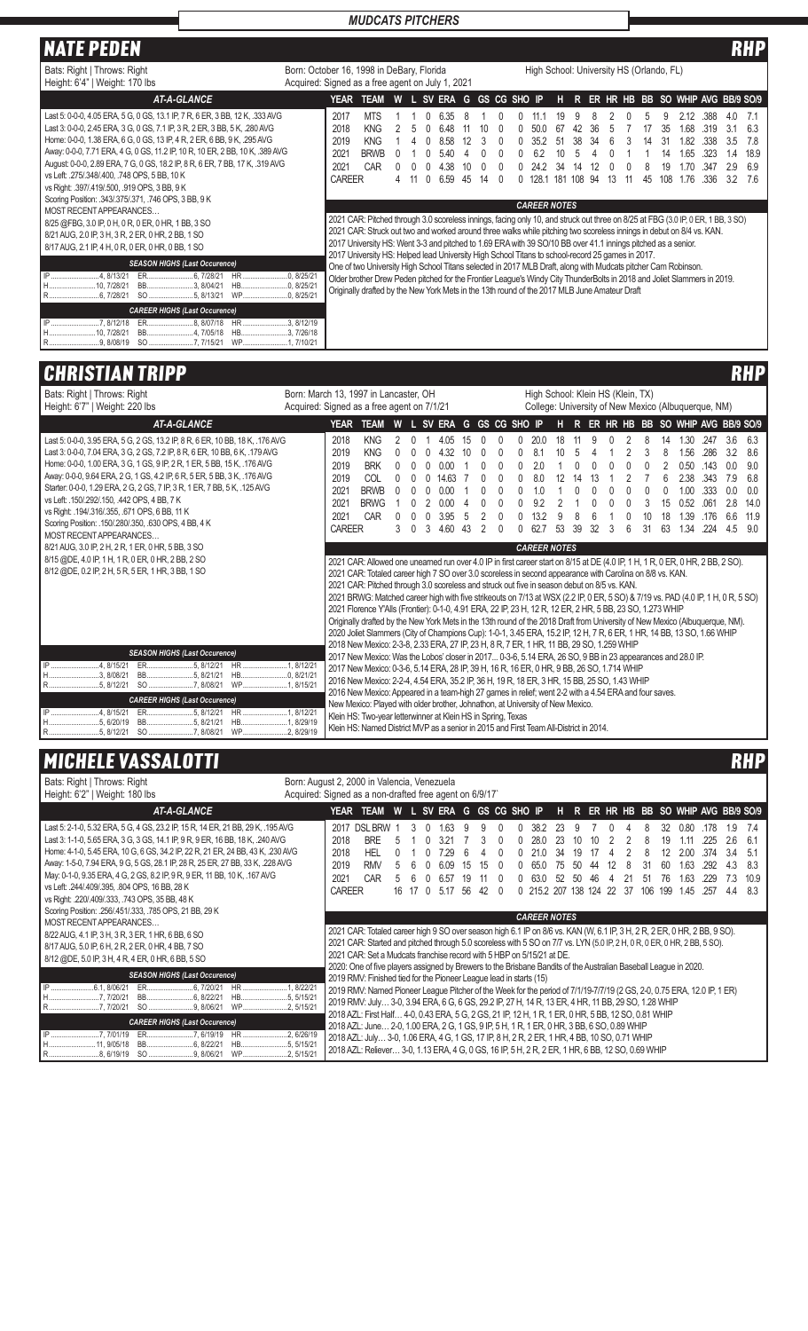## MUDCATS PITCHERS

# NATE PEDEN — RHP

Bats: Right | Throws: Right
Height: 6'4" | Weight: 170 lbs

Born: October 16, 1998 in DeBary, Florida
Acquired: Signed as a free agent on July 1, 2021

High School: University HS (Orlando, FL)

### AT-A-GLANCE

Last 5: 0-0-0, 4.05 ERA, 5 G, 0 GS, 13.1 IP, 7 R, 6 ER, 3 BB, 12 K, .333 AVG
Last 3: 0-0-0, 2.45 ERA, 3 G, 0 GS, 7.1 IP, 3 R, 2 ER, 3 BB, 5 K, .280 AVG
Home: 0-0-0, 1.38 ERA, 6 G, 0 GS, 13 IP, 4 R, 2 ER, 6 BB, 9 K, .295 AVG
Away: 0-0-0, 7.71 ERA, 4 G, 0 GS, 11.2 IP, 10 R, 10 ER, 2 BB, 10 K, .389 AVG
August: 0-0-0, 2.89 ERA, 7 G, 0 GS, 18.2 IP, 8 R, 6 ER, 7 BB, 17 K, .319 AVG
vs Left: .275/.348/.400, .748 OPS, 5 BB, 10 K
vs Right: .397/.419/.500, .919 OPS, 3 BB, 9 K
Scoring Position: .343/.375/.371, .746 OPS, 3 BB, 9 K

MOST RECENT APPEARANCES…
8/25 @FBG, 3.0 IP, 0 H, 0 R, 0 ER, 0 HR, 1 BB, 3 SO
8/21 AUG, 2.0 IP, 3 H, 3 R, 2 ER, 0 HR, 2 BB, 1 SO
8/17 AUG, 2.1 IP, 4 H, 0 R, 0 ER, 0 HR, 0 BB, 1 SO

### SEASON HIGHS (Last Occurrence)

IP: 4, 8/15/21 | ER: 6, 7/28/21 | HR: 0, 8/25/21
H: 10, 7/28/21 | BB: 3, 8/04/21 | HB: 0, 8/25/21
R: 6, 7/28/21 | SO: 5, 8/13/21 | WP: 0, 8/25/21

### CAREER HIGHS (Last Occurrence)

IP: 7, 8/12/18 | ER: 8, 8/07/18 | HR: 3, 8/12/19
H: 10, 7/28/21 | BB: 4, 7/05/18 | HB: 3, 7/26/18
R: 9, 8/08/19 | SO: 7, 7/15/21 | WP: 1, 7/10/21

| YEAR | TEAM | W | L | SV | ERA | G | GS | CG | SHO | IP | H | R | ER | HR | HB | BB | SO | WHIP | AVG | BB/9 | SO/9 |
|---|---|---|---|---|---|---|---|---|---|---|---|---|---|---|---|---|---|---|---|---|---|
| 2017 | MTS | 1 | 1 | 0 | 6.35 | 8 | 1 | 0 | 0 | 11.1 | 19 | 9 | 8 | 2 | 0 | 5 | 9 | 2.12 | .388 | 4.0 | 7.1 |
| 2018 | KNG | 2 | 5 | 0 | 6.48 | 11 | 10 | 0 | 0 | 50.0 | 67 | 42 | 36 | 5 | 7 | 17 | 35 | 1.68 | .319 | 3.1 | 6.3 |
| 2019 | KNG | 1 | 4 | 0 | 8.58 | 12 | 3 | 0 | 0 | 35.2 | 51 | 38 | 34 | 6 | 3 | 14 | 31 | 1.82 | .338 | 3.5 | 7.8 |
| 2021 | BRWB | 0 | 1 | 0 | 5.40 | 4 | 0 | 0 | 0 | 6.2 | 10 | 5 | 4 | 0 | 1 | 1 | 14 | 1.65 | .323 | 1.4 | 18.9 |
| 2021 | CAR | 0 | 0 | 0 | 4.38 | 10 | 0 | 0 | 0 | 24.2 | 34 | 14 | 12 | 0 | 0 | 8 | 19 | 1.70 | .347 | 2.9 | 6.9 |
| CAREER | | 4 | 11 | 0 | 6.59 | 45 | 14 | 0 | 0 | 128.1 | 181 | 108 | 94 | 13 | 11 | 45 | 108 | 1.76 | .336 | 3.2 | 7.6 |

### CAREER NOTES

2021 CAR: Pitched through 3.0 scoreless innings, facing only 10, and struck out three on 8/25 at FBG (3.0 IP, 0 ER, 1 BB, 3 SO)
2021 CAR: Struck out two and worked around three walks while pitching two scoreless innings in debut on 8/04 vs. KAN.
2017 University HS: Went 3-3 and pitched to 1.69 ERA with 39 SO/10 BB over 41.1 innings pitched as a senior.
2017 University HS: Helped lead University High School Titans to school-record 25 games in 2017.
One of two University High School Titans selected in 2017 MLB Draft, along with Mudcats pitcher Cam Robinson.
Older brother Drew Peden pitched for the Frontier League's Windy City ThunderBolts in 2018 and Joliet Slammers in 2019.
Originally drafted by the New York Mets in the 13th round of the 2017 MLB June Amateur Draft

# CHRISTIAN TRIPP — RHP

Bats: Right | Throws: Right
Height: 6'7" | Weight: 220 lbs

Born: March 13, 1997 in Lancaster, OH
Acquired: Signed as a free agent on 7/1/21

High School: Klein HS (Klein, TX)
College: University of New Mexico (Albuquerque, NM)

### AT-A-GLANCE

Last 5: 0-0-0, 3.95 ERA, 5 G, 2 GS, 13.2 IP, 8 R, 6 ER, 10 BB, 18 K, .176 AVG
Last 3: 0-0-0, 7.04 ERA, 3 G, 2 GS, 7.2 IP, 8 R, 6 ER, 10 BB, 6 K, .179 AVG
Home: 0-0-0, 1.00 ERA, 3 G, 1 GS, 9 IP, 2 R, 1 ER, 5 BB, 15 K, .176 AVG
Away: 0-0-0, 9.64 ERA, 2 G, 1 GS, 4.2 IP, 6 R, 5 ER, 5 BB, 3 K, .176 AVG
Starter: 0-0-0, 1.29 ERA, 2 G, 2 GS, 7 IP, 3 R, 1 ER, 7 BB, 5 K, .125 AVG
vs Left: .150/.292/.150, .442 OPS, 4 BB, 7 K
vs Right: .194/.316/.355, .671 OPS, 6 BB, 11 K
Scoring Position: .150/.280/.350, .630 OPS, 4 BB, 4 K

MOST RECENT APPEARANCES…
8/21 AUG, 3.0 IP, 2 H, 2 R, 1 ER, 0 HR, 5 BB, 3 SO
8/15 @DE, 4.0 IP, 1 H, 1 R, 0 ER, 0 HR, 2 BB, 2 SO
8/12 @DE, 0.2 IP, 2 H, 5 R, 5 ER, 1 HR, 3 BB, 1 SO

### SEASON HIGHS (Last Occurrence)

IP: 4, 8/15/21 | ER: 5, 8/12/21 | HR: 1, 8/12/21
H: 3, 8/08/21 | BB: 5, 8/21/21 | HB: 0, 8/21/21
R: 5, 8/12/21 | SO: 7, 8/08/21 | WP: 1, 8/15/21

### CAREER HIGHS (Last Occurrence)

IP: 4, 8/15/21 | ER: 5, 8/12/21 | HR: 1, 8/12/21
H: 5, 6/20/19 | BB: 5, 8/21/21 | HB: 1, 8/29/19
R: 5, 8/12/21 | SO: 7, 8/08/21 | WP: 2, 8/29/19

| YEAR | TEAM | W | L | SV | ERA | G | GS | CG | SHO | IP | H | R | ER | HR | HB | BB | SO | WHIP | AVG | BB/9 | SO/9 |
|---|---|---|---|---|---|---|---|---|---|---|---|---|---|---|---|---|---|---|---|---|---|
| 2018 | KNG | 2 | 0 | 1 | 4.05 | 15 | 0 | 0 | 0 | 20.0 | 18 | 11 | 9 | 0 | 2 | 8 | 14 | 1.30 | .247 | 3.6 | 6.3 |
| 2019 | KNG | 0 | 0 | 0 | 4.32 | 10 | 0 | 0 | 0 | 8.1 | 10 | 5 | 4 | 1 | 3 | 8 | 1.56 | .286 | 3.2 | 8.6 | |
| 2019 | BRK | 0 | 0 | 0 | 0.00 | 1 | 0 | 0 | 0 | 2.0 | 1 | 0 | 0 | 0 | 0 | 0 | 2 | 0.50 | .143 | 0.0 | 9.0 |
| 2019 | COL | 0 | 0 | 0 | 14.63 | 7 | 0 | 0 | 0 | 8.0 | 12 | 14 | 13 | 1 | 2 | 7 | 6 | 2.38 | .343 | 7.9 | 6.8 |
| 2021 | BRWB | 0 | 0 | 0 | 0.00 | 1 | 0 | 0 | 0 | 1.0 | 1 | 0 | 0 | 0 | 0 | 0 | 0 | 1.00 | .333 | 0.0 | 0.0 |
| 2021 | BRWG | 1 | 0 | 2 | 0.00 | 4 | 0 | 0 | 0 | 9.2 | 2 | 1 | 0 | 0 | 0 | 3 | 15 | 0.52 | .061 | 2.8 | 14.0 |
| 2021 | CAR | 0 | 0 | 0 | 3.95 | 5 | 2 | 0 | 0 | 13.2 | 9 | 8 | 6 | 1 | 0 | 10 | 18 | 1.39 | .176 | 6.6 | 11.9 |
| CAREER | | 3 | 0 | 3 | 4.60 | 43 | 2 | 0 | 0 | 62.7 | 53 | 39 | 32 | 3 | 6 | 31 | 63 | 1.34 | .224 | 4.5 | 9.0 |

### CAREER NOTES

2021 CAR: Allowed one unearned run over 4.0 IP in first career start on 8/15 at DE (4.0 IP, 1 H, 1 R, 0 ER, 0 HR, 2 BB, 2 SO).
2021 CAR: Totaled career high 7 SO over 3.0 scoreless in second appearance with Carolina on 8/8 vs. KAN.
2021 CAR: Pitched through 3.0 scoreless and struck out five in season debut on 8/5 vs. KAN.
2021 BRWG: Matched career high with five strikeouts on 7/13 at WSX (2.2 IP, 0 ER, 5 SO) & 7/19 vs. PAD (4.0 IP, 1 H, 0 R, 5 SO)
2021 Florence Y'Alls (Frontier): 0-1-0, 4.91 ERA, 22 IP, 23 H, 12 R, 12 ER, 2 HR, 5 BB, 23 SO, 1.273 WHIP
Originally drafted by the New York Mets in the 13th round of the 2018 Draft from University of New Mexico (Albuquerque, NM).
2020 Joliet Slammers (City of Champions Cup): 1-0-1, 3.45 ERA, 15.2 IP, 12 H, 7 R, 6 ER, 1 HR, 14 BB, 13 SO, 1.66 WHIP
2018 New Mexico: 2-3-8, 2.33 ERA, 27 IP, 23 H, 8 R, 7 ER, 1 HR, 11 BB, 29 SO, 1.259 WHIP
2017 New Mexico: Was the Lobos' closer in 2017... 0-3-6, 5.14 ERA, 26 SO, 9 BB in 23 appearances and 28.0 IP.
2017 New Mexico: 0-3-6, 5.14 ERA, 28 IP, 39 H, 16 R, 16 ER, 0 HR, 9 BB, 26 SO, 1.714 WHIP
2016 New Mexico: 2-2-4, 4.54 ERA, 35.2 IP, 36 H, 19 R, 18 ER, 3 HR, 15 BB, 25 SO, 1.43 WHIP
2016 New Mexico: Appeared in a team-high 27 games in relief; went 2-2 with a 4.54 ERA and four saves.
New Mexico: Played with older brother, Johnathon, at University of New Mexico.
Klein HS: Two-year letterwinner at Klein HS in Spring, Texas
Klein HS: Named District MVP as a senior in 2015 and First Team All-District in 2014.

# MICHELE VASSALOTTI — RHP

Bats: Right | Throws: Right
Height: 6'2" | Weight: 180 lbs

Born: August 2, 2000 in Valencia, Venezuela
Acquired: Signed as a non-drafted free agent on 6/9/17`

### AT-A-GLANCE

Last 5: 2-1-0, 5.32 ERA, 5 G, 4 GS, 23.2 IP, 15 R, 14 ER, 21 BB, 29 K, .195 AVG
Last 3: 1-1-0, 5.65 ERA, 3 G, 3 GS, 14.1 IP, 9 R, 9 ER, 16 BB, 18 K, .240 AVG
Home: 4-1-0, 5.45 ERA, 10 G, 6 GS, 34.2 IP, 22 R, 21 ER, 24 BB, 43 K, .230 AVG
Away: 1-5-0, 7.94 ERA, 9 G, 5 GS, 28.1 IP, 28 R, 25 ER, 27 BB, 33 K, .228 AVG
May: 0-1-0, 9.35 ERA, 4 G, 2 GS, 8.2 IP, 9 R, 9 ER, 11 BB, 10 K, .167 AVG
vs Left: .244/.409/.395, .804 OPS, 16 BB, 28 K
vs Right: .220/.409/.333, .743 OPS, 35 BB, 48 K
Scoring Position: .256/.451/.333, .785 OPS, 21 BB, 29 K

MOST RECENT APPEARANCES…
8/22 AUG, 4.1 IP, 3 H, 3 R, 3 ER, 1 HR, 6 BB, 6 SO
8/17 AUG, 5.0 IP, 6 H, 2 R, 2 ER, 0 HR, 4 BB, 7 SO
8/12 @DE, 5.0 IP, 3 H, 4 R, 4 ER, 0 HR, 6 BB, 5 SO

### SEASON HIGHS (Last Occurrence)

IP: 6.1, 8/06/21 | ER: 6, 7/20/21 | HR: 1, 8/22/21
H: 7, 7/20/21 | BB: 6, 8/22/21 | HB: 5, 5/15/21
R: 7, 7/20/21 | SO: 9, 8/06/21 | WP: 2, 5/15/21

### CAREER HIGHS (Last Occurrence)

IP: 7, 7/01/19 | ER: 7, 6/19/19 | HR: 2, 6/26/19
H: 11, 9/05/18 | BB: 6, 8/22/21 | HB: 5, 5/15/21
R: 8, 6/19/19 | SO: 9, 8/06/21 | WP: 2, 5/15/21

| YEAR | TEAM | W | L | SV | ERA | G | GS | CG | SHO | IP | H | R | ER | HR | HB | BB | SO | WHIP | AVG | BB/9 | SO/9 |
|---|---|---|---|---|---|---|---|---|---|---|---|---|---|---|---|---|---|---|---|---|---|
| 2017 | DSL BRW | 1 | 3 | 0 | 1.63 | 9 | 9 | 0 | 0 | 38.2 | 23 | 9 | 7 | 0 | 4 | 8 | 32 | 0.80 | .178 | 1.9 | 7.4 |
| 2018 | BRE | 5 | 1 | 0 | 3.21 | 7 | 3 | 0 | 0 | 28.0 | 23 | 10 | 10 | 2 | 2 | 8 | 19 | 1.11 | .225 | 2.6 | 6.1 |
| 2018 | HEL | 0 | 1 | 0 | 7.29 | 6 | 4 | 0 | 0 | 21.0 | 34 | 19 | 17 | 4 | 2 | 8 | 12 | 2.00 | .374 | 3.4 | 5.1 |
| 2019 | RMV | 5 | 6 | 0 | 6.09 | 15 | 15 | 0 | 0 | 65.0 | 75 | 50 | 44 | 12 | 8 | 31 | 60 | 1.63 | .292 | 4.3 | 8.3 |
| 2021 | CAR | 5 | 6 | 0 | 6.57 | 19 | 11 | 0 | 0 | 63.0 | 52 | 50 | 46 | 4 | 21 | 51 | 76 | 1.63 | .229 | 7.3 | 10.9 |
| CAREER | | 16 | 17 | 0 | 5.17 | 56 | 42 | 0 | 0 | 215.2 | 207 | 138 | 124 | 22 | 37 | 106 | 199 | 1.45 | .257 | 4.4 | 8.3 |

### CAREER NOTES

2021 CAR: Totaled career high 9 SO over season high 6.1 IP on 8/6 vs. KAN (W, 6.1 IP, 3 H, 2 R, 2 ER, 0 HR, 2 BB, 9 SO).
2021 CAR: Started and pitched through 5.0 scoreless with 5 SO on 7/7 vs. LYN (5.0 IP, 2 H, 0 R, 0 ER, 0 HR, 2 BB, 5 SO).
2021 CAR: Set a Mudcats franchise record with 5 HBP on 5/15/21 at DE.
2020: One of five players assigned by Brewers to the Brisbane Bandits of the Australian Baseball League in 2020.
2019 RMV: Finished tied for the Pioneer League lead in starts (15)
2019 RMV: Named Pioneer League Pitcher of the Week for the period of 7/1/19-7/7/19 (2 GS, 2-0, 0.75 ERA, 12.0 IP, 1 ER)
2019 RMV: July… 3-0, 3.94 ERA, 6 G, 6 GS, 29.2 IP, 27 H, 14 R, 13 ER, 4 HR, 11 BB, 29 SO, 1.28 WHIP
2018 AZL: First Half… 4-0, 0.43 ERA, 5 G, 2 GS, 21 IP, 12 H, 1 R, 1 ER, 0 HR, 5 BB, 12 SO, 0.81 WHIP
2018 AZL: June… 2-0, 1.00 ERA, 2 G, 1 GS, 9 IP, 5 H, 1 R, 1 ER, 0 HR, 3 BB, 6 SO, 0.89 WHIP
2018 AZL: July… 3-0, 1.06 ERA, 4 G, 1 GS, 17 IP, 8 H, 2 R, 2 ER, 1 HR, 4 BB, 10 SO, 0.71 WHIP
2018 AZL: Reliever… 3-0, 1.13 ERA, 4 G, 0 GS, 16 IP, 5 H, 2 R, 2 ER, 1 HR, 6 BB, 12 SO, 0.69 WHIP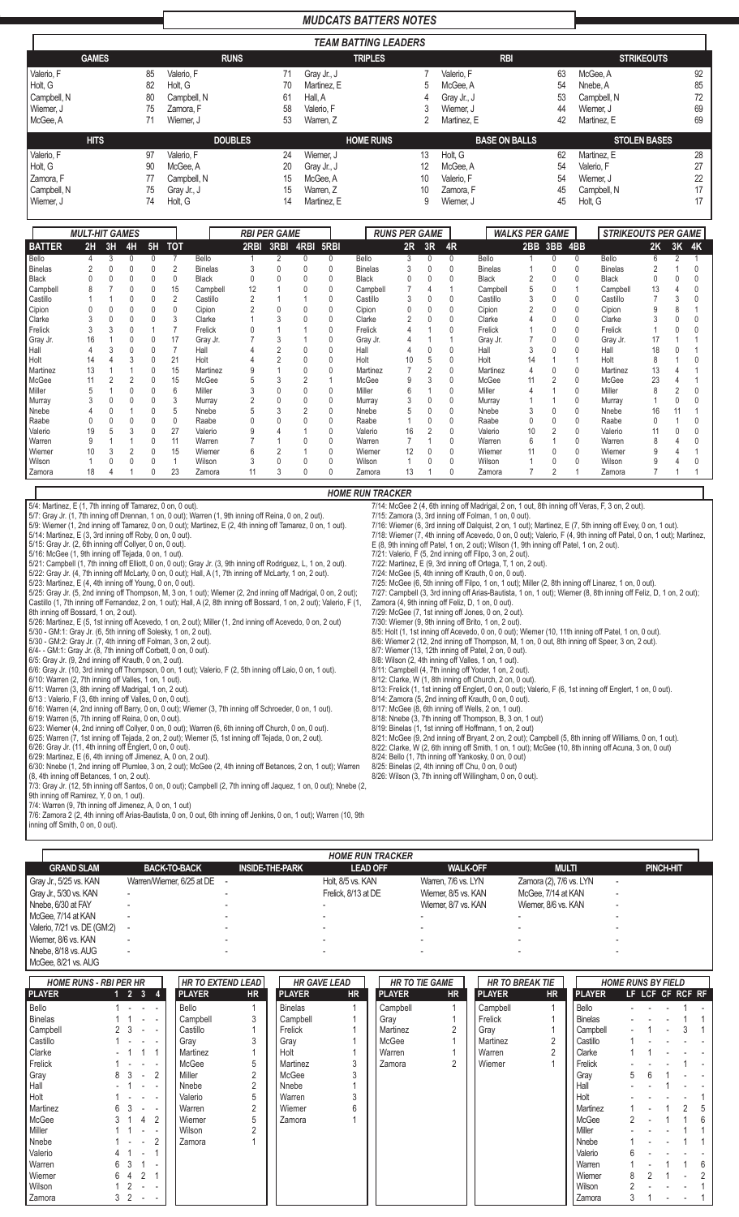# MUDCATS BATTERS NOTES

## TEAM BATTING LEADERS

| GAMES | | RUNS | | TRIPLES | | RBI | | STRIKEOUTS | |
|---|---|---|---|---|---|---|---|---|---|
| Valerio, F | 85 | Valerio, F | 71 | Gray Jr., J | 7 | Valerio, F | 63 | McGee, A | 92 |
| Holt, G | 82 | Holt, G | 70 | Martinez, E | 5 | McGee, A | 54 | Nnebe, A | 85 |
| Campbell, N | 80 | Campbell, N | 61 | Hall, A | 4 | Gray Jr., J | 53 | Campbell, N | 72 |
| Wiemer, J | 75 | Zamora, F | 58 | Valerio, F | 3 | Wiemer, J | 44 | Wiemer, J | 69 |
| McGee, A | 71 | Wiemer, J | 53 | Warren, Z | 2 | Martinez, E | 42 | Martinez, E | 69 |

| HITS | | DOUBLES | | HOME RUNS | | BASE ON BALLS | | STOLEN BASES | |
|---|---|---|---|---|---|---|---|---|---|
| Valerio, F | 97 | Valerio, F | 24 | Wiemer, J | 13 | Holt, G | 62 | Martinez, E | 28 |
| Holt, G | 90 | McGee, A | 20 | Gray Jr., J | 12 | McGee, A | 54 | Valerio, F | 27 |
| Zamora, F | 77 | Campbell, N | 15 | McGee, A | 10 | Valerio, F | 54 | Wiemer, J | 22 |
| Campbell, N | 75 | Gray Jr., J | 15 | Warren, Z | 10 | Zamora, F | 45 | Campbell, N | 17 |
| Wiemer, J | 74 | Holt, G | 14 | Martinez, E | 9 | Wiemer, J | 45 | Holt, G | 17 |

## MULT-HIT GAMES / RBI PER GAME / RUNS PER GAME / WALKS PER GAME / STRIKEOUTS PER GAME

| BATTER | 2H | 3H | 4H | 5H | TOT | | 2RBI | 3RBI | 4RBI | 5RBI | | 2R | 3R | 4R | | 2BB | 3BB | 4BB | | 2K | 3K | 4K |
|---|---|---|---|---|---|---|---|---|---|---|---|---|---|---|---|---|---|---|---|---|---|---|
| Bello | 4 | 3 | 0 | 0 | 7 | Bello | 1 | 2 | 0 | 0 | Bello | 3 | 0 | 0 | Bello | 1 | 0 | 0 | Bello | 6 | 2 | 1 |
| Binelas | 2 | 0 | 0 | 0 | 2 | Binelas | 3 | 0 | 0 | 0 | Binelas | 3 | 0 | 0 | Binelas | 1 | 0 | 0 | Binelas | 2 | 1 | 0 |
| Black | 0 | 0 | 0 | 0 | 0 | Black | 0 | 0 | 0 | 0 | Black | 0 | 0 | 0 | Black | 2 | 0 | 0 | Black | 0 | 0 | 0 |
| Campbell | 8 | 7 | 0 | 0 | 15 | Campbell | 12 | 1 | 0 | 0 | Campbell | 7 | 4 | 1 | Campbell | 5 | 0 | 1 | Campbell | 13 | 4 | 0 |
| Castillo | 1 | 1 | 0 | 0 | 2 | Castillo | 2 | 1 | 1 | 0 | Castillo | 3 | 0 | 0 | Castillo | 3 | 0 | 0 | Castillo | 7 | 3 | 0 |
| Cipion | 0 | 0 | 0 | 0 | 0 | Cipion | 2 | 0 | 0 | 0 | Cipion | 0 | 0 | 0 | Cipion | 2 | 0 | 0 | Cipion | 9 | 8 | 1 |
| Clarke | 3 | 0 | 0 | 0 | 3 | Clarke | 1 | 3 | 0 | 0 | Clarke | 2 | 0 | 0 | Clarke | 4 | 0 | 0 | Clarke | 3 | 0 | 0 |
| Frelick | 3 | 3 | 0 | 1 | 7 | Frelick | 0 | 1 | 1 | 0 | Frelick | 4 | 1 | 0 | Frelick | 1 | 0 | 0 | Frelick | 1 | 0 | 0 |
| Gray Jr. | 16 | 1 | 0 | 0 | 17 | Gray Jr. | 7 | 3 | 1 | 0 | Gray Jr. | 4 | 1 | 1 | Gray Jr. | 7 | 0 | 0 | Gray Jr. | 17 | 1 | 1 |
| Hall | 4 | 3 | 0 | 0 | 7 | Hall | 4 | 2 | 0 | 0 | Hall | 4 | 0 | 0 | Hall | 3 | 0 | 0 | Hall | 18 | 0 | 1 |
| Holt | 14 | 4 | 3 | 0 | 21 | Holt | 4 | 2 | 0 | 0 | Holt | 10 | 5 | 0 | Holt | 14 | 1 | 1 | Holt | 8 | 1 | 0 |
| Martinez | 13 | 1 | 1 | 0 | 15 | Martinez | 9 | 1 | 0 | 0 | Martinez | 7 | 2 | 0 | Martinez | 4 | 0 | 0 | Martinez | 13 | 4 | 1 |
| McGee | 11 | 2 | 2 | 0 | 15 | McGee | 5 | 3 | 2 | 1 | McGee | 9 | 3 | 0 | McGee | 11 | 2 | 0 | McGee | 23 | 4 | 1 |
| Miller | 5 | 1 | 0 | 0 | 6 | Miller | 3 | 0 | 0 | 0 | Miller | 6 | 1 | 0 | Miller | 4 | 1 | 0 | Miller | 8 | 2 | 0 |
| Murray | 3 | 0 | 0 | 0 | 3 | Murray | 2 | 0 | 0 | 0 | Murray | 3 | 0 | 0 | Murray | 1 | 1 | 0 | Murray | 1 | 0 | 0 |
| Nnebe | 4 | 0 | 1 | 0 | 5 | Nnebe | 5 | 3 | 2 | 0 | Nnebe | 5 | 0 | 0 | Nnebe | 3 | 0 | 0 | Nnebe | 16 | 11 | 1 |
| Raabe | 0 | 0 | 0 | 0 | 0 | Raabe | 0 | 0 | 0 | 0 | Raabe | 1 | 0 | 0 | Raabe | 0 | 0 | 0 | Raabe | 0 | 1 | 0 |
| Valerio | 19 | 5 | 3 | 0 | 27 | Valerio | 9 | 4 | 1 | 0 | Valerio | 16 | 2 | 0 | Valerio | 10 | 2 | 0 | Valerio | 11 | 0 | 0 |
| Warren | 9 | 1 | 1 | 0 | 11 | Warren | 7 | 1 | 0 | 0 | Warren | 7 | 1 | 0 | Warren | 6 | 1 | 0 | Warren | 8 | 4 | 0 |
| Wiemer | 10 | 3 | 2 | 0 | 15 | Wiemer | 6 | 2 | 1 | 0 | Wiemer | 12 | 0 | 0 | Wiemer | 11 | 0 | 0 | Wiemer | 9 | 4 | 1 |
| Wilson | 1 | 0 | 0 | 0 | 1 | Wilson | 3 | 0 | 0 | 0 | Wilson | 1 | 0 | 0 | Wilson | 1 | 0 | 0 | Wilson | 9 | 4 | 0 |
| Zamora | 18 | 4 | 1 | 0 | 23 | Zamora | 11 | 3 | 0 | 0 | Zamora | 13 | 1 | 0 | Zamora | 7 | 2 | 1 | Zamora | 7 | 1 | 1 |

## HOME RUN TRACKER

5/4: Martinez, E (1, 7th inning off Tamarez, 0 on, 0 out).
5/7: Gray Jr. (1, 7th inning off Drennan, 1 on, 0 out); Warren (1, 9th inning off Reina, 0 on, 2 out).
5/9: Wiemer (1, 2nd inning off Tamarez, 0 on, 0 out); Martinez, E (2, 4th inning off Tamarez, 0 on, 1 out).
5/14: Martinez, E (3, 3rd inning off Roby, 0 on, 0 out).
5/15: Gray Jr. (2, 6th inning off Collyer, 0 on, 0 out).
5/16: McGee (1, 9th inning off Tejada, 0 on, 1 out).
5/21: Campbell (1, 7th inning off Elliott, 0 on, 0 out); Gray Jr. (3, 9th inning off Rodriguez, L, 1 on, 2 out).
5/22: Gray Jr. (4, 7th inning off McLarty, 0 on, 0 out); Hall, A (1, 7th inning off McLarty, 1 on, 2 out).
5/23: Martinez, E (4, 4th inning off Young, 0 on, 0 out).
5/25: Gray Jr. (5, 2nd inning off Thompson, M, 3 on, 1 out); Wiemer (2, 2nd inning off Madrigal, 0 on, 2 out); Castillo (1, 7th inning off Fernandez, 2 on, 1 out); Hall, A (2, 8th inning off Bossard, 1 on, 2 out); Valerio, F (1, 8th inning off Bossard, 1 on, 2 out).
5/26: Martinez, E (5, 1st inning off Acevedo, 1 on, 2 out); Miller (1, 2nd inning off Acevedo, 0 on, 2 out)
5/30 - GM:1: Gray Jr. (6, 5th inning off Solesky, 1 on, 2 out).
5/30 - GM:2: Gray Jr. (7, 4th inning off Folman, 3 on, 2 out).
6/4- - GM:1: Gray Jr. (8, 7th inning off Corbett, 0 on, 0 out).
6/5: Gray Jr. (9, 2nd inning off Krauth, 0 on, 2 out).
6/6: Gray Jr. (10, 3rd inning off Thompson, 0 on, 1 out); Valerio, F (2, 5th inning off Laio, 0 on, 1 out).
6/10: Warren (2, 7th inning off Valles, 1 on, 1 out).
6/11: Warren (3, 8th inning off Madrigal, 1 on, 2 out).
6/13 : Valerio, F (3, 6th inning off Valles, 0 on, 0 out).
6/16: Warren (4, 2nd inning off Barry, 0 on, 0 out); Wiemer (3, 7th inning off Schroeder, 0 on, 1 out).
6/19: Warren (5, 7th inning off Reina, 0 on, 0 out).
6/23: Wiemer (4, 2nd inning off Collyer, 0 on, 0 out); Warren (6, 6th inning off Church, 0 on, 0 out).
6/25: Warren (7, 1st inning off Tejada, 2 on, 2 out); Wiemer (5, 1st inning off Tejada, 0 on, 2 out).
6/26: Gray Jr. (11, 4th inning off Englert, 0 on, 0 out).
6/29: Martinez, E (6, 4th inning off Jimenez, A, 0 on, 2 out).
6/30: Nnebe (1, 2nd inning off Plumlee, 3 on, 2 out); McGee (2, 4th inning off Betances, 2 on, 1 out); Warren (8, 4th inning off Betances, 1 on, 2 out).
7/3: Gray Jr. (12, 5th inning off Santos, 0 on, 0 out); Campbell (2, 7th inning off Jaquez, 1 on, 0 out); Nnebe (2, 9th inning off Ramirez, Y, 0 on, 1 out).
7/4: Warren (9, 7th inning off Jimenez, A, 0 on, 1 out)
7/6: Zamora 2 (2, 4th inning off Arias-Bautista, 0 on, 0 out, 6th inning off Jenkins, 0 on, 1 out); Warren (10, 9th inning off Smith, 0 on, 0 out).
7/14: McGee 2 (4, 6th inning off Madrigal, 2 on, 1 out, 8th inning off Veras, F, 3 on, 2 out).
7/15: Zamora (3, 3rd inning off Folman, 1 on, 0 out).
7/16: Wiemer (6, 3rd inning off Dalquist, 2 on, 1 out); Martinez, E (7, 5th inning off Evey, 0 on, 1 out).
7/18: Wiemer (7, 4th inning off Acevedo, 0 on, 0 out); Valerio, F (4, 9th inning off Patel, 0 on, 1 out); Martinez, E (8, 9th inning off Patel, 1 on, 2 out); Wilson (1, 9th inning off Patel, 1 on, 2 out).
7/21: Valerio, F (5, 2nd inning off Filpo, 3 on, 2 out).
7/22: Martinez, E (9, 3rd inning off Ortega, T, 1 on, 2 out).
7/24: McGee (5, 4th inning off Krauth, 0 on, 0 out).
7/25: McGee (6, 5th inning off Filpo, 1 on, 1 out); Miller (2, 8th inning off Linarez, 1 on, 0 out).
7/27: Campbell (3, 3rd inning off Arias-Bautista, 1 on, 1 out); Wiemer (8, 8th inning off Feliz, D, 1 on, 2 out); Zamora (4, 9th inning off Feliz, D, 1 on, 0 out).
7/29: McGee (7, 1st inning off Jones, 0 on, 2 out).
7/30: Wiemer (9, 9th inning off Brito, 1 on, 2 out).
8/5: Holt (1, 1st inning off Acevedo, 0 on, 0 out); Wiemer (10, 11th inning off Patel, 1 on, 0 out).
8/6: Wiemer 2 (12, 2nd inning off Thompson, M, 1 on, 0 out, 8th inning off Speer, 3 on, 2 out).
8/7: Wiemer (13, 12th inning off Patel, 2 on, 0 out).
8/8: Wilson (2, 4th inning off Valles, 1 on, 1 out).
8/11: Campbell (4, 7th inning off Yoder, 1 on, 2 out).
8/12: Clarke, W (1, 8th inning off Church, 2 on, 0 out).
8/13: Frelick (1, 1st inning off Englert, 0 on, 0 out); Valerio, F (6, 1st inning off Englert, 1 on, 0 out).
8/14: Zamora (5, 2nd inning off Krauth, 0 on, 0 out).
8/17: McGee (8, 6th inning off Wells, 2 on, 1 out).
8/18: Nnebe (3, 7th inning off Thompson, B, 3 on, 1 out)
8/19: Binelas (1, 1st inning off Hoffmann, 1 on, 2 out)
8/21: McGee (9, 2nd inning off Bryant, 2 on, 2 out); Campbell (5, 8th inning off Williams, 0 on, 1 out).
8/22: Clarke, W (2, 6th inning off Smith, 1 on, 1 out); McGee (10, 8th inning off Acuna, 3 on, 0 out)
8/24: Bello (1, 7th inning off Yankosky, 0 on, 0 out)
8/25: Binelas (2, 4th inning off Chu, 0 on, 0 out)
8/26: Wilson (3, 7th inning off Willingham, 0 on, 0 out).

## HOME RUN TRACKER

| GRAND SLAM | BACK-TO-BACK | INSIDE-THE-PARK | LEAD OFF | WALK-OFF | MULTI | PINCH-HIT |
|---|---|---|---|---|---|---|
| Gray Jr., 5/25 vs. KAN | Warren/Wiemer, 6/25 at DE | - | Holt, 8/5 vs. KAN | Warren, 7/6 vs. LYN | Zamora (2), 7/6 vs. LYN | - |
| Gray Jr., 5/30 vs. KAN | - | - | Frelick, 8/13 at DE | Wiemer, 8/5 vs. KAN | McGee, 7/14 at KAN | - |
| Nnebe, 6/30 at FAY | - | - | - | Wiemer, 8/7 vs. KAN | Wiemer, 8/6 vs. KAN | - |
| McGee, 7/14 at KAN | - | - | - | - | - | - |
| Valerio, 7/21 vs. DE (GM:2) | - | - | - | - | - | - |
| Wiemer, 8/6 vs. KAN | - | - | - | - | - | - |
| Nnebe, 8/18 vs. AUG | - | - | - | - | - | - |
| McGee, 8/21 vs. AUG | | | | | | |

### HOME RUNS - RBI PER HR

| PLAYER | 1 | 2 | 3 | 4 |
|---|---|---|---|---|
| Bello | 1 | - | - | - |
| Binelas | 1 | 1 | - | - |
| Campbell | 2 | 3 | - | - |
| Castillo | 1 | - | - | - |
| Clarke | - | 1 | 1 | 1 |
| Frelick | 1 | - | - | - |
| Gray | 8 | 3 | - | 2 |
| Hall | - | 1 | - | - |
| Holt | 1 | - | - | - |
| Martinez | 6 | 3 | - | - |
| McGee | 3 | 1 | 4 | 2 |
| Miller | 1 | 1 | - | - |
| Nnebe | 1 | - | - | 2 |
| Valerio | 4 | 1 | - | 1 |
| Warren | 6 | 3 | 1 | - |
| Wiemer | 6 | 4 | 2 | 1 |
| Wilson | 1 | 2 | - | - |
| Zamora | 3 | 2 | - | - |

### HR TO EXTEND LEAD

| PLAYER | HR |
|---|---|
| Bello | 1 |
| Campbell | 3 |
| Castillo | 1 |
| Gray | 3 |
| Martinez | 1 |
| McGee | 5 |
| Miller | 2 |
| Nnebe | 2 |
| Valerio | 5 |
| Warren | 2 |
| Wiemer | 5 |
| Wilson | 2 |
| Zamora | 1 |

### HR GAVE LEAD

| PLAYER | HR |
|---|---|
| Binelas | 1 |
| Campbell | 1 |
| Frelick | 1 |
| Gray | 1 |
| Holt | 1 |
| Martinez | 3 |
| McGee | 3 |
| Nnebe | 1 |
| Warren | 3 |
| Wiemer | 6 |
| Zamora | 1 |

### HR TO TIE GAME

| PLAYER | HR |
|---|---|
| Campbell | 1 |
| Gray | 1 |
| Martinez | 2 |
| McGee | 1 |
| Warren | 1 |
| Zamora | 2 |

### HR TO BREAK TIE

| PLAYER | HR |
|---|---|
| Campbell | 1 |
| Frelick | 1 |
| Gray | 1 |
| Martinez | 2 |
| Warren | 2 |
| Wiemer | 1 |

### HOME RUNS BY FIELD

| PLAYER | LF | LCF | CF | RCF | RF |
|---|---|---|---|---|---|
| Bello | - | - | - | 1 | - |
| Binelas | - | - | - | 1 | 1 |
| Campbell | - | 1 | - | 3 | 1 |
| Castillo | 1 | - | - | - | - |
| Clarke | 1 | 1 | - | - | - |
| Frelick | - | - | - | 1 | - |
| Gray | 5 | 6 | 1 | - | - |
| Hall | - | - | 1 | - | - |
| Holt | 1 | - | - | - | - |
| Martinez | 1 | - | 1 | 2 | 5 |
| McGee | 2 | - | 1 | 1 | 6 |
| Miller | - | - | - | 1 | 1 |
| Nnebe | 1 | - | - | 1 | 1 |
| Valerio | 6 | - | - | - | - |
| Warren | 1 | - | 1 | 1 | 6 |
| Wiemer | 8 | 2 | 1 | - | 2 |
| Wilson | 2 | - | - | - | 1 |
| Zamora | 3 | 1 | - | - | 1 |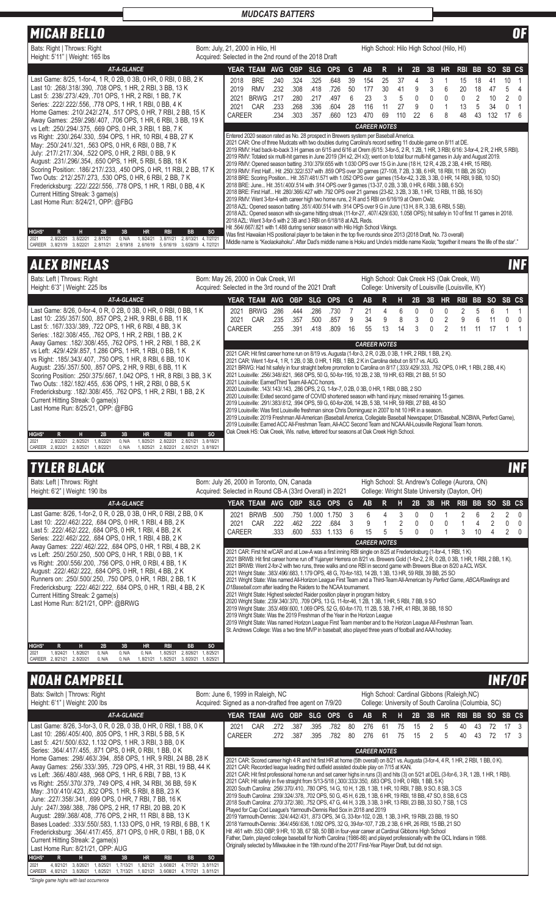## MUDCATS BATTERS

# MICAH BELLO — OF

Bats: Right | Throws: Right
Height: 5'11" | Weight: 165 lbs

Born: July, 21, 2000 in Hilo, HI
Acquired: Selected in the 2nd round of the 2018 Draft

High School: Hilo High School (Hilo, HI)

### AT-A-GLANCE

Last Game: 8/25, 1-for-4, 1 R, 0 2B, 0 3B, 0 HR, 0 RBI, 0 BB, 2 K
Last 10: .268/.318/.390, .708 OPS, 1 HR, 2 RBI, 3 BB, 13 K
Last 5: .238/.273/.429, .701 OPS, 1 HR, 2 RBI, 1 BB, 7 K
Series: .222/.222/.556, .778 OPS, 1 HR, 1 RBI, 0 BB, 4 K
Home Games: .210/.242/.274, .517 OPS, 0 HR, 7 RBI, 2 BB, 15 K
Away Games: .259/.298/.407, .706 OPS, 1 HR, 6 RBI, 3 BB, 19 K
vs Left: .250/.294/.375, .669 OPS, 0 HR, 3 RBI, 1 BB, 7 K
vs Right: .230/.264/.330, .594 OPS, 1 HR, 10 RBI, 4 BB, 27 K
May: .250/.241/.321, .563 OPS, 0 HR, 6 RBI, 0 BB, 7 K
July: .217/.217/.304, .522 OPS, 0 HR, 2 RBI, 0 BB, 9 K
August: .231/.296/.354, .650 OPS, 1 HR, 5 RBI, 5 BB, 18 K
Scoring Position: .186/.217/.233, .450 OPS, 0 HR, 11 RBI, 2 BB, 17 K
Two Outs: .212/.257/.273, .530 OPS, 0 HR, 6 RBI, 2 BB, 7 K
Fredericksburg: .222/.222/.556, .778 OPS, 1 HR, 1 RBI, 0 BB, 4 K
Current Hitting Streak: 3 game(s)
Last Home Run: 8/24/21, OPP: @FBG

| HIGHS* | R | H | 2B | 3B | HR | RBI | BB | SO |
|---|---|---|---|---|---|---|---|---|
| 2021 | 2, 8/22/21 | 3, 8/22/21 | 2, 8/11/21 | 0, N/A | 1, 8/24/21 | 3, 8/11/21 | 2, 8/13/21 | 4, 7/27/21 |
| CAREER | 3, 8/21/19 | 3, 8/22/21 | 2, 8/11/21 | 2, 6/19/18 | 2, 6/16/19 | 5, 6/16/19 | 3, 6/29/19 | 4, 7/27/21 |

| YEAR | TEAM | AVG | OBP | SLG | OPS | G | AB | R | H | 2B | 3B | HR | RBI | BB | SO | SB | CS |
|---|---|---|---|---|---|---|---|---|---|---|---|---|---|---|---|---|---|
| 2018 | BRE | .240 | .324 | .325 | .648 | 39 | 154 | 25 | 37 | 4 | 3 | 1 | 15 | 18 | 41 | 10 | 1 |
| 2019 | RMV | .232 | .308 | .418 | .726 | 50 | 177 | 30 | 41 | 9 | 3 | 6 | 20 | 18 | 47 | 5 | 4 |
| 2021 | BRWG | .217 | .280 | .217 | .497 | 6 | 23 | 3 | 5 | 0 | 0 | 0 | 0 | 2 | 10 | 2 | 0 |
| 2021 | CAR | .233 | .268 | .336 | .604 | 28 | 116 | 11 | 27 | 9 | 0 | 1 | 13 | 5 | 34 | 0 | 1 |
| CAREER | | .234 | .303 | .357 | .660 | 123 | 470 | 69 | 110 | 22 | 6 | 8 | 48 | 43 | 132 | 17 | 6 |

### CAREER NOTES

Entered 2020 season rated as No. 28 prospect in Brewers system per Baseball America.
2021 CAR: One of three Mudcats with two doubles during Carolina's record setting 11 double game on 8/11 at DE.
2019 RMV: Had back-to-back 3 H games on 6/15 and 6/16 at Orem (6/15: 3-for-5, 2 R, 1 2B, 1 HR, 3 RBI; 6/16: 3-for-4, 2 R, 2 HR, 5 RBI).
2019 RMV: Totaled six multi-hit games in June 2019 (3H x2, 2H x3); went on to total four multi-hit games in July and August 2019.
2019 RMV: Opened season batting .310/.379/.655 with 1.030 OPS over 15 G in June (18 H, 12 R, 4 2B, 2 3B, 4 HR, 15 RBI).
2019 RMV: First Half... Hit .250/.322/.537 with .859 OPS over 30 games (27-108, 7 2B, 3 3B, 6 HR, 18 RBI, 11 BB, 26 SO)
2018 BRE: Scoring Position... Hit .357/.481/.571 with 1.052 OPS over games (15-for-42, 3 2B, 3 3B, 0 HR, 14 RBI, 9 BB, 10 SO)
2018 BRE: June... Hit .351/.400/.514 with .914 OPS over 9 games (13-37, 0 2B, 3 3B, 0 HR, 6 RBI, 3 BB, 6 SO)
2018 BRE: First Half... Hit .280/.366/.427 with .792 OPS over 21 games (23-82, 3 2B, 3 3B, 1 HR, 13 RBI, 11 BB, 16 SO)
2019 RMV: Went 3-for-4 with career high two home runs, 2 R and 5 RBI on 6/16/19 at Orem Owlz.
2018 AZL: Opened season batting .351/.400/.514 with .914 OPS over 9 G in June (13 H, 8 R, 3 3B, 6 RBI, 5 SB).
2018 AZL: Opened season with six-game hitting streak (11-for-27, .407/.429/.630, 1.058 OPS); hit safely in 10 of first 11 games in 2018.
2018 AZL: Went 3-for-5 with 2 3B and 3 RBI on 6/18/18 at AZL Reds.
Hit .564/.667/.821 with 1.488 during senior season with Hilo High School Vikings.
Was first Hawaiian HS positional player to be taken in the top five rounds since 2013 (2018 Draft, No. 73 overall)
Middle name is "Keolaokahoku". After Dad's middle name is Hoku and Uncle's middle name Keola; "together it means 'the life of the star'."

# ALEX BINELAS — INF

Bats: Left | Throws: Right
Height: 6'3" | Weight: 225 lbs

Born: May 26, 2000 in Oak Creek, WI
Acquired: Selected in the 3rd round of the 2021 Draft

High School: Oak Creek HS (Oak Creek, WI)
College: University of Louisville (Louisville, KY)

### AT-A-GLANCE

Last Game: 8/26, 0-for-4, 0 R, 0 2B, 0 3B, 0 HR, 0 RBI, 0 BB, 1 K
Last 10: .235/.357/.500, .857 OPS, 2 HR, 9 RBI, 6 BB, 11 K
Last 5: .167/.333/.389, .722 OPS, 1 HR, 6 RBI, 4 BB, 3 K
Series: .182/.308/.455, .762 OPS, 1 HR, 2 RBI, 1 BB, 2 K
Away Games: .182/.308/.455, .762 OPS, 1 HR, 2 RBI, 1 BB, 2 K
vs Left: .429/.429/.857, 1.286 OPS, 1 HR, 1 RBI, 0 BB, 1 K
vs Right: .185/.343/.407, .750 OPS, 1 HR, 8 RBI, 6 BB, 10 K
August: .235/.357/.500, .857 OPS, 2 HR, 9 RBI, 6 BB, 11 K
Scoring Position: .250/.375/.667, 1.042 OPS, 1 HR, 8 RBI, 3 BB, 3 K
Two Outs: .182/.182/.455, .636 OPS, 1 HR, 2 RBI, 0 BB, 5 K
Fredericksburg: .182/.308/.455, .762 OPS, 1 HR, 2 RBI, 1 BB, 2 K
Current Hitting Streak: 0 game(s)
Last Home Run: 8/25/21, OPP: @FBG

| HIGHS* | R | H | 2B | 3B | HR | RBI | BB | SO |
|---|---|---|---|---|---|---|---|---|
| 2021 | 2, 8/22/21 | 2, 8/25/21 | 1, 8/22/21 | 0, N/A | 1, 8/25/21 | 2, 8/22/21 | 2, 8/21/21 | 3, 8/18/21 |
| CAREER | 2, 8/22/21 | 2, 8/25/21 | 1, 8/22/21 | 0, N/A | 1, 8/25/21 | 2, 8/22/21 | 2, 8/21/21 | 3, 8/18/21 |

| YEAR | TEAM | AVG | OBP | SLG | OPS | G | AB | R | H | 2B | 3B | HR | RBI | BB | SO | SB | CS |
|---|---|---|---|---|---|---|---|---|---|---|---|---|---|---|---|---|---|
| 2021 | BRWG | .286 | .444 | .286 | .730 | 7 | 21 | 4 | 6 | 0 | 0 | 0 | 2 | 5 | 6 | 1 | 1 |
| 2021 | CAR | .235 | .357 | .500 | .857 | 9 | 34 | 9 | 8 | 3 | 0 | 2 | 9 | 6 | 11 | 0 | 0 |
| CAREER | | .255 | .391 | .418 | .809 | 16 | 55 | 13 | 14 | 3 | 0 | 2 | 11 | 11 | 17 | 1 | 1 |

### CAREER NOTES

2021 CAR: Hit first career home run on 8/19 vs. Augusta (1-for-3, 2 R, 0 2B, 0 3B, 1 HR, 2 RBI, 1 BB, 2 K).
2021 CAR: Went 1-for-4, 1 R, 1 2B, 0 3B, 0 HR, 1 RBI, 1 BB, 2 K in Carolina debut on 8/17 vs. AUG.
2021 BRWG: Had hit safely in four straight before promotion to Carolina on 8/17 (.333/.429/.333, .762 OPS, 0 HR, 1 RBI, 2 BB, 4 K)
2021 Louisville: .256/.348/.621, .968 OPS, 50 G, 50-for-195, 10 2B, 2 3B, 19 HR, 63 RBI, 21 BB, 51 SO
2021 Louisville: EarnedThird Team All-ACC honors.
2020 Louisville: .143/.143/.143, .286 OPS, 2 G, 1-for-7, 0 2B, 0 3B, 0 HR, 1 RBI, 0 BB, 2 SO
2020 Louisville: Exited second game of COVID shortened season with hand injury; missed remaining 15 games.
2019 Louisville: .291/.383/.612, .994 OPS, 59 G, 60-for-206, 14 2B, 5 3B, 14 HR, 59 RBI, 27 BB, 48 SO
2019 Louisville: Was first Louisville freshman since Chris Dominguez in 2007 to hit 10 HR in a season.
2019 Louisville: 2019 Freshman All-American (Baseball America, Collegiate Baseball Newspaper, D1Baseball, NCBWA, Perfect Game),
2019 Louisville: Earned ACC All-Freshman Team, All-ACC Second Team and NCAA All-Louisville Regional Team honors.
Oak Creek HS: Oak Creek, Wis. native, lettered four seasons at Oak Creek High School.

# TYLER BLACK — INF

Bats: Left | Throws: Right
Height: 6'2" | Weight: 190 lbs

Born: July 26, 2000 in Toronto, ON, Canada
Acquired: Selected in Round CB-A (33rd Overall) in 2021

High School: St. Andrew's College (Aurora, ON)
College: Wright State University (Dayton, OH)

### AT-A-GLANCE

Last Game: 8/26, 1-for-2, 0 R, 0 2B, 0 3B, 0 HR, 0 RBI, 2 BB, 0 K
Last 10: .222/.462/.222, .684 OPS, 0 HR, 1 RBI, 4 BB, 2 K
Last 5: .222/.462/.222, .684 OPS, 0 HR, 1 RBI, 4 BB, 2 K
Series: .222/.462/.222, .684 OPS, 0 HR, 1 RBI, 4 BB, 2 K
Away Games: .222/.462/.222, .684 OPS, 0 HR, 1 RBI, 4 BB, 2 K
vs Left: .250/.250/.250, .500 OPS, 0 HR, 1 RBI, 0 BB, 1 K
vs Right: .200/.556/.200, .756 OPS, 0 HR, 0 RBI, 4 BB, 1 K
August: .222/.462/.222, .684 OPS, 0 HR, 1 RBI, 4 BB, 2 K
Runners on: .250/.500/.250, .750 OPS, 0 HR, 1 RBI, 2 BB, 1 K
Fredericksburg: .222/.462/.222, .684 OPS, 0 HR, 1 RBI, 4 BB, 2 K
Current Hitting Streak: 2 game(s)
Last Home Run: 8/21/21, OPP: @BRWG

| HIGHS* | R | H | 2B | 3B | HR | RBI | BB | SO |
|---|---|---|---|---|---|---|---|---|
| 2021 | 1, 8/24/21 | 1, 8/26/21 | 0, N/A | 0, N/A | 0, N/A | 1, 8/25/21 | 2, 8/26/21 | 1, 8/25/21 |
| CAREER | 2, 8/21/21 | 2, 8/20/21 | 0, N/A | 0, N/A | 1, 8/21/21 | 1, 8/25/21 | 3, 8/20/21 | 1, 8/25/21 |

| YEAR | TEAM | AVG | OBP | SLG | OPS | G | AB | R | H | 2B | 3B | HR | RBI | BB | SO | SB | CS |
|---|---|---|---|---|---|---|---|---|---|---|---|---|---|---|---|---|---|
| 2021 | BRWB | .500 | .750 | 1.000 | 1.750 | 3 | 6 | 4 | 3 | 0 | 0 | 1 | 2 | 6 | 2 | 2 | 0 |
| 2021 | CAR | .222 | .462 | .222 | .684 | 3 | 9 | 1 | 2 | 0 | 0 | 0 | 1 | 4 | 2 | 0 | 0 |
| CAREER | | .333 | .600 | .533 | 1.133 | 6 | 15 | 5 | 5 | 0 | 0 | 1 | 3 | 10 | 4 | 2 | 0 |

### CAREER NOTES

2021 CAR: First hit w/CAR and at Low-A was a first inning RBI single on 8/25 at Fredericksburg (1-for-4, 1 RBI, 1 K)
2021 BRWB: Hit first career home run off Yujanyer Herrera on 8/21 vs. Brewers Gold (1-for-2, 2 R, 0 2B, 0 3B, 1 HR, 1 RBI, 2 BB, 1 K).
2021 BRWB: Went 2-for-2 with two runs, three walks and one RBI in second game with Brewers Blue on 8/20 a ACL WSX.
2021 Wright State: .383/.496/.683, 1.179 OPS, 48 G, 70-for-183, 14 2B, 1 3B, 13 HR, 59 RBI, 39 BB, 25 SO
2021 Wright State: Was named All-Horizon League First Team and a Third-Team All-American by *Perfect Game, ABCA/Rawlings* and *D1Baseball.com* after leading the Raiders to the NCAA tournament.
2021 Wright State: Highest selected Raider position player in program history.
2020 Wright State: .239/.340/.370, .709 OPS, 13 G, 11-for-46, 1 2B, 1 3B, 1 HR, 5 RBI, 7 BB, 9 SO
2019 Wright State: .353/.469/.600, 1.069 OPS, 52 G, 60-for-170, 11 2B, 5 3B, 7 HR, 41 RBI, 38 BB, 18 SO
2019 Wright State: Was the 2019 Freshman of the Year in the Horizon League
2019 Wright State: Was named Horizon League First Team member and to the Horizon League All-Freshman Team.
St. Andrews College: Was a two time MVP in baseball; also played three years of football and AAA hockey.

# NOAH CAMPBELL — INF/OF

Bats: Switch | Throws: Right
Height: 6'1" | Weight: 200 lbs

Born: June 6, 1999 in Raleigh, NC
Acquired: Signed as a non-drafted free agent on 7/9/20

High School: Cardinal Gibbons High School (Raleigh,NC)
College: University of South Carolina (Columbia, SC)

### AT-A-GLANCE

Last Game: 8/26, 3-for-3, 0 R, 0 2B, 0 3B, 0 HR, 0 RBI, 1 BB, 0 K
Last 10: .286/.405/.400, .805 OPS, 1 HR, 3 RBI, 5 BB, 5 K
Last 5: .421/.500/.632, 1.132 OPS, 1 HR, 3 RBI, 3 BB, 0 K
Series: .364/.417/.455, .871 OPS, 0 HR, 0 RBI, 1 BB, 0 K
Home Games: .298/.463/.394, .858 OPS, 1 HR, 9 RBI, 24 BB, 28 K
Away Games: .256/.333/.395, .729 OPS, 4 HR, 31 RBI, 19 BB, 44 K
vs Left: .366/.480/.488, .968 OPS, 1 HR, 6 RBI, 7 BB, 13 K
vs Right: .255/.370/.379, .749 OPS, 4 HR, 34 RBI, 36 BB, 59 K
May: .310/.410/.423, .832 OPS, 1 HR, 5 RBI, 8 BB, 23 K
June: .227/.358/.341, .699 OPS, 0 HR, 7 RBI, 7 BB, 16 K
July: .247/.398/.388, .786 OPS, 2 HR, 17 RBI, 20 BB, 20 K
August: .289/.368/.408, .776 OPS, 2 HR, 11 RBI, 8 BB, 13 K
Bases Loaded: .333/.550/.583, 1.133 OPS, 0 HR, 19 RBI, 6 BB, 1 K
Fredericksburg: .364/.417/.455, .871 OPS, 0 HR, 0 RBI, 1 BB, 0 K
Current Hitting Streak: 2 game(s)
Last Home Run: 8/21/21, OPP: AUG

| HIGHS* | R | H | 2B | 3B | HR | RBI | BB | SO |
|---|---|---|---|---|---|---|---|---|
| 2021 | 4, 8/21/21 | 3, 8/26/21 | 1, 8/25/21 | 1, 7/13/21 | 1, 8/21/21 | 3, 6/08/21 | 4, 7/17/21 | 3, 8/11/21 |
| CAREER | 4, 8/21/21 | 3, 8/26/21 | 1, 8/25/21 | 1, 7/13/21 | 1, 8/21/21 | 3, 6/08/21 | 4, 7/17/21 | 3, 8/11/21 |

| YEAR | TEAM | AVG | OBP | SLG | OPS | G | AB | R | H | 2B | 3B | HR | RBI | BB | SO | SB | CS |
|---|---|---|---|---|---|---|---|---|---|---|---|---|---|---|---|---|---|
| 2021 | CAR | .272 | .387 | .395 | .782 | 80 | 276 | 61 | 75 | 15 | 2 | 5 | 40 | 43 | 72 | 17 | 3 |
| CAREER | | .272 | .387 | .395 | .782 | 80 | 276 | 61 | 75 | 15 | 2 | 5 | 40 | 43 | 72 | 17 | 3 |

### CAREER NOTES

2021 CAR: Scored career high 4 R and hit first HR at home (5th overall) on 8/21 vs. Augusta (3-for-4, 4 R, 1 HR, 2 RBI, 1 BB, 0 K).
2021 CAR: Recorded league leading third outfield assisted double play on 7/15 at KAN.
2021 CAR: Hit first professional home run and set career highs in runs (3) and hits (3) on 5/21 at DEL (3-for-6, 3 R, 1 2B, 1 HR, 1 RBI).
2021 CAR: Hit safely in five straight from 5/13-5/18 (.300/.333/.350, .683 OPS, 0 HR, 0 RBI, 1 BB, 5 K)
2020 South Carolina: .256/.370/.410, .780 OPS, 14 G, 10 H, 1 2B, 1 3B, 1 HR, 10 RBI, 7 BB, 9 SO, 8 SB, 3 CS
2019 South Carolina: .239/.324/.378, .702 OPS, 50 G, 45 H, 6 2B, 1 3B, 6 HR, 19 RBI, 18 BB, 47 SO, 8 SB, 6 CS
2018 South Carolina: .270/.372/.380, .752 OPS, 47 G, 44 H, 3 2B, 3 3B, 3 HR, 13 RBI, 33 SO, 7 SB, 1 CS
Played for Cap Cod League's Yarmouth-Dennis Red Sox in 2018 and 2019
2019 Yarmouth-Dennis: .324/.442/.431, .873 OPS, 34 G, 33-for-102, 0 2B, 1 3B, 3 HR, 19 RBI, 20 BB, 19 SO
2018 Yarmouth-Dennis: .364/.456/.636, 1.092 OPS, 32 G, 39-for-107, 7 2B, 2 3B, 6 HR, 26 RBI, 15 BB, 21 SO
Hit .461 with .553 OBP, 9 HR, 10 3B, 67 SB, 50 BB in four-year career at Cardinal Gibbons High School
Father, Darin, played college baseball for North Carolina (1986-88) and played professionally with the GCL Indians in 1988.
Originally selected by Milwaukee in the 19th round of the 2017 First-Year Player Draft, but did not sign.

*Single game highs with last occurrence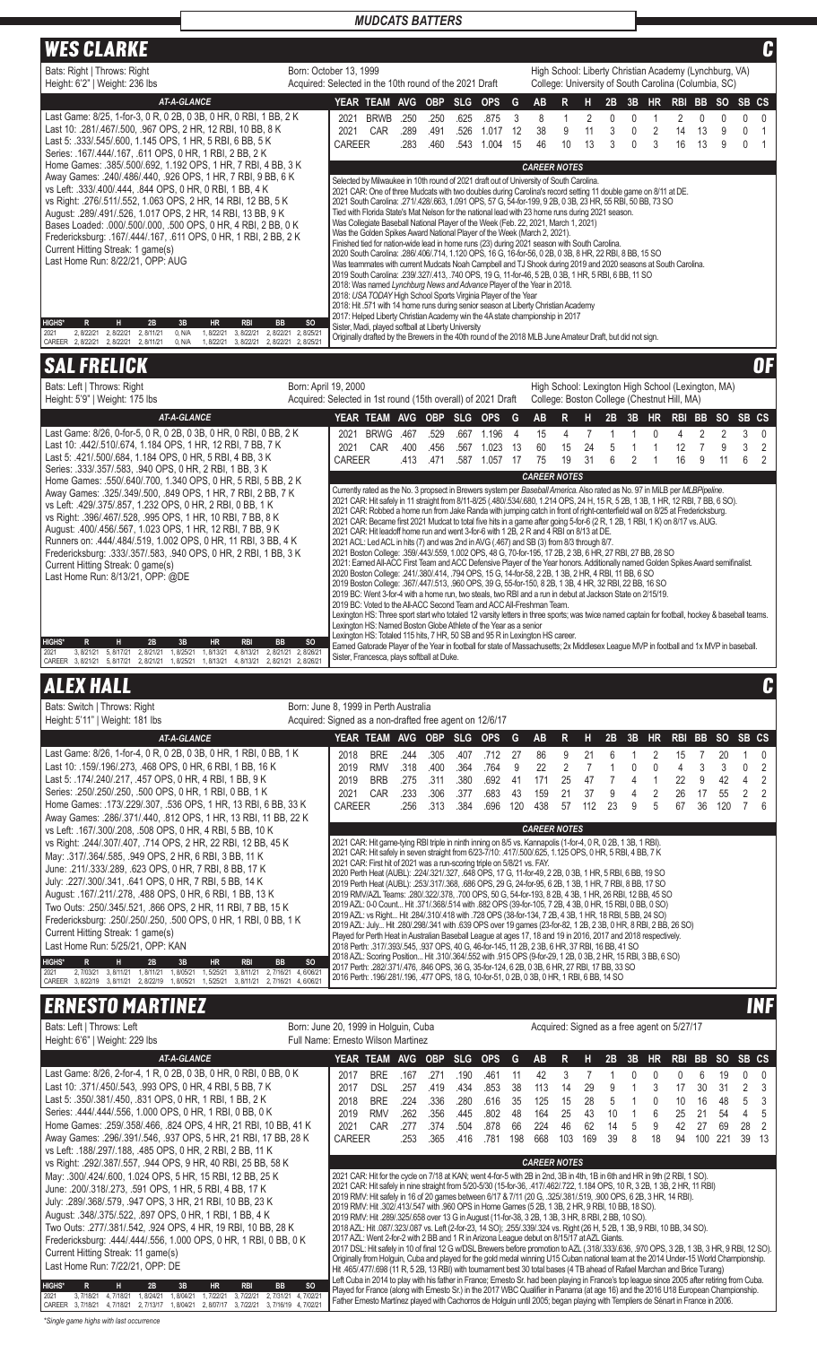## MUDCATS BATTERS

## WES CLARKE — C

Bats: Right | Throws: Right
Height: 6'2" | Weight: 236 lbs

Born: October 13, 1999
Acquired: Selected in the 10th round of the 2021 Draft

High School: Liberty Christian Academy (Lynchburg, VA)
College: University of South Carolina (Columbia, SC)

**AT-A-GLANCE**

Last Game: 8/25, 1-for-3, 0 R, 0 2B, 0 3B, 0 HR, 0 RBI, 1 BB, 2 K
Last 10: .281/.467/.500, .967 OPS, 2 HR, 12 RBI, 10 BB, 8 K
Last 5: .333/.545/.600, 1.145 OPS, 1 HR, 5 RBI, 6 BB, 5 K
Series: .167/.444/.167, .611 OPS, 0 HR, 1 RBI, 2 BB, 2 K
Home Games: .385/.500/.692, 1.192 OPS, 1 HR, 7 RBI, 4 BB, 3 K
Away Games: .250/.486/.440, .926 OPS, 1 HR, 7 RBI, 9 BB, 6 K
vs Left: .333/.400/.444, .844 OPS, 0 HR, 0 RBI, 1 BB, 4 K
vs Right: .276/.511/.552, 1.063 OPS, 2 HR, 14 RBI, 12 BB, 5 K
August: .289/.491/.526, 1.017 OPS, 2 HR, 14 RBI, 13 BB, 9 K
Bases Loaded: .000/.500/.000, .500 OPS, 0 HR, 4 RBI, 2 BB, 0 K
Fredericksburg: .167/.444/.167, .611 OPS, 0 HR, 1 RBI, 2 BB, 2 K
Current Hitting Streak: 1 game(s)
Last Home Run: 8/22/21, OPP: AUG

| HIGHS* | R | H | 2B | 3B | HR | RBI | BB | SO |
|---|---|---|---|---|---|---|---|---|
| 2021 | 2, 8/22/21 | 2, 8/22/21 | 2, 8/11/21 | 0, N/A | 1, 8/22/21 | 3, 8/22/21 | 2, 8/22/21 | 2, 8/25/21 |
| CAREER | 2, 8/22/21 | 2, 8/22/21 | 2, 8/11/21 | 0, N/A | 1, 8/22/21 | 3, 8/22/21 | 2, 8/22/21 | 2, 8/25/21 |

| YEAR | TEAM | AVG | OBP | SLG | OPS | G | AB | R | H | 2B | 3B | HR | RBI | BB | SO | SB | CS |
|---|---|---|---|---|---|---|---|---|---|---|---|---|---|---|---|---|---|
| 2021 | BRWB | .250 | .250 | .625 | .875 | 3 | 8 | 1 | 2 | 0 | 0 | 1 | 2 | 0 | 0 | 0 | 0 |
| 2021 | CAR | .289 | .491 | .526 | 1.017 | 12 | 38 | 9 | 11 | 3 | 0 | 2 | 14 | 13 | 9 | 0 | 1 |
| CAREER | | .283 | .460 | .543 | 1.004 | 15 | 46 | 10 | 13 | 3 | 0 | 3 | 16 | 13 | 9 | 0 | 1 |

**CAREER NOTES**

Selected by Milwaukee in 10th round of 2021 draft out of University of South Carolina.
2021 CAR: One of three Mudcats with two doubles during Carolina's record setting 11 double game on 8/11 at DE.
2021 South Carolina: .271/.428/.663, 1.091 OPS, 57 G, 54-for-199, 9 2B, 0 3B, 23 HR, 55 RBI, 50 BB, 73 SO
Tied with Florida State's Mat Nelson for the national lead with 23 home runs during 2021 season.
Was Collegiate Baseball National Player of the Week (Feb. 22, 2021, March 1, 2021)
Was the Golden Spikes Award National Player of the Week (March 2, 2021).
Finished tied for nation-wide lead in home runs (23) during 2021 season with South Carolina.
2020 South Carolina: .286/.406/.714, 1.120 OPS, 16 G, 16-for-56, 0 2B, 0 3B, 8 HR, 22 RBI, 8 BB, 15 SO
Was teammates with current Mudcats Noah Campbell and TJ Shook during 2019 and 2020 seasons at South Carolina.
2019 South Carolina: .239/.327/.413, .740 OPS, 19 G, 11-for-46, 5 2B, 0 3B, 1 HR, 5 RBI, 6 BB, 11 SO
2018: Was named *Lynchburg News and Advance* Player of the Year in 2018.
2018: *USA TODAY* High School Sports Virginia Player of the Year
2018: Hit .571 with 14 home runs during senior season at Liberty Christian Academy
2017: Helped Liberty Christian Academy win the 4A state championship in 2017
Sister, Madi, played softball at Liberty University
Originally drafted by the Brewers in the 40th round of the 2018 MLB June Amateur Draft, but did not sign.

## SAL FRELICK — OF

Bats: Left | Throws: Right
Height: 5'9" | Weight: 175 lbs

Born: April 19, 2000
Acquired: Selected in 1st round (15th overall) of 2021 Draft

High School: Lexington High School (Lexington, MA)
College: Boston College (Chestnut Hill, MA)

**AT-A-GLANCE**

Last Game: 8/26, 0-for-5, 0 R, 0 2B, 0 3B, 0 HR, 0 RBI, 0 BB, 2 K
Last 10: .442/.510/.674, 1.184 OPS, 1 HR, 12 RBI, 7 BB, 7 K
Last 5: .421/.500/.684, 1.184 OPS, 0 HR, 5 RBI, 4 BB, 3 K
Series: .333/.357/.583, .940 OPS, 0 HR, 2 RBI, 1 BB, 3 K
Home Games: .550/.640/.700, 1.340 OPS, 0 HR, 5 RBI, 5 BB, 2 K
Away Games: .325/.349/.500, .849 OPS, 1 HR, 7 RBI, 2 BB, 7 K
vs Left: .429/.375/.857, 1.232 OPS, 0 HR, 2 RBI, 0 BB, 1 K
vs Right: .396/.467/.528, .995 OPS, 1 HR, 10 RBI, 7 BB, 8 K
August: .400/.456/.567, 1.023 OPS, 1 HR, 12 RBI, 7 BB, 9 K
Runners on: .444/.484/.519, 1.002 OPS, 0 HR, 11 RBI, 3 BB, 4 K
Fredericksburg: .333/.357/.583, .940 OPS, 0 HR, 2 RBI, 1 BB, 3 K
Current Hitting Streak: 0 game(s)
Last Home Run: 8/13/21, OPP: @DE

| HIGHS* | R | H | 2B | 3B | HR | RBI | BB | SO |
|---|---|---|---|---|---|---|---|---|
| 2021 | 3, 8/21/21 | 5, 8/17/21 | 2, 8/21/21 | 1, 8/25/21 | 1, 8/13/21 | 4, 8/13/21 | 2, 8/21/21 | 2, 8/26/21 |
| CAREER | 3, 8/21/21 | 5, 8/17/21 | 2, 8/21/21 | 1, 8/25/21 | 1, 8/13/21 | 4, 8/13/21 | 2, 8/21/21 | 2, 8/26/21 |

| YEAR | TEAM | AVG | OBP | SLG | OPS | G | AB | R | H | 2B | 3B | HR | RBI | BB | SO | SB | CS |
|---|---|---|---|---|---|---|---|---|---|---|---|---|---|---|---|---|---|
| 2021 | BRWG | .467 | .529 | .667 | 1.196 | 4 | 15 | 4 | 7 | 1 | 1 | 0 | 4 | 2 | 2 | 3 | 0 |
| 2021 | CAR | .400 | .456 | .567 | 1.023 | 13 | 60 | 15 | 24 | 5 | 1 | 1 | 12 | 7 | 9 | 3 | 2 |
| CAREER | | .413 | .471 | .587 | 1.057 | 17 | 75 | 19 | 31 | 6 | 2 | 1 | 16 | 9 | 11 | 6 | 2 |

**CAREER NOTES**

Currently rated as the No. 3 prospect in Brewers system per *Baseball America*. Also rated as No. 97 in MiLB per *MLBPipeline*.
2021 CAR: Hit safely in 11 straight from 8/11-8/25 (.480/.534/.680, 1.214 OPS, 24 H, 15 R, 5 2B, 1 3B, 1 HR, 12 RBI, 7 BB, 6 SO).
2021 CAR: Robbed a home run from Jake Randa with jumping catch in front of right-centerfield wall on 8/25 at Fredericksburg.
2021 CAR: Became first 2021 Mudcat to total five hits in a game after going 5-for-6 (2 R, 1 2B, 1 RBI, 1 K) on 8/17 vs. AUG.
2021 CAR: Hit leadoff home run and went 3-for-6 with 1 2B, 2 R and 4 RBI on 8/13 at DE.
2021 ACL: Led ACL in hits (7) and was 2nd in AVG (.467) and SB (3) from 8/3 through 8/7.
2021 Boston College: .359/.443/.559, 1.002 OPS, 48 G, 70-for-195, 17 2B, 2 3B, 6 HR, 27 RBI, 27 BB, 28 SO
2021: Earned All-ACC First Team and ACC Defensive Player of the Year honors. Additionally named Golden Spikes Award semifinalist.
2020 Boston College: .241/.380/.414, .794 OPS, 15 G, 14-for-58, 2 2B, 1 3B, 2 HR, 4 RBI, 11 BB, 6 SO
2019 Boston College: .367/.447/.513, .960 OPS, 39 G, 55-for-150, 8 2B, 1 3B, 4 HR, 32 RBI, 22 BB, 16 SO
2019 BC: Went 3-for-4 with a home run, two steals, two RBI and a run in debut at Jackson State on 2/15/19.
2019 BC: Voted to the All-ACC Second Team and ACC All-Freshman Team.
Lexington HS: Three sport start who totaled 12 varsity letters in three sports; was twice named captain for football, hockey & baseball teams.
Lexington HS: Named Boston Globe Athlete of the Year as a senior
Lexington HS: Totaled 115 hits, 7 HR, 50 SB and 95 R in Lexington HS career.
Earned Gatorade Player of the Year in football for state of Massachusetts; 2x Middlesex League MVP in football and 1x MVP in baseball.
Sister, Francesca, plays softball at Duke.

## ALEX HALL — C

Bats: Switch | Throws: Right
Height: 5'11" | Weight: 181 lbs

Born: June 8, 1999 in Perth Australia
Acquired: Signed as a non-drafted free agent on 12/6/17

**AT-A-GLANCE**

Last Game: 8/26, 1-for-4, 0 R, 0 2B, 0 3B, 0 HR, 1 RBI, 0 BB, 1 K
Last 10: .159/.196/.273, .468 OPS, 0 HR, 6 RBI, 1 BB, 16 K
Last 5: .174/.240/.217, .457 OPS, 0 HR, 4 RBI, 1 BB, 9 K
Series: .250/.250/.250, .500 OPS, 0 HR, 1 RBI, 0 BB, 1 K
Home Games: .173/.229/.307, .536 OPS, 1 HR, 13 RBI, 6 BB, 33 K
Away Games: .286/.371/.440, .812 OPS, 1 HR, 13 RBI, 11 BB, 22 K
vs Left: .167/.300/.208, .508 OPS, 0 HR, 4 RBI, 5 BB, 10 K
vs Right: .244/.307/.407, .714 OPS, 2 HR, 22 RBI, 12 BB, 45 K
May: .317/.364/.585, .949 OPS, 2 HR, 6 RBI, 3 BB, 11 K
June: .211/.333/.289, .623 OPS, 0 HR, 7 RBI, 8 BB, 17 K
July: .227/.300/.341, .641 OPS, 0 HR, 7 RBI, 5 BB, 14 K
August: .167/.211/.278, .488 OPS, 0 HR, 6 RBI, 1 BB, 13 K
Two Outs: .250/.345/.521, .866 OPS, 2 HR, 11 RBI, 7 BB, 15 K
Fredericksburg: .250/.250/.250, .500 OPS, 0 HR, 1 RBI, 0 BB, 1 K
Current Hitting Streak: 1 game(s)
Last Home Run: 5/25/21, OPP: KAN

| HIGHS* | R | H | 2B | 3B | HR | RBI | BB | SO |
|---|---|---|---|---|---|---|---|---|
| 2021 | 2, 7/03/21 | 3, 8/11/21 | 1, 8/11/21 | 1, 8/05/21 | 1, 5/25/21 | 3, 8/11/21 | 2, 7/16/21 | 4, 6/06/21 |
| CAREER | 3, 8/22/19 | 3, 8/11/21 | 2, 8/22/19 | 1, 8/05/21 | 1, 5/25/21 | 3, 8/11/21 | 2, 7/16/21 | 4, 6/06/21 |

| YEAR | TEAM | AVG | OBP | SLG | OPS | G | AB | R | H | 2B | 3B | HR | RBI | BB | SO | SB | CS |
|---|---|---|---|---|---|---|---|---|---|---|---|---|---|---|---|---|---|
| 2018 | BRE | .244 | .305 | .407 | .712 | 27 | 86 | 9 | 21 | 6 | 1 | 2 | 15 | 7 | 20 | 1 | 0 |
| 2019 | RMV | .318 | .400 | .364 | .764 | 9 | 22 | 2 | 7 | 1 | 0 | 0 | 4 | 3 | 3 | 0 | 2 |
| 2019 | BRB | .275 | .311 | .380 | .692 | 41 | 171 | 25 | 47 | 7 | 4 | 1 | 22 | 9 | 42 | 4 | 2 |
| 2021 | CAR | .233 | .306 | .377 | .683 | 43 | 159 | 21 | 37 | 9 | 4 | 2 | 26 | 17 | 55 | 2 | 2 |
| CAREER | | .256 | .313 | .384 | .696 | 120 | 438 | 57 | 112 | 23 | 9 | 5 | 67 | 36 | 120 | 7 | 6 |

**CAREER NOTES**

2021 CAR: Hit game-tying RBI triple in ninth inning on 8/5 vs. Kannapolis (1-for-4, 0 R, 0 2B, 1 3B, 1 RBI).
2021 CAR: Hit safely in seven straight from 6/23-7/10: .417/.500/.625, 1.125 OPS, 0 HR, 5 RBI, 4 BB, 7 K
2021 CAR: First hit of 2021 was a run-scoring triple on 5/8/21 vs. FAY.
2020 Perth Heat (AUBL): .224/.321/.327, .648 OPS, 17 G, 11-for-49, 2 2B, 0 3B, 1 HR, 5 RBI, 6 BB, 19 SO
2019 Perth Heat (AUBL): .253/.317/.368, .686 OPS, 29 G, 24-for-95, 6 2B, 1 3B, 1 HR, 7 RBI, 8 BB, 17 SO
2019 RMV/AZL Teams: .280/.322/.378, .700 OPS, 50 G, 54-for-193, 8 2B, 4 3B, 1 HR, 26 RBI, 12 BB, 45 SO
2019 AZL: 0-0 Count... Hit .371/.368/.514 with .882 OPS (39-for-105, 7 2B, 4 3B, 0 HR, 15 RBI, 0 BB, 0 SO)
2019 AZL: vs Right... Hit .284/.310/.418 with .728 OPS (38-for-134, 7 2B, 4 3B, 1 HR, 18 RBI, 5 BB, 24 SO)
2019 AZL: July... Hit .280/.298/.341 with .639 OPS over 19 games (23-for-82, 1 2B, 2 3B, 0 HR, 8 RBI, 2 BB, 26 SO)
Played for Perth Heat in Australian Baseball League at ages 17, 18 and 19 in 2016, 2017 and 2018 respectively.
2018 Perth: .317/.393/.545, .937 OPS, 40 G, 46-for-145, 11 2B, 2 3B, 6 HR, 37 RBI, 16 BB, 41 SO
2018 AZL: Scoring Position... Hit .310/.364/.552 with .915 OPS (9-for-29, 1 2B, 0 3B, 2 HR, 15 RBI, 3 BB, 6 SO)
2017 Perth: .282/.371/.476, .846 OPS, 36 G, 35-for-124, 6 2B, 0 3B, 6 HR, 27 RBI, 17 BB, 33 SO
2016 Perth: .196/.281/.196, .477 OPS, 18 G, 10-for-51, 0 2B, 0 3B, 0 HR, 1 RBI, 6 BB, 14 SO

## ERNESTO MARTINEZ — INF

Bats: Left | Throws: Left
Height: 6'6" | Weight: 229 lbs

Born: June 20, 1999 in Holguin, Cuba
Full Name: Ernesto Wilson Martinez

Acquired: Signed as a free agent on 5/27/17

**AT-A-GLANCE**

Last Game: 8/26, 2-for-4, 1 R, 0 2B, 0 3B, 0 HR, 0 RBI, 0 BB, 0 K
Last 10: .371/.450/.543, .993 OPS, 0 HR, 4 RBI, 3 BB, 4 K
Last 5: .350/.381/.450, .831 OPS, 0 HR, 1 RBI, 1 BB, 2 K
Series: .444/.444/.556, 1.000 OPS, 0 HR, 1 RBI, 0 BB, 0 K
Home Games: .259/.358/.466, .824 OPS, 4 HR, 21 RBI, 10 BB, 41 K
Away Games: .296/.391/.546, .937 OPS, 5 HR, 21 RBI, 17 BB, 28 K
vs Left: .188/.297/.188, .485 OPS, 0 HR, 2 RBI, 2 BB, 11 K
vs Right: .292/.387/.557, .944 OPS, 9 HR, 40 RBI, 25 BB, 58 K
May: .300/.424/.600, 1.024 OPS, 5 HR, 15 RBI, 12 BB, 25 K
June: .200/.318/.273, .591 OPS, 1 HR, 5 RBI, 4 BB, 17 K
July: .289/.368/.579, .947 OPS, 3 HR, 21 RBI, 10 BB, 23 K
August: .348/.375/.522, .897 OPS, 0 HR, 1 RBI, 1 BB, 4 K
Two Outs: .277/.381/.542, .924 OPS, 4 HR, 19 RBI, 10 BB, 28 K
Fredericksburg: .444/.444/.556, 1.000 OPS, 0 HR, 1 RBI, 0 BB, 0 K
Current Hitting Streak: 11 game(s)
Last Home Run: 7/22/21, OPP: DE

| HIGHS* | R | H | 2B | 3B | HR | RBI | BB | SO |
|---|---|---|---|---|---|---|---|---|
| 2021 | 3, 7/18/21 | 4, 7/18/21 | 1, 8/24/21 | 1, 8/04/21 | 1, 7/22/21 | 3, 7/22/21 | 2, 7/31/21 | 4, 7/02/21 |
| CAREER | 3, 7/18/21 | 4, 7/18/21 | 2, 7/13/17 | 1, 8/04/21 | 2, 8/07/17 | 3, 7/22/21 | 3, 7/16/19 | 4, 7/02/21 |

| YEAR | TEAM | AVG | OBP | SLG | OPS | G | AB | R | H | 2B | 3B | HR | RBI | BB | SO | SB | CS |
|---|---|---|---|---|---|---|---|---|---|---|---|---|---|---|---|---|---|
| 2017 | BRE | .167 | .271 | .190 | .461 | 11 | 42 | 3 | 7 | 1 | 0 | 0 | 0 | 6 | 19 | 0 | 0 |
| 2017 | DSL | .257 | .419 | .434 | .853 | 38 | 113 | 14 | 29 | 9 | 1 | 3 | 17 | 30 | 31 | 2 | 3 |
| 2018 | BRE | .224 | .336 | .280 | .616 | 35 | 125 | 15 | 28 | 5 | 1 | 0 | 10 | 16 | 48 | 5 | 3 |
| 2019 | RMV | .262 | .356 | .445 | .802 | 48 | 164 | 25 | 43 | 10 | 1 | 6 | 25 | 21 | 54 | 4 | 5 |
| 2021 | CAR | .277 | .374 | .504 | .878 | 66 | 224 | 46 | 62 | 14 | 5 | 9 | 42 | 27 | 69 | 28 | 2 |
| CAREER | | .253 | .365 | .416 | .781 | 198 | 668 | 103 | 169 | 39 | 8 | 18 | 94 | 100 | 221 | 39 | 13 |

**CAREER NOTES**

2021 CAR: Hit for the cycle on 7/18 at KAN; went 4-for-5 with 2B in 2nd, 3B in 4th, 1B in 6th and HR in 9th (2 RBI, 1 SO).
2021 CAR: Hit safely in nine straight from 5/20-5/30 (15-for-36, .417/.462/.722, 1.184 OPS, 10 R, 3 2B, 1 3B, 2 HR, 11 RBI)
2019 RMV: Hit safely in 16 of 20 games between 6/17 & 7/11 (20 G, .325/.381/.519, .900 OPS, 6 2B, 3 HR, 14 RBI).
2019 RMV: Hit .302/.413/.547 with .960 OPS in Home Games (5 2B, 1 3B, 2 HR, 9 RBI, 10 BB, 18 SO).
2019 RMV: Hit .289/.325/.658 over 13 G in August (11-for-38, 3 2B, 1 3B, 3 HR, 8 RBI, 2 BB, 10 SO).
2018 AZL: Hit .087/.323/.087 vs. Left (2-for-23, 14 SO); .255/.339/.324 vs. Right (26 H, 5 2B, 1 3B, 9 RBI, 10 BB, 34 SO).
2017 AZL: Went 2-for-2 with 2 BB and 1 R in Arizona League debut on 8/15/17 at AZL Giants.
2017 DSL: Hit safely in 10 of final 12 G w/DSL Brewers before promotion to AZL (.318/.333/.636, .970 OPS, 3 2B, 1 3B, 3 HR, 9 RBI, 12 SO).
Originally from Holguin, Cuba and played for the gold medal winning U15 Cuban national team at the 2014 Under-15 World Championship.
Hit .465/.477/.698 (11 R, 5 2B, 13 RBI) with tournament best 30 total bases (4 TB ahead of Rafael Marchan and Brice Turang)
Left Cuba in 2014 to play with his father in France; Ernesto Sr. had been playing in France's top league since 2005 after retiring from Cuba.
Played for France (along with Ernesto Sr.) in the 2017 WBC Qualifier in Panama (at age 16) and the 2016 U18 European Championship.
Father Ernesto Martinez played with Cachorros de Holguin until 2005; began playing with Templiers de Sénart in France in 2006.

*Single game highs with last occurrence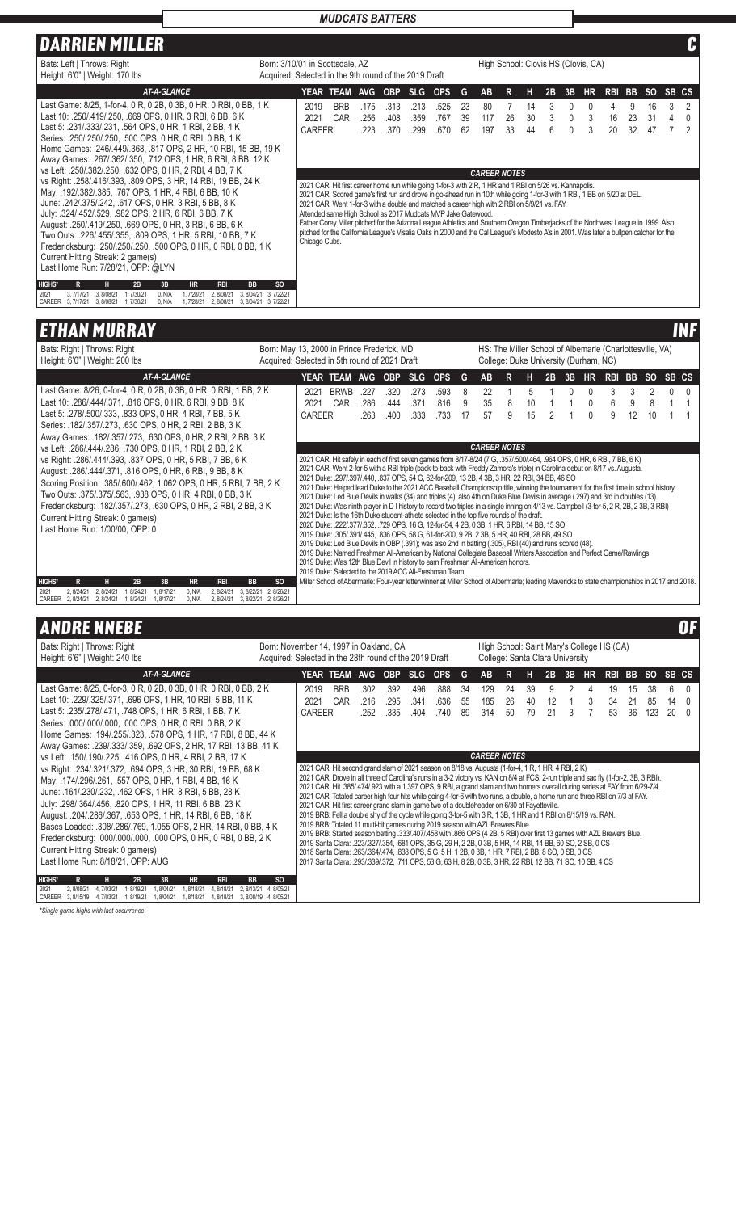## MUDCATS BATTERS

# DARRIEN MILLER — C

Bats: Left | Throws: Right
Height: 6'0" | Weight: 170 lbs

Born: 3/10/01 in Scottsdale, AZ
Acquired: Selected in the 9th round of the 2019 Draft

High School: Clovis HS (Clovis, CA)

### AT-A-GLANCE

Last Game: 8/25, 1-for-4, 0 R, 0 2B, 0 3B, 0 HR, 0 RBI, 0 BB, 1 K
Last 10: .250/.419/.250, .669 OPS, 0 HR, 3 RBI, 6 BB, 6 K
Last 5: .231/.333/.231, .564 OPS, 0 HR, 1 RBI, 2 BB, 4 K
Series: .250/.250/.250, .500 OPS, 0 HR, 0 RBI, 0 BB, 1 K
Home Games: .246/.449/.368, .817 OPS, 2 HR, 10 RBI, 15 BB, 19 K
Away Games: .267/.362/.350, .712 OPS, 1 HR, 6 RBI, 8 BB, 12 K
vs Left: .250/.382/.250, .632 OPS, 0 HR, 2 RBI, 4 BB, 7 K
vs Right: .258/.416/.393, .809 OPS, 3 HR, 14 RBI, 19 BB, 24 K
May: .192/.382/.385, .767 OPS, 1 HR, 4 RBI, 6 BB, 10 K
June: .242/.375/.242, .617 OPS, 0 HR, 3 RBI, 5 BB, 8 K
July: .324/.452/.529, .982 OPS, 2 HR, 6 RBI, 6 BB, 7 K
August: .250/.419/.250, .669 OPS, 0 HR, 3 RBI, 6 BB, 6 K
Two Outs: .226/.455/.355, .809 OPS, 1 HR, 5 RBI, 10 BB, 7 K
Fredericksburg: .250/.250/.250, .500 OPS, 0 HR, 0 RBI, 0 BB, 1 K
Current Hitting Streak: 2 game(s)
Last Home Run: 7/28/21, OPP: @LYN

| HIGHS* | R | H | 2B | 3B | HR | RBI | BB | SO |
|---|---|---|---|---|---|---|---|---|
| 2021 | 3, 7/17/21 | 3, 8/08/21 | 1, 7/30/21 | 0, N/A | 1, 7/28/21 | 2, 8/08/21 | 3, 8/04/21 | 3, 7/22/21 |
| CAREER | 3, 7/17/21 | 3, 8/08/21 | 1, 7/30/21 | 0, N/A | 1, 7/28/21 | 2, 8/08/21 | 3, 8/04/21 | 3, 7/22/21 |

| YEAR | TEAM | AVG | OBP | SLG | OPS | G | AB | R | H | 2B | 3B | HR | RBI | BB | SO | SB | CS |
|---|---|---|---|---|---|---|---|---|---|---|---|---|---|---|---|---|---|
| 2019 | BRB | .175 | .313 | .213 | .525 | 23 | 80 | 7 | 14 | 3 | 0 | 0 | 4 | 9 | 16 | 3 | 2 |
| 2021 | CAR | .256 | .408 | .359 | .767 | 39 | 117 | 26 | 30 | 3 | 0 | 3 | 16 | 23 | 31 | 4 | 0 |
| CAREER | | .223 | .370 | .299 | .670 | 62 | 197 | 33 | 44 | 6 | 0 | 3 | 20 | 32 | 47 | 7 | 2 |

### CAREER NOTES

2021 CAR: Hit first career home run while going 1-for-3 with 2 R, 1 HR and 1 RBI on 5/26 vs. Kannapolis.
2021 CAR: Scored game's first run and drove in go-ahead run in 10th while going 1-for-3 with 1 RBI, 1 BB on 5/20 at DEL.
2021 CAR: Went 1-for-1 with a double and matched a career high with 2 RBI on 5/9/21 vs. FAY.
Attended same High School as 2017 Mudcats MVP Jake Gatewood.
Father Corey Miller pitched for the Arizona League Athletics and Southern Oregon Timberjacks of the Northwest League in 1999. Also pitched for the California League's Visalia Oaks in 2000 and the Cal League's Modesto A's in 2001. Was later a bullpen catcher for the Chicago Cubs.

# ETHAN MURRAY — INF

Bats: Right | Throws: Right
Height: 6'0" | Weight: 200 lbs

Born: May 13, 2000 in Prince Frederick, MD
Acquired: Selected in 5th round of 2021 Draft

HS: The Miller School of Albemarle (Charlottesville, VA)
College: Duke University (Durham, NC)

### AT-A-GLANCE

Last Game: 8/26, 0-for-4, 0 R, 0 2B, 0 3B, 0 HR, 0 RBI, 1 BB, 2 K
Last 10: .286/.444/.371, .816 OPS, 0 HR, 6 RBI, 9 BB, 8 K
Last 5: .278/.500/.333, .833 OPS, 0 HR, 4 RBI, 7 BB, 5 K
Series: .182/.357/.273, .630 OPS, 0 HR, 2 RBI, 2 BB, 3 K
Away Games: .182/.357/.273, .630 OPS, 0 HR, 2 RBI, 2 BB, 3 K
vs Left: .286/.444/.286, .730 OPS, 0 HR, 1 RBI, 2 BB, 2 K
vs Right: .286/.444/.393, .837 OPS, 0 HR, 5 RBI, 7 BB, 6 K
August: .286/.444/.371, .816 OPS, 0 HR, 6 RBI, 9 BB, 8 K
Scoring Position: .385/.600/.462, 1.062 OPS, 0 HR, 5 RBI, 7 BB, 2 K
Two Outs: .375/.375/.563, .938 OPS, 0 HR, 4 RBI, 0 BB, 3 K
Fredericksburg: .182/.357/.273, .630 OPS, 0 HR, 2 RBI, 2 BB, 3 K
Current Hitting Streak: 0 game(s)
Last Home Run: 1/00/00, OPP: 0

| HIGHS* | R | H | 2B | 3B | HR | RBI | BB | SO |
|---|---|---|---|---|---|---|---|---|
| 2021 | 2, 8/24/21 | 2, 8/24/21 | 1, 8/24/21 | 1, 8/17/21 | 0, N/A | 2, 8/24/21 | 3, 8/22/21 | 2, 8/26/21 |
| CAREER | 2, 8/24/21 | 2, 8/24/21 | 1, 8/24/21 | 1, 8/17/21 | 0, N/A | 2, 8/24/21 | 3, 8/22/21 | 2, 8/26/21 |

| YEAR | TEAM | AVG | OBP | SLG | OPS | G | AB | R | H | 2B | 3B | HR | RBI | BB | SO | SB | CS |
|---|---|---|---|---|---|---|---|---|---|---|---|---|---|---|---|---|---|
| 2021 | BRWB | .227 | .320 | .273 | .593 | 8 | 22 | 1 | 5 | 1 | 0 | 0 | 3 | 3 | 2 | 0 | 0 |
| 2021 | CAR | .286 | .444 | .371 | .816 | 9 | 35 | 8 | 10 | 1 | 1 | 0 | 6 | 9 | 8 | 1 | 1 |
| CAREER | | .263 | .400 | .333 | .733 | 17 | 57 | 9 | 15 | 2 | 1 | 0 | 9 | 12 | 10 | 1 | 1 |

### CAREER NOTES

2021 CAR: Hit safely in each of first seven games from 8/17-8/24 (7 G, .357/.500/.464, .964 OPS, 0 HR, 6 RBI, 7 BB, 6 K)
2021 CAR: Went 2-for-5 with a RBI triple (back-to-back with Freddy Zamora's triple) in Carolina debut on 8/17 vs. Augusta.
2021 Duke: .297/.397/.440, .837 OPS, 54 G, 62-for-209, 13 2B, 4 3B, 3 HR, 22 RBI, 34 BB, 46 SO
2021 Duke: Helped lead Duke to the 2021 ACC Baseball Championship title, winning the tournament for the first time in school history.
2021 Duke: Led Blue Devils in walks (34) and triples (4); also 4th on Duke Blue Devils in average (.297) and 3rd in doubles (13).
2021 Duke: Was ninth player in D I history to record two triples in a single inning on 4/13 vs. Campbell (3-for-5, 2 R, 2B, 2 3B, 3 RBI)
2021 Duke: Is the 16th Duke student-athlete selected in the top five rounds of the draft.
2020 Duke: .222/.377/.352, .729 OPS, 16 G, 12-for-54, 4 2B, 0 3B, 1 HR, 6 RBI, 14 BB, 15 SO
2019 Duke: .305/.391/.445, .836 OPS, 58 G, 61-for-200, 9 2B, 2 3B, 5 HR, 40 RBI, 28 BB, 49 SO
2019 Duke: Led Blue Devils in OBP (.391); was also 2nd in batting (.305), RBI (40) and runs scored (48).
2019 Duke: Named Freshman All-American by National Collegiate Baseball Writers Association and Perfect Game/Rawlings
2019 Duke: Was 12th Blue Devil in history to earn Freshman All-American honors.
2019 Duke: Selected to the 2019 ACC All-Freshman Team
Miller School of Abermarle: Four-year letterwinner at Miller School of Albermarle; leading Mavericks to state championships in 2017 and 2018.

# ANDRE NNEBE — OF

Bats: Right | Throws: Right
Height: 6'6" | Weight: 240 lbs

Born: November 14, 1997 in Oakland, CA
Acquired: Selected in the 28th round of the 2019 Draft

High School: Saint Mary's College HS (CA)
College: Santa Clara University

### AT-A-GLANCE

Last Game: 8/25, 0-for-3, 0 R, 0 2B, 0 3B, 0 HR, 0 RBI, 0 BB, 2 K
Last 10: .229/.325/.371, .696 OPS, 1 HR, 10 RBI, 5 BB, 11 K
Last 5: .235/.278/.471, .748 OPS, 1 HR, 6 RBI, 1 BB, 7 K
Series: .000/.000/.000, .000 OPS, 0 HR, 0 RBI, 0 BB, 2 K
Home Games: .194/.255/.323, .578 OPS, 1 HR, 17 RBI, 8 BB, 44 K
Away Games: .239/.333/.359, .692 OPS, 2 HR, 17 RBI, 13 BB, 41 K
vs Left: .150/.190/.225, .416 OPS, 0 HR, 4 RBI, 2 BB, 17 K
vs Right: .234/.321/.372, .694 OPS, 3 HR, 30 RBI, 19 BB, 68 K
May: .174/.296/.261, .557 OPS, 0 HR, 1 RBI, 4 BB, 16 K
June: .161/.230/.232, .462 OPS, 1 HR, 8 RBI, 5 BB, 28 K
July: .298/.364/.456, .820 OPS, 1 HR, 11 RBI, 6 BB, 23 K
August: .204/.286/.367, .653 OPS, 1 HR, 14 RBI, 6 BB, 18 K
Bases Loaded: .308/.286/.769, 1.055 OPS, 2 HR, 14 RBI, 0 BB, 4 K
Fredericksburg: .000/.000/.000, .000 OPS, 0 HR, 0 RBI, 0 BB, 2 K
Current Hitting Streak: 0 game(s)
Last Home Run: 8/18/21, OPP: AUG

| HIGHS* | R | H | 2B | 3B | HR | RBI | BB | SO |
|---|---|---|---|---|---|---|---|---|
| 2021 | 2, 8/08/21 | 4, 7/03/21 | 1, 8/19/21 | 1, 8/04/21 | 1, 8/18/21 | 4, 8/18/21 | 2, 8/13/21 | 4, 8/05/21 |
| CAREER | 3, 8/15/19 | 4, 7/03/21 | 1, 8/19/21 | 1, 8/04/21 | 1, 8/18/21 | 4, 8/18/21 | 3, 8/08/19 | 4, 8/05/21 |

| YEAR | TEAM | AVG | OBP | SLG | OPS | G | AB | R | H | 2B | 3B | HR | RBI | BB | SO | SB | CS |
|---|---|---|---|---|---|---|---|---|---|---|---|---|---|---|---|---|---|
| 2019 | BRB | .302 | .392 | .496 | .888 | 34 | 129 | 24 | 39 | 9 | 2 | 4 | 19 | 15 | 38 | 6 | 0 |
| 2021 | CAR | .216 | .295 | .341 | .636 | 55 | 185 | 26 | 40 | 12 | 1 | 3 | 34 | 21 | 85 | 14 | 0 |
| CAREER | | .252 | .335 | .404 | .740 | 89 | 314 | 50 | 79 | 21 | 3 | 7 | 53 | 36 | 123 | 20 | 0 |

### CAREER NOTES

2021 CAR: Hit second grand slam of 2021 season on 8/18 vs. Augusta (1-for-4, 1 R, 1 HR, 4 RBI, 2 K)
2021 CAR: Drove in all three of Carolina's runs in a 3-2 victory vs. KAN on 8/4 at FCS; 2-run triple and sac fly (1-for-2, 3B, 3 RBI).
2021 CAR: Hit .385/.474/.923 with a 1.397 OPS, 9 RBI, a grand slam and two homers overall during series at FAY from 6/29-7/4.
2021 CAR: Totaled career high four hits while going 4-for-6 with two runs, a double, a home run and three RBI on 7/3 at FAY.
2021 CAR: Hit first career grand slam in game two of a doubleheader on 6/30 at Fayetteville.
2019 BRB: Fell a double shy of the cycle while going 3-for-5 with 3 R, 1 3B, 1 HR and 1 RBI on 8/15/19 vs. RAN.
2019 BRB: Totaled 11 multi-hit games during 2019 season with AZL Brewers Blue.
2019 BRB: Started season batting .333/.407/.458 with .866 OPS (4 2B, 5 RBI) over first 13 games with AZL Brewers Blue.
2019 Santa Clara: .223/.327/.354, .681 OPS, 35 G, 29 H, 2 2B, 0 3B, 5 HR, 14 RBI, 14 BB, 60 SO, 2 SB, 0 CS
2018 Santa Clara: .263/.364/.474, .838 OPS, 5 G, 5 H, 1 2B, 0 3B, 1 HR, 7 RBI, 2 BB, 8 SO, 0 SB, 0 CS
2017 Santa Clara: .293/.339/.372, .711 OPS, 53 G, 63 H, 8 2B, 0 3B, 3 HR, 22 RBI, 12 BB, 71 SO, 10 SB, 4 CS

*Single game highs with last occurrence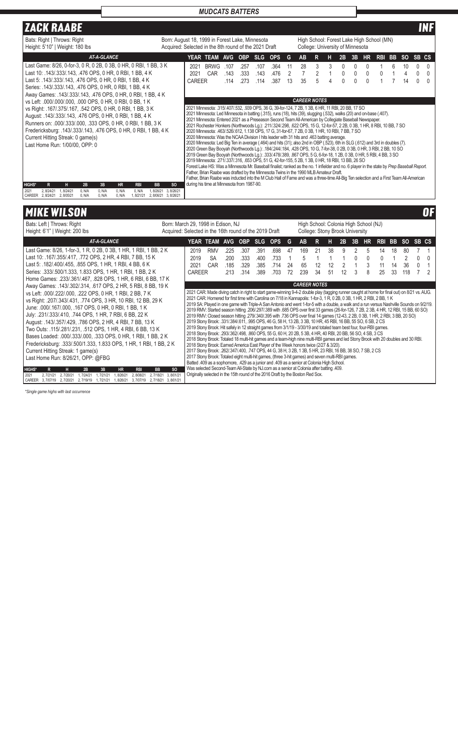## MUDCATS BATTERS

## ZACK RAABE — INF

Bats: Right | Throws: Right
Height: 5'10" | Weight: 180 lbs

Born: August 18, 1999 in Forest Lake, Minnesota
Acquired: Selected in the 8th round of the 2021 Draft

High School: Forest Lake High School (MN)
College: University of Minnesota

### AT-A-GLANCE

Last Game: 8/26, 0-for-3, 0 R, 0 2B, 0 3B, 0 HR, 0 RBI, 1 BB, 3 K
Last 10: .143/.333/.143, .476 OPS, 0 HR, 0 RBI, 1 BB, 4 K
Last 5: .143/.333/.143, .476 OPS, 0 HR, 0 RBI, 1 BB, 4 K
Series: .143/.333/.143, .476 OPS, 0 HR, 0 RBI, 1 BB, 4 K
Away Games: .143/.333/.143, .476 OPS, 0 HR, 0 RBI, 1 BB, 4 K
vs Left: .000/.000/.000, .000 OPS, 0 HR, 0 RBI, 0 BB, 1 K
vs Right: .167/.375/.167, .542 OPS, 0 HR, 0 RBI, 1 BB, 3 K
August: .143/.333/.143, .476 OPS, 0 HR, 0 RBI, 1 BB, 4 K
Runners on: .000/.333/.000, .333 OPS, 0 HR, 0 RBI, 1 BB, 3 K
Fredericksburg: .143/.333/.143, .476 OPS, 0 HR, 0 RBI, 1 BB, 4 K
Current Hitting Streak: 0 game(s)
Last Home Run: 1/00/00, OPP: 0

| HIGHS* | R | H | 2B | 3B | HR | RBI | BB | SO |
|---|---|---|---|---|---|---|---|---|
| 2021 | 2, 8/24/21 | 1, 8/24/21 | 0, N/A | 0, N/A | 0, N/A | 0, N/A | 1, 8/26/21 | 3, 8/26/21 |
| CAREER | 2, 8/24/21 | 2, 8/05/21 | 0, N/A | 0, N/A | 0, N/A | 1, 8/21/21 | 2, 8/08/21 | 3, 8/26/21 |

| YEAR | TEAM | AVG | OBP | SLG | OPS | G | AB | R | H | 2B | 3B | HR | RBI | BB | SO | SB | CS |
|---|---|---|---|---|---|---|---|---|---|---|---|---|---|---|---|---|---|
| 2021 | BRWG | .107 | .257 | .107 | .364 | 11 | 28 | 3 | 3 | 0 | 0 | 0 | 1 | 6 | 10 | 0 | 0 |
| 2021 | CAR | .143 | .333 | .143 | .476 | 2 | 7 | 2 | 1 | 0 | 0 | 0 | 0 | 1 | 4 | 0 | 0 |
| CAREER | | .114 | .273 | .114 | .387 | 13 | 35 | 5 | 4 | 0 | 0 | 0 | 1 | 7 | 14 | 0 | 0 |

### CAREER NOTES

2021 Minnesota: .315/.407/.532, .939 OPS, 36 G, 39-for-124, 7 2B, 1 3B, 6 HR, 11 RBI, 20 BB, 17 SO
2021 Minnesota: Led Minnesota in batting (.315), runs (18), hits (39), slugging (.532), walks (20) and on-base (.407).
2021 Minnesota: Entered 2021 as a Preseason Second Team All-American by Collegiate Baseball Newspaper.
2021 Rochester Honkers (Northwoods Lg.): .211/.324/.298, .622 OPS, 15 G, 12-for-57, 2 2B, 0 3B, 1 HR, 8 RBI, 10 BB, 7 SO
2020 Minnesota: .463/.526/.612, 1.138 OPS, 17 G, 31-for-67, 7 2B, 0 3B, 1 HR, 10 RBI, 7 BB, 7 SO
2020 Minnesota: Was the NCAA Division I hits leader with 31 hits and .463 batting average.
2020 Minnesota: Led Big Ten in average (.464) and hits (31); also 2nd in OBP (.523), 6th in SLG (.612) and 3rd in doubles (7).
2020 Green Bay Booyah (Northwoods Lg.): .184/.244/.184, .428 OPS, 10 G, 7-for-38, 0 2B, 0 3B, 0 HR, 3 RBI, 2 BB, 10 SO
2019 Green Bay Booyah (Northwoods Lg.): .333/.478/.389, .867 OPS, 5 G, 6-for-18, 1 2B, 0 3B, 0 HR, 5 RBI, 4 BB, 3 SO
2019 Minnesota: .271/.337/.316, .653 OPS, 51 G, 42-for-155, 5 2B, 1 3B, 0 HR, 18 RBI, 13 BB, 26 SO
Forest Lake HS: Was a Minnesota Mr. Baseball finalist; ranked as the no. 1 infielder and no. 6 player in the state by *Prep Baseball Report*.
Father, Brian Raabe was drafted by the Minnesota Twins in the 1990 MLB Amateur Draft.
Father, Brian Raabe was inducted into the M Club Hall of Fame and was a three-time All-Big Ten selection and a First Team All-American during his time at Minnesota from 1987-90.

## MIKE WILSON — OF

Bats: Left | Throws: Right
Height: 6'1" | Weight: 200 lbs

Born: March 29, 1998 in Edison, NJ
Acquired: Selected in the 16th round of the 2019 Draft

High School: Colonia High School (NJ)
College: Stony Brook University

### AT-A-GLANCE

Last Game: 8/26, 1-for-3, 1 R, 0 2B, 0 3B, 1 HR, 1 RBI, 1 BB, 2 K
Last 10: .167/.355/.417, .772 OPS, 2 HR, 4 RBI, 7 BB, 15 K
Last 5: .182/.400/.455, .855 OPS, 1 HR, 1 RBI, 4 BB, 6 K
Series: .333/.500/1.333, 1.833 OPS, 1 HR, 1 RBI, 1 BB, 2 K
Home Games: .233/.361/.467, .828 OPS, 1 HR, 6 RBI, 6 BB, 17 K
Away Games: .143/.302/.314, .617 OPS, 2 HR, 5 RBI, 8 BB, 19 K
vs Left: .000/.222/.000, .222 OPS, 0 HR, 1 RBI, 2 BB, 7 K
vs Right: .207/.343/.431, .774 OPS, 3 HR, 10 RBI, 12 BB, 29 K
June: .000/.167/.000, .167 OPS, 0 HR, 0 RBI, 1 BB, 1 K
July: .231/.333/.410, .744 OPS, 1 HR, 7 RBI, 6 BB, 22 K
August: .143/.357/.429, .786 OPS, 2 HR, 4 RBI, 7 BB, 13 K
Two Outs: .115/.281/.231, .512 OPS, 1 HR, 4 RBI, 6 BB, 13 K
Bases Loaded: .000/.333/.000, .333 OPS, 0 HR, 1 RBI, 1 BB, 2 K
Fredericksburg: .333/.500/1.333, 1.833 OPS, 1 HR, 1 RBI, 1 BB, 2 K
Current Hitting Streak: 1 game(s)
Last Home Run: 8/26/21, OPP: @FBG

| HIGHS* | R | H | 2B | 3B | HR | RBI | BB | SO |
|---|---|---|---|---|---|---|---|---|
| 2021 | 2, 7/21/21 | 2, 7/20/21 | 1, 7/24/21 | 1, 7/21/21 | 1, 8/26/21 | 2, 8/08/21 | 2, 7/18/21 | 3, 8/01/21 |
| CAREER | 3, 7/07/19 | 2, 7/20/21 | 2, 7/19/19 | 1, 7/21/21 | 1, 8/26/21 | 3, 7/07/19 | 2, 7/18/21 | 3, 8/01/21 |

| YEAR | TEAM | AVG | OBP | SLG | OPS | G | AB | R | H | 2B | 3B | HR | RBI | BB | SO | SB | CS |
|---|---|---|---|---|---|---|---|---|---|---|---|---|---|---|---|---|---|
| 2019 | RMV | .225 | .307 | .391 | .698 | 47 | 169 | 21 | 38 | 9 | 2 | 5 | 14 | 18 | 80 | 7 | 1 |
| 2019 | SA | .200 | .333 | .400 | .733 | 1 | 5 | 1 | 1 | 1 | 0 | 0 | 0 | 1 | 2 | 0 | 0 |
| 2021 | CAR | .185 | .329 | .385 | .714 | 24 | 65 | 12 | 12 | 2 | 1 | 3 | 11 | 14 | 36 | 0 | 1 |
| CAREER | | .213 | .314 | .389 | .703 | 72 | 239 | 34 | 51 | 12 | 3 | 8 | 25 | 33 | 118 | 7 | 2 |

### CAREER NOTES

2021 CAR: Made diving catch in right to start game-winning 9-4-2 double play (tagging runner caught at home for final out) on 8/21 vs. AUG.
2021 CAR: Homered for first time with Carolina on 7/18 in Kannapolis: 1-for-3, 1 R, 0 2B, 0 3B, 1 HR, 2 RBI, 2 BB, 1 K
2019 SA: Played in one game with Triple-A San Antonio and went 1-for-5 with a double, a walk and a run versus Nashville Sounds on 9/2/19.
2019 RMV: Started season hitting .206/.297/.389 with .685 OPS over first 33 games (26-for-126, 7 2B, 2 3B, 4 HR, 12 RBI, 15 BB, 60 SO)
2019 RMV: Closed season hitting .279/.340/.395 with .736 OPS over final 14 games (12-43, 2 2B, 0 3B, 1 HR, 2 RBI, 3 BB, 20 SO)
2019 Stony Brook: .331/.384/.611, .995 OPS, 46 G, 58 H, 13 2B, 3 3B, 10 HR, 45 RBI, 16 BB, 55 SO, 6 SB, 2 CS
2019 Stony Brook: Hit safely in 12 straight games from 3/1/19 - 3/30/19 and totaled team best four, four-RBI games.
2018 Stony Brook: .293/.362/.498, .860 OPS, 55 G, 60 H, 20 2B, 5 3B, 4 HR, 40 RBI, 20 BB, 56 SO, 4 SB, 3 CS
2018 Stony Brook: Totaled 18 multi-hit games and a team-high nine multi-RBI games and led Stony Brook with 20 doubles and 30 RBI.
2018 Stony Brook: Earned America East Player of the Week honors twice (2/27 & 3/20).
2017 Stony Brook: .262/.347/.400, .747 OPS, 44 G, 38 H, 3 2B, 1 3B, 5 HR, 23 RBI, 16 BB, 38 SO, 7 SB, 2 CS
2017 Stony Brook: Totaled eight multi-hit games, (three 3-hit games) and seven multi-RBI games.
Batted .409 as a sophomore, .429 as a junior and .409 as a senior at Colonia High School.
Was selected Second-Team All-State by NJ.com as a senior at Colonia after batting .409.
Originally selected in the 15th round of the 2016 Draft by the Boston Red Sox.

*Single game highs with last occurrence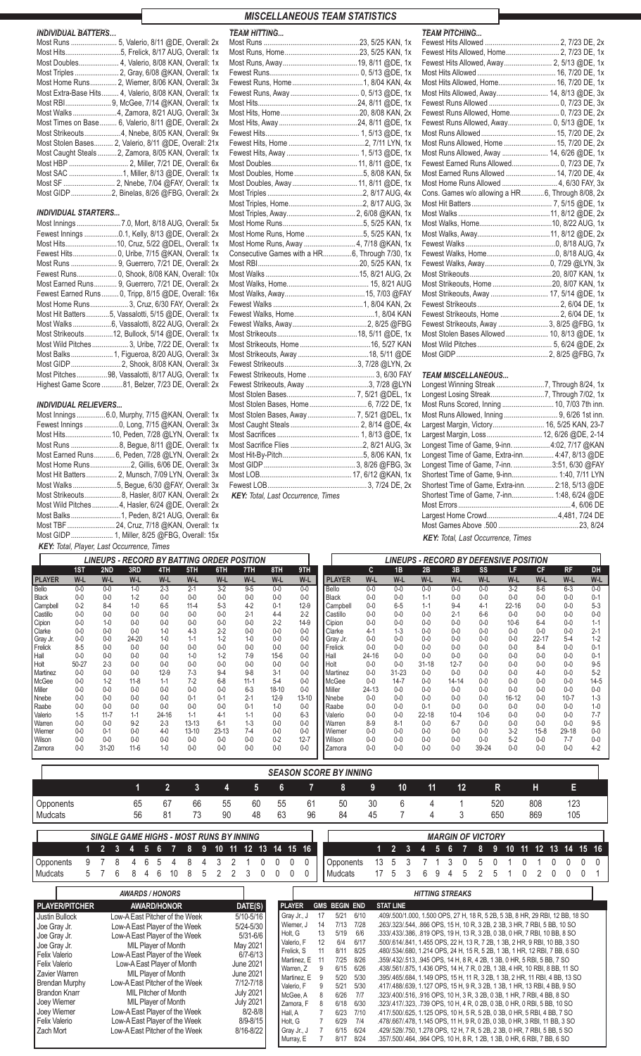# MISCELLANEOUS TEAM STATISTICS

### INDIVIDUAL BATTERS...

Most Runs .......................... 5, Valerio, 8/11 @DE, Overall: 2x
Most Hits..............................5, Frelick, 8/17 AUG, Overall: 1x
Most Doubles..................... 4, Valerio, 8/08 KAN, Overall: 1x
Most Triples ........................ 2, Gray, 6/08 @KAN, Overall: 1x
Most Home Runs................. 2, Wiemer, 8/06 KAN, Overall: 3x
Most Extra-Base Hits......... 4, Valerio, 8/08 KAN, Overall: 1x
Most RBI.......................... 9, McGee, 7/14 @KAN, Overall: 1x
Most Walks ........................4, Zamora, 8/21 AUG, Overall: 3x
Most Times on Base........... 6, Valerio, 8/11 @DE, Overall: 2x
Most Strikeouts....................4, Nnebe, 8/05 KAN, Overall: 9x
Most Stolen Bases.......... 2, Valerio, 8/11 @DE, Overall: 21x
Most Caught Steals ........... 2, Zamora, 8/05 KAN, Overall: 1x
Most HBP ................................ 2, Miller, 7/21 DE, Overall: 6x
Most SAC .............................1, Miller, 8/13 @DE, Overall: 1x
Most SF ............................. 2, Nnebe, 7/04 @FAY, Overall: 1x
Most GIDP.......................2, Binelas, 8/26 @FBG, Overall: 2x

### INDIVIDUAL STARTERS...

Most Innings ........................7.0, Mort, 8/18 AUG, Overall: 5x
Fewest Innings ...................0.1, Kelly, 8/13 @DE, Overall: 2x
Most Hits.............................10, Cruz, 5/22 @DEL, Overall: 1x
Fewest Hits........................ 0, Uribe, 7/15 @KAN, Overall: 1x
Most Runs ......................... 9, Guerrero, 7/21 DE, Overall: 2x
Fewest Runs...................... 0, Shook, 8/08 KAN, Overall: 10x
Most Earned Runs.............. 9, Guerrero, 7/21 DE, Overall: 2x
Fewest Earned Runs ......... 0, Tripp, 8/15 @DE, Overall: 16x
Most Home Runs.......................3, Cruz, 6/30 FAY, Overall: 2x
Most Hit Batters ............5, Vassalotti, 5/15 @DE, Overall: 1x
Most Walks ....................6, Vassalotti, 8/22 AUG, Overall: 2x
Most Strikeouts................12, Bullock, 5/14 @DE, Overall: 1x
Most Wild Pitches ...................3, Uribe, 7/22 DE, Overall: 1x
Most Balks.......................1, Figueroa, 8/20 AUG, Overall: 3x
Most GIDP ..........................2, Shook, 8/08 KAN, Overall: 3x
Most Pitches..................98, Vassalotti, 8/17 AUG, Overall: 1x
Highest Game Score ............81, Belzer, 7/23 DE, Overall: 2x

### INDIVIDUAL RELIEVERS...

Most Innings ...............6.0, Murphy, 7/15 @KAN, Overall: 1x
Fewest Innings ....................0, Long, 7/15 @KAN, Overall: 3x
Most Hits.........................10, Peden, 7/28 @LYN, Overall: 1x
Most Runs ..........................8, Begue, 8/11 @DE, Overall: 1x
Most Earned Runs.............. 6, Peden, 7/28 @LYN, Overall: 2x
Most Home Runs........................2, Gillis, 6/06 DE, Overall: 3x
Most Hit Batters ............... 2, Munsch, 7/09 LYN, Overall: 3x
Most Walks........................5, Begue, 6/30 @FAY, Overall: 3x
Most Strikeouts..................8, Hasler, 8/07 KAN, Overall: 2x
Most Wild Pitches..............4, Hasler, 6/24 @DE, Overall: 2x
Most Balks............................1, Peden, 8/21 AUG, Overall: 6x
Most TBF .........................24, Cruz, 7/18 @KAN, Overall: 1x
Most GIDP.........................1, Miller, 8/25 @FBG, Overall: 15x

*KEY: Total, Player, Last Occurrence, Times*

### TEAM HITTING...

Most Runs .......................................................23, 5/25 KAN, 1x
Most Runs, Home..............................................23, 5/25 KAN, 1x
Most Runs, Away........................................19, 8/11 @DE, 1x
Fewest Runs.......................................................0, 5/13 @DE, 1x
Fewest Runs, Home ............................................1, 8/04 KAN, 4x
Fewest Runs, Away ..........................................0, 5/13 @DE, 1x
Most Hits...............................................................24, 8/11 @DE, 1x
Most Hits, Home ................................................20, 8/08 KAN, 2x
Most Hits, Away .................................................24, 8/11 @DE, 1x
Fewest Hits...........................................................1, 5/13 @DE, 1x
Fewest Hits, Home ................................................2, 7/11 LYN, 1x
Fewest Hits, Away ...............................................1, 5/13 @DE, 1x
Most Doubles.......................................................11, 8/11 @DE, 1x
Most Doubles, Home ............................................5, 8/08 KAN, 5x
Most Doubles, Away ..........................................11, 8/11 @DE, 1x
Most Triples ..........................................................2, 8/17 AUG, 4x
Most Triples, Home...............................................2, 8/17 AUG, 3x
Most Triples, Away.............................................2, 6/08 @KAN, 1x
Most Home Runs ..................................................5, 5/25 KAN, 1x
Most Home Runs, Home .......................................5, 5/25 KAN, 1x
Most Home Runs, Away ...................................4, 7/18 @KAN, 1x
Consecutive Games with a HR...............6, Through 7/30, 1x
Most RBI..............................................................20, 5/25 KAN, 1x
Most Walks .........................................................15, 8/21 AUG, 2x
Most Walks, Home.................................................. 15, 8/21 AUG
Most Walks, Away.............................................. 15, 7/03 @FAY
Fewest Walks .......................................................1, 8/04 KAN, 2x
Fewest Walks, Home ...............................................1, 8/04 KAN
Fewest Walks, Away..........................................2, 8/25 @FBG
Most Strikeouts...................................................18, 5/11 @DE, 1x
Most Strikeouts, Home ..........................................16, 5/27 KAN
Most Strikeouts, Away ...........................................18, 5/11 @DE
Fewest Strikeouts ...............................................3, 7/28 @LYN, 2x
Fewest Strikeouts, Home ............................................. 3, 6/30 FAY
Fewest Strikeouts, Away ................................3, 7/28 @LYN
Most Stolen Bases...............................................7, 5/21 @DEL, 1x
Most Stolen Bases, Home.........................................6, 7/22 DE, 1x
Most Stolen Bases, Away.......................7, 5/21 @DEL, 1x
Most Caught Steals ............................................. 2, 8/14 @DE, 4x
Most Sacrifices .....................................................1, 8/13 @DE, 1x
Most Sacrifice Flies .............................................2, 8/21 AUG, 3x
Most Hit-By-Pitch...................................................5, 8/06 KAN, 1x
Most GIDP ........................................................3, 8/26 @FBG, 3x
Most LOB............................................................17, 6/12 @KAN, 1x
Fewest LOB...........................................................3, 7/24 DE, 2x

*KEY: Total, Last Occurrence, Times*

### TEAM PITCHING...

Fewest Hits Allowed .........................................2, 7/23 DE, 2x
Fewest Hits Allowed, Home..................................2, 7/23 DE, 1x
Fewest Hits Allowed, Away.........................2, 5/13 @DE, 1x
Most Hits Allowed .........................................16, 7/20 DE, 1x
Most Hits Allowed, Home...............................16, 7/20 DE, 1x
Most Hits Allowed, Away............................14, 8/13 @DE, 3x
Fewest Runs Allowed ......................................0, 7/23 DE, 3x
Fewest Runs Allowed, Home..............................0, 7/23 DE, 2x
Fewest Runs Allowed, Away.........................0, 5/13 @DE, 1x
Most Runs Allowed .......................................15, 7/20 DE, 2x
Most Runs Allowed, Home ...............................15, 7/20 DE, 2x
Most Runs Allowed, Away ........................14, 6/26 @DE, 1x
Fewest Earned Runs Allowed...........................0, 7/23 DE, 7x
Most Earned Runs Allowed ..........................14, 7/20 DE, 4x
Most Home Runs Allowed .............................4, 6/30 FAY, 3x
Cons. Games w/o allowing a HR............6, Through 8/08, 2x
Most Hit Batters ............................................7, 5/15 @DE, 1x
Most Walks ...................................................11, 8/12 @DE, 2x
Most Walks, Home........................................10, 8/22 AUG, 1x
Most Walks, Away.........................................11, 8/12 @DE, 2x
Fewest Walks ................................................0, 8/18 AUG, 7x
Fewest Walks, Home.......................................0, 8/18 AUG, 4x
Fewest Walks, Away....................................0, 7/29 @LYN, 3x
Most Strikeouts...........................................20, 8/07 KAN, 1x
Most Strikeouts, Home ...................................20, 8/07 KAN, 1x
Most Strikeouts, Away ..............................17, 5/14 @DE, 1x
Fewest Strikeouts ............................................2, 6/04 DE, 1x
Fewest Strikeouts, Home .................................2, 6/04 DE, 1x
Fewest Strikeouts, Away ...........................3, 8/25 @FBG, 1x
Most Stolen Bases Allowed ......................10, 8/13 @DE, 1x
Most Wild Pitches .........................................5, 6/24 @DE, 2x
Most GIDP ...................................................2, 8/25 @FBG, 7x

### TEAM MISCELLANEOUS...

Longest Winning Streak ..........................7, Through 8/24, 1x
Longest Losing Streak...........................7, Through 7/02, 1x
Most Runs Scored, Inning .............................10, 7/03 7th inn.
Most Runs Allowed, Inning ............................. 9, 6/26 1st inn.
Largest Margin, Victory.......................... 16, 5/25 KAN, 23-7
Largest Margin, Loss ............................ 12, 6/26 @DE, 2-14
Longest Time of Game, 9-inn. ..................... 4:02, 7/17 @KAN
Longest Time of Game, Extra-inn................ 4:47, 8/13 @DE
Longest Time of Game, 7-inn. .....................3:51, 6/30 @FAY
Shortest Time of Game, 9-inn........................ 1:40, 7/11 LYN
Shortest Time of Game, Extra-inn. .............. 2:18, 5/13 @DE
Shortest Time of Game, 7-inn...................... 1:48, 6/24 @DE
Most Errors .................................................................4, 6/06 DE
Largest Home Crowd.....................................4,481, 7/24 DE
Most Games Above .500 ............................................23, 8/24

*KEY: Total, Last Occurrence, Times*

### LINEUPS - RECORD BY BATTING ORDER POSITION

| PLAYER | 1ST W-L | 2ND W-L | 3RD W-L | 4TH W-L | 5TH W-L | 6TH W-L | 7TH W-L | 8TH W-L | 9TH W-L |
|---|---|---|---|---|---|---|---|---|---|
| Bello | 0-0 | 0-0 | 1-0 | 2-3 | 2-1 | 3-2 | 9-5 | 0-0 | 0-0 |
| Black | 0-0 | 0-0 | 1-2 | 0-0 | 0-0 | 0-0 | 0-0 | 0-0 | 0-0 |
| Campbell | 0-2 | 8-4 | 1-0 | 6-5 | 11-4 | 5-3 | 4-2 | 0-1 | 12-9 |
| Castillo | 0-0 | 0-0 | 0-0 | 0-0 | 0-0 | 0-0 | 2-1 | 4-4 | 2-2 |
| Cipion | 0-0 | 1-0 | 0-0 | 0-0 | 0-0 | 0-0 | 0-0 | 2-2 | 14-9 |
| Clarke | 0-0 | 0-0 | 0-0 | 1-0 | 4-3 | 2-2 | 0-0 | 0-0 | 0-0 |
| Gray Jr. | 0-0 | 0-0 | 24-20 | 1-0 | 1-1 | 1-2 | 1-0 | 0-0 | 0-0 |
| Frelick | 8-5 | 0-0 | 0-0 | 0-0 | 0-0 | 0-0 | 0-0 | 0-0 | 0-0 |
| Hall | 0-0 | 0-0 | 0-0 | 0-0 | 1-0 | 1-2 | 7-9 | 15-6 | 0-0 |
| Holt | 50-27 | 2-3 | 0-0 | 0-0 | 0-0 | 0-0 | 0-0 | 0-0 | 0-0 |
| Martinez | 0-0 | 0-0 | 0-0 | 12-9 | 7-3 | 9-4 | 9-8 | 3-1 | 0-0 |
| McGee | 0-0 | 1-2 | 11-8 | 1-1 | 7-2 | 6-8 | 11-1 | 5-4 | 0-0 |
| Miller | 0-0 | 0-0 | 0-0 | 0-0 | 0-0 | 0-0 | 6-3 | 18-10 | 0-0 |
| Nnebe | 0-0 | 0-0 | 0-0 | 0-0 | 0-1 | 0-1 | 2-1 | 12-5 | 13-10 |
| Raabe | 0-0 | 0-0 | 0-0 | 0-0 | 0-0 | 0-0 | 0-1 | 1-0 | 0-0 |
| Valerio | 1-5 | 11-7 | 1-1 | 24-16 | 1-1 | 4-1 | 1-1 | 0-0 | 6-3 |
| Warren | 0-0 | 0-0 | 9-2 | 2-3 | 13-13 | 6-1 | 1-3 | 0-0 | 0-0 |
| Wiemer | 0-0 | 0-1 | 0-0 | 4-0 | 13-10 | 23-13 | 7-4 | 0-0 | 0-0 |
| Wilson | 0-0 | 0-0 | 0-0 | 0-0 | 0-0 | 0-0 | 0-0 | 0-2 | 12-7 |
| Zamora | 0-0 | 31-20 | 11-6 | 1-0 | 0-0 | 0-0 | 0-0 | 0-0 | 0-0 |

### LINEUPS - RECORD BY DEFENSIVE POSITION

| PLAYER | C W-L | 1B W-L | 2B W-L | 3B W-L | SS W-L | LF W-L | CF W-L | RF W-L | DH W-L |
|---|---|---|---|---|---|---|---|---|---|
| Bello | 0-0 | 0-0 | 0-0 | 0-0 | 0-0 | 3-2 | 8-6 | 6-3 | 0-0 |
| Black | 0-0 | 0-0 | 1-1 | 0-0 | 0-0 | 0-0 | 0-0 | 0-0 | 0-1 |
| Campbell | 0-0 | 6-5 | 1-1 | 9-4 | 4-1 | 22-16 | 0-0 | 0-0 | 5-3 |
| Castillo | 0-0 | 0-0 | 0-0 | 2-1 | 6-6 | 0-0 | 0-0 | 0-0 | 0-0 |
| Cipion | 0-0 | 0-0 | 0-0 | 0-0 | 0-0 | 10-6 | 6-4 | 0-0 | 1-1 |
| Clarke | 4-1 | 1-3 | 0-0 | 0-0 | 0-0 | 0-0 | 0-0 | 0-0 | 2-1 |
| Gray Jr. | 0-0 | 0-0 | 0-0 | 0-0 | 0-0 | 0-0 | 22-17 | 5-4 | 1-2 |
| Frelick | 0-0 | 0-0 | 0-0 | 0-0 | 0-0 | 0-0 | 8-4 | 0-0 | 0-1 |
| Hall | 24-16 | 0-0 | 0-0 | 0-0 | 0-0 | 0-0 | 0-0 | 0-0 | 0-1 |
| Holt | 0-0 | 0-0 | 31-18 | 12-7 | 0-0 | 0-0 | 0-0 | 0-0 | 9-5 |
| Martinez | 0-0 | 31-23 | 0-0 | 0-0 | 0-0 | 0-0 | 4-0 | 0-0 | 5-2 |
| McGee | 0-0 | 14-7 | 0-0 | 14-14 | 0-0 | 0-0 | 0-0 | 0-0 | 14-5 |
| Miller | 24-13 | 0-0 | 0-0 | 0-0 | 0-0 | 0-0 | 0-0 | 0-0 | 0-0 |
| Nnebe | 0-0 | 0-0 | 0-0 | 0-0 | 0-0 | 16-12 | 0-0 | 10-7 | 1-3 |
| Raabe | 0-0 | 0-0 | 0-1 | 0-0 | 0-0 | 0-0 | 0-0 | 0-0 | 1-0 |
| Valerio | 0-0 | 0-0 | 22-18 | 10-4 | 10-6 | 0-0 | 0-0 | 0-0 | 7-7 |
| Warren | 8-9 | 8-1 | 0-0 | 6-7 | 0-0 | 0-0 | 0-0 | 0-0 | 9-5 |
| Wiemer | 0-0 | 0-0 | 0-0 | 0-0 | 0-0 | 3-2 | 15-8 | 29-18 | 0-0 |
| Wilson | 0-0 | 0-0 | 0-0 | 0-0 | 0-0 | 5-2 | 0-0 | 7-7 | 0-0 |
| Zamora | 0-0 | 0-0 | 0-0 | 0-0 | 39-24 | 0-0 | 0-0 | 0-0 | 4-2 |

### SEASON SCORE BY INNING

| | 1 | 2 | 3 | 4 | 5 | 6 | 7 | 8 | 9 | 10 | 11 | 12 | R | H | E |
|---|---|---|---|---|---|---|---|---|---|---|---|---|---|---|---|
| Opponents | 65 | 67 | 66 | 55 | 60 | 55 | 61 | 50 | 30 | 6 | 4 | 1 | 520 | 808 | 123 |
| Mudcats | 56 | 81 | 73 | 90 | 48 | 63 | 96 | 84 | 45 | 7 | 4 | 3 | 650 | 869 | 105 |

### SINGLE GAME HIGHS - MOST RUNS BY INNING

| | 1 | 2 | 3 | 4 | 5 | 6 | 7 | 8 | 9 | 10 | 11 | 12 | 13 | 14 | 15 | 16 |
|---|---|---|---|---|---|---|---|---|---|---|---|---|---|---|---|---|
| Opponents | 9 | 7 | 8 | 4 | 6 | 5 | 4 | 8 | 4 | 3 | 2 | 1 | 0 | 0 | 0 | 0 |
| Mudcats | 5 | 7 | 6 | 8 | 4 | 6 | 10 | 8 | 5 | 2 | 2 | 3 | 0 | 0 | 0 | 0 |

### MARGIN OF VICTORY

| | 1 | 2 | 3 | 4 | 5 | 6 | 7 | 8 | 9 | 10 | 11 | 12 | 13 | 14 | 15 | 16 |
|---|---|---|---|---|---|---|---|---|---|---|---|---|---|---|---|---|
| Opponents | 13 | 5 | 3 | 7 | 1 | 3 | 0 | 5 | 0 | 1 | 0 | 1 | 0 | 0 | 0 | 0 |
| Mudcats | 17 | 5 | 3 | 6 | 9 | 4 | 5 | 2 | 5 | 1 | 0 | 2 | 0 | 0 | 0 | 1 |

### AWARDS / HONORS

| PLAYER/PITCHER | AWARD/HONOR | DATE(S) |
|---|---|---|
| Justin Bullock | Low-A East Pitcher of the Week | 5/10-5/16 |
| Joe Gray Jr. | Low-A East Player of the Week | 5/24-5/30 |
| Joe Gray Jr. | Low-A East Player of the Week | 5/31-6/6 |
| Joe Gray Jr. | MiL Player of Month | May 2021 |
| Felix Valerio | Low-A East Player of the Week | 6/7-6/13 |
| Felix Valerio | Low-A East Player of Month | June 2021 |
| Zavier Warren | MiL Player of Month | June 2021 |
| Brendan Murphy | Low-A East Pitcher of the Week | 7/12-7/18 |
| Brandon Knarr | MiL Pitcher of Month | July 2021 |
| Joey Wiemer | MiL Player of Month | July 2021 |
| Joey Wiemer | Low-A East Player of the Week | 8/2-8/8 |
| Felix Valerio | Low-A East Player of the Week | 8/9-8/15 |
| Zach Mort | Low-A East Pitcher of the Week | 8/16-8/22 |

### HITTING STREAKS

| PLAYER | GMS | BEGIN | END | STAT LINE |
|---|---|---|---|---|
| Gray Jr., J | 17 | 5/21 | 6/10 | .409/.500/1.000, 1.500 OPS, 27 H, 18 R, 5 2B, 5 3B, 8 HR, 29 RBI, 12 BB, 18 SO |
| Wiemer, J | 14 | 7/13 | 7/28 | .263/.323/.544, .866 OPS, 15 H, 10 R, 3 2B, 2 3B, 3 HR, 7 RBI, 5 BB, 10 SO |
| Holt, G | 13 | 5/19 | 6/6 | .333/.433/.386, .819 OPS, 19 H, 13 R, 3 2B, 0 3B, 0 HR, 7 RBI, 10 BB, 8 SO |
| Valerio, F | 12 | 6/4 | 6/17 | .500/.614/.841, 1.455 OPS, 22 H, 13 R, 7 2B, 1 3B, 2 HR, 9 RBI, 10 BB, 3 SO |
| Frelick, S | 11 | 8/11 | 8/25 | .480/.534/.680, 1.214 OPS, 24 H, 15 R, 5 2B, 1 3B, 1 HR, 12 RBI, 7 BB, 6 SO |
| Martinez, E | 11 | 7/25 | 8/26 | .359/.432/.513, .945 OPS, 14 H, 8 R, 4 2B, 1 3B, 0 HR, 5 RBI, 5 BB, 7 SO |
| Warren, Z | 9 | 6/15 | 6/26 | .438/.561/.875, 1.436 OPS, 14 H, 7 R, 0 2B, 1 3B, 4 HR, 10 RBI, 8 BB, 11 SO |
| Martinez, E | 9 | 5/20 | 5/30 | .395/.465/.684, 1.149 OPS, 15 H, 11 R, 3 2B, 1 3B, 2 HR, 11 RBI, 4 BB, 13 SO |
| Valerio, F | 9 | 5/21 | 5/30 | .417/.488/.639, 1.127 OPS, 15 H, 9 R, 3 2B, 1 3B, 1 HR, 13 RBI, 4 BB, 9 SO |
| McGee, A | 8 | 6/26 | 7/7 | .323/.400/.516, .916 OPS, 10 H, 3 R, 3 2B, 0 3B, 1 HR, 7 RBI, 4 BB, 8 SO |
| Zamora, F | 8 | 6/18 | 6/30 | .323/.417/.323, .739 OPS, 10 H, 4 R, 0 2B, 0 3B, 0 HR, 0 RBI, 5 BB, 10 SO |
| Hall, A | 7 | 6/23 | 7/10 | .417/.500/.625, 1.125 OPS, 10 H, 5 R, 5 2B, 0 3B, 0 HR, 5 RBI, 4 BB, 7 SO |
| Holt, G | 7 | 6/29 | 7/4 | .478/.667/.478, 1.145 OPS, 11 H, 9 R, 0 2B, 0 3B, 0 HR, 3 RBI, 11 BB, 3 SO |
| Gray Jr., J | 7 | 6/15 | 6/24 | .429/.528/.750, 1.278 OPS, 12 H, 7 R, 5 2B, 2 3B, 0 HR, 7 RBI, 5 BB, 5 SO |
| Murray, E | 7 | 8/17 | 8/24 | .357/.500/.464, .964 OPS, 10 H, 8 R, 1 2B, 1 3B, 0 HR, 6 RBI, 7 BB, 6 SO |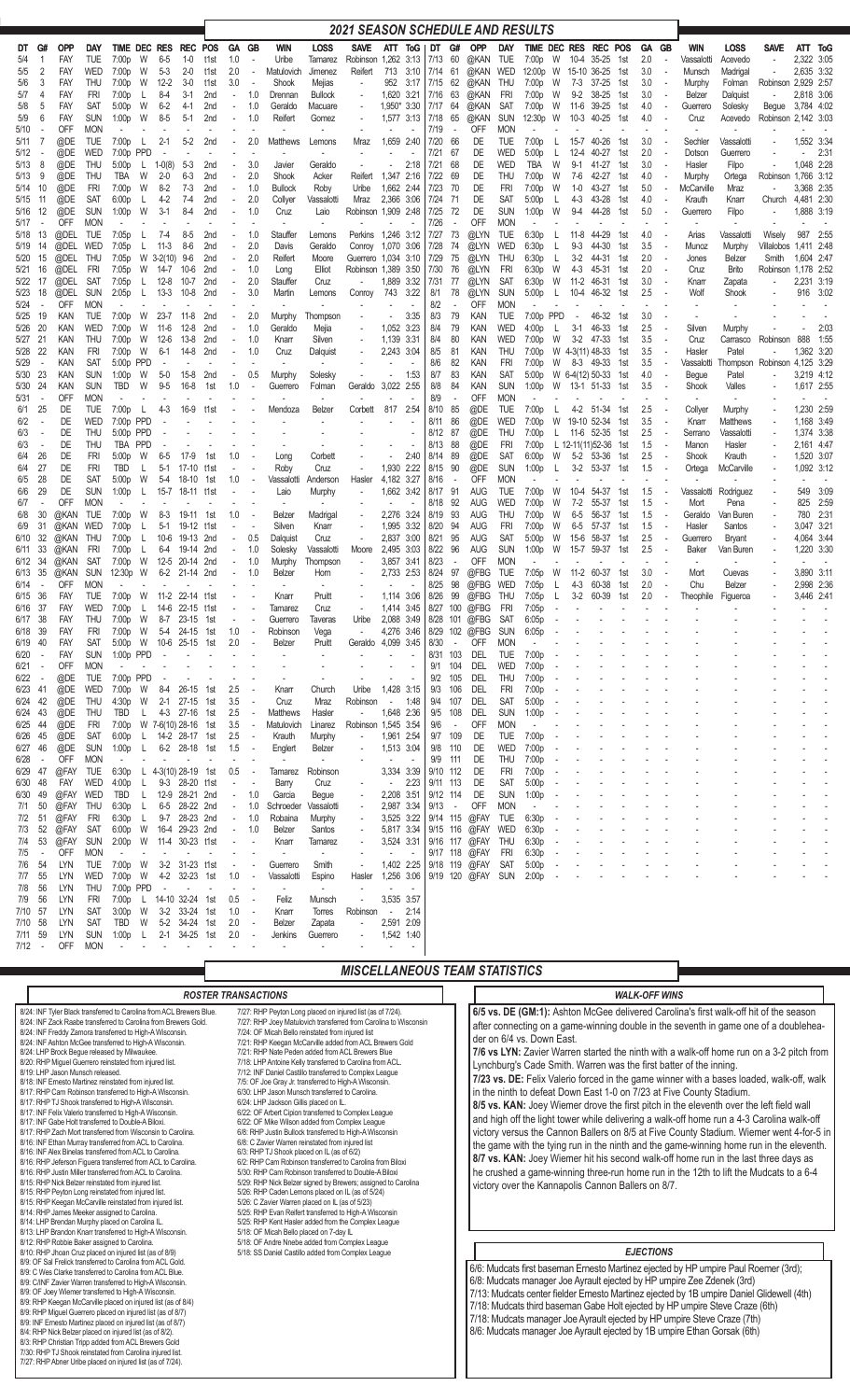## 2021 SEASON SCHEDULE AND RESULTS

| DT | G# | OPP | DAY | TIME | DEC | RES | REC | POS | GA | GB | WIN | LOSS | SAVE | ATT | ToG |
|---|---|---|---|---|---|---|---|---|---|---|---|---|---|---|---|
| 5/4 | 1 | FAY | TUE | 7:00p | W | 6-5 | 1-0 | t1st | 1.0 | - | Uribe | Tamarez | Robinson | 1,262 | 3:13 |
| 5/5 | 2 | FAY | WED | 7:00p | W | 5-3 | 2-0 | t1st | 2.0 | - | Matulovich | Jimenez | Reifert | 713 | 3:10 |
| 5/6 | 3 | FAY | THU | 7:00p | W | 12-2 | 3-0 | t1st | 3.0 | - | Shook | Mejias | - | 952 | 3:17 |
| 5/7 | 4 | FAY | FRI | 7:00p | L | 8-4 | 3-1 | 2nd | - | 1.0 | Drennan | Bullock | - | 1,620 | 3:21 |
| 5/8 | 5 | FAY | SAT | 5:00p | W | 6-2 | 4-1 | 2nd | - | 1.0 | Geraldo | Macuare | - | 1,950* | 3:30 |
| 5/9 | 6 | FAY | SUN | 1:00p | W | 8-5 | 5-1 | 2nd | - | 1.0 | Reifert | Gomez | - | 1,577 | 3:13 |
| 5/10 | - | OFF | MON | - | | | | | | | | | | | |
| 5/11 | 7 | @DE | TUE | 7:00p | L | 2-1 | 5-2 | 2nd | - | 2.0 | Matthews | Lemons | Mraz | 1,659 | 2:40 |
| 5/12 | - | @DE | WED | 7:00p | PPD | | | | | | | | | | |
| 5/13 | 8 | @DE | THU | 5:00p | L | 1-0(8) | 5-3 | 2nd | - | 3.0 | Javier | Geraldo | - | - | 2:18 |
| 5/13 | 9 | @DE | THU | TBA | W | 2-0 | 6-3 | 2nd | - | 2.0 | Shook | Acker | Reifert | 1,347 | 2:16 |
| 5/14 | 10 | @DE | FRI | 7:00p | W | 8-2 | 7-3 | 2nd | - | 1.0 | Bullock | Roby | Uribe | 1,662 | 2:44 |
| 5/15 | 11 | @DE | SAT | 6:00p | L | 4-2 | 7-4 | 2nd | - | 2.0 | Collyer | Vassalotti | Mraz | 2,366 | 3:06 |
| 5/16 | 12 | @DE | SUN | 1:00p | W | 3-1 | 8-4 | 2nd | - | 1.0 | Cruz | Laio | Robinson | 1,909 | 2:48 |
| 5/17 | - | OFF | MON | - | | | | | | | | | | | |
| 5/18 | 13 | @DEL | TUE | 7:05p | L | 7-4 | 8-5 | 2nd | - | 1.0 | Stauffer | Lemons | Perkins | 1,246 | 3:12 |
| 5/19 | 14 | @DEL | WED | 7:05p | L | 11-3 | 8-6 | 2nd | - | 2.0 | Davis | Geraldo | Conroy | 1,070 | 3:06 |
| 5/20 | 15 | @DEL | THU | 7:05p | W | 3-2(10) | 9-6 | 2nd | - | 2.0 | Reifert | Moore | Guerrero | 1,034 | 3:10 |
| 5/21 | 16 | @DEL | FRI | 7:05p | W | 14-7 | 10-6 | 2nd | - | 1.0 | Long | Elliot | Robinson | 1,389 | 3:50 |
| 5/22 | 17 | @DEL | SAT | 7:05p | L | 12-8 | 10-7 | 2nd | - | 2.0 | Stauffer | Cruz | - | 1,889 | 3:32 |
| 5/23 | 18 | @DEL | SUN | 2:05p | L | 13-3 | 10-8 | 2nd | - | 3.0 | Martin | Lemons | Conroy | 743 | 3:22 |
| 5/24 | - | OFF | MON | - | | | | | | | | | | | |
| 5/25 | 19 | KAN | TUE | 7:00p | W | 23-7 | 11-8 | 2nd | - | 2.0 | Murphy | Thompson | - | - | 3:35 |
| 5/26 | 20 | KAN | WED | 7:00p | W | 11-6 | 12-8 | 2nd | - | 1.0 | Geraldo | Mejia | - | 1,052 | 3:23 |
| 5/27 | 21 | KAN | THU | 7:00p | W | 12-6 | 13-8 | 2nd | - | 1.0 | Knarr | Silven | - | 1,139 | 3:31 |
| 5/28 | 22 | KAN | FRI | 7:00p | W | 6-1 | 14-8 | 2nd | - | 1.0 | Cruz | Dalquist | - | 2,243 | 3:04 |
| 5/29 | - | KAN | SAT | 5:00p | PPD | | | | | | | | | | |
| 5/30 | 23 | KAN | SUN | 1:00p | W | 5-0 | 15-8 | 2nd | - | 0.5 | Murphy | Solesky | - | - | 1:53 |
| 5/30 | 24 | KAN | SUN | TBD | W | 9-5 | 16-8 | 1st | 1.0 | - | Guerrero | Folman | Geraldo | 3,022 | 2:55 |
| 5/31 | - | OFF | MON | - | | | | | | | | | | | |
| 6/1 | 25 | DE | TUE | 7:00p | L | 4-3 | 16-9 | t1st | - | - | Mendoza | Belzer | Corbett | 817 | 2:54 |
| 6/2 | - | DE | WED | 7:00p | PPD | | | | | | | | | | |
| 6/3 | - | DE | THU | 5:00p | PPD | | | | | | | | | | |
| 6/3 | - | DE | THU | TBA | PPD | | | | | | | | | | |
| 6/4 | 26 | DE | FRI | 5:00p | W | 6-5 | 17-9 | 1st | 1.0 | - | Long | Corbett | - | - | 2:40 |
| 6/4 | 27 | DE | FRI | TBD | L | 5-1 | 17-10 | t1st | - | - | Roby | Cruz | - | 1,930 | 2:22 |
| 6/5 | 28 | DE | SAT | 5:00p | W | 5-4 | 18-10 | 1st | 1.0 | - | Vassalotti | Anderson | Hasler | 4,182 | 3:27 |
| 6/6 | 29 | DE | SUN | 1:00p | L | 15-7 | 18-11 | t1st | - | - | Laio | Murphy | - | 1,662 | 3:42 |
| 6/7 | - | OFF | MON | - | | | | | | | | | | | |
| 6/8 | 30 | @KAN | TUE | 7:00p | W | 8-3 | 19-11 | 1st | 1.0 | - | Belzer | Madrigal | - | 2,276 | 3:24 |
| 6/9 | 31 | @KAN | WED | 7:00p | L | 5-1 | 19-12 | t1st | - | - | Silven | Knarr | - | 1,995 | 3:32 |
| 6/10 | 32 | @KAN | THU | 7:00p | L | 10-6 | 19-13 | 2nd | - | 0.5 | Dalquist | Cruz | - | 2,837 | 3:00 |
| 6/11 | 33 | @KAN | FRI | 7:00p | L | 6-4 | 19-14 | 2nd | - | 1.0 | Solesky | Vassalotti | Moore | 2,495 | 3:03 |
| 6/12 | 34 | @KAN | SAT | 7:00p | W | 12-5 | 20-14 | 2nd | - | 1.0 | Murphy | Thompson | - | 3,857 | 3:41 |
| 6/13 | 35 | @KAN | SUN | 12:30p | W | 6-2 | 21-14 | 2nd | - | 1.0 | Belzer | Horn | - | 2,733 | 2:53 |
| 6/14 | - | OFF | MON | - | | | | | | | | | | | |
| 6/15 | 36 | FAY | TUE | 7:00p | W | 11-2 | 22-14 | t1st | - | - | Knarr | Pruitt | - | 1,114 | 3:06 |
| 6/16 | 37 | FAY | WED | 7:00p | L | 14-6 | 22-15 | t1st | - | - | Tamarez | Cruz | - | 1,414 | 3:45 |
| 6/17 | 38 | FAY | THU | 7:00p | W | 8-7 | 23-15 | 1st | - | - | Guerrero | Taveras | Uribe | 2,088 | 3:49 |
| 6/18 | 39 | FAY | FRI | 7:00p | W | 5-4 | 24-15 | 1st | 1.0 | - | Robinson | Vega | - | 4,276 | 3:46 |
| 6/19 | 40 | FAY | SAT | 5:00p | W | 10-6 | 25-15 | 1st | 2.0 | - | Belzer | Pruitt | Geraldo | 4,099 | 3:45 |
| 6/20 | - | FAY | SUN | 1:00p | PPD | | | | | | | | | | |
| 6/21 | - | OFF | MON | - | | | | | | | | | | | |
| 6/22 | - | @DE | TUE | 7:00p | PPD | | | | | | | | | | |
| 6/23 | 41 | @DE | WED | 7:00p | W | 8-4 | 26-15 | 1st | 2.5 | - | Knarr | Church | Uribe | 1,428 | 3:15 |
| 6/24 | 42 | @DE | THU | 4:30p | W | 2-1 | 27-15 | 1st | 3.5 | - | Cruz | Mraz | Robinson | - | 1:48 |
| 6/24 | 43 | @DE | THU | TBD | L | 4-3 | 27-16 | 1st | 2.5 | - | Matthews | Hasler | - | 1,648 | 2:36 |
| 6/25 | 44 | @DE | FRI | 7:00p | W | 7-6(10) | 28-16 | 1st | 3.5 | - | Matulovich | Linarez | Robinson | 1,545 | 3:54 |
| 6/26 | 45 | @DE | SAT | 6:00p | L | 14-2 | 28-17 | 1st | 2.5 | - | Krauth | Murphy | - | 1,961 | 2:54 |
| 6/27 | 46 | @DE | SUN | 1:00p | L | 6-2 | 28-18 | 1st | 1.5 | - | Englert | Belzer | - | 1,513 | 3:04 |
| 6/28 | - | OFF | MON | - | | | | | | | | | | | |
| 6/29 | 47 | @FAY | TUE | 6:30p | L | 4-3(10) | 28-19 | 1st | 0.5 | - | Tamarez | Robinson | - | 3,334 | 3:39 |
| 6/30 | 48 | FAY | WED | 4:00p | L | 9-3 | 28-20 | t1st | - | - | Barry | Cruz | - | - | 2:23 |
| 6/30 | 49 | @FAY | WED | TBD | L | 12-9 | 28-21 | 2nd | - | 1.0 | Garcia | Begue | - | 2,208 | 3:51 |
| 7/1 | 50 | @FAY | THU | 6:30p | L | 6-5 | 28-22 | 2nd | - | 1.0 | Schroeder | Vassalotti | - | 2,987 | 3:34 |
| 7/2 | 51 | @FAY | FRI | 6:30p | L | 9-7 | 28-23 | 2nd | - | 1.0 | Robaina | Murphy | - | 3,525 | 3:22 |
| 7/3 | 52 | @FAY | SAT | 6:00p | W | 16-4 | 29-23 | 2nd | - | 1.0 | Belzer | Santos | - | 5,817 | 3:34 |
| 7/4 | 53 | @FAY | SUN | 2:00p | W | 11-4 | 30-23 | t1st | - | - | Knarr | Tamarez | - | 3,524 | 3:31 |
| 7/5 | - | OFF | MON | - | | | | | | | | | | | |
| 7/6 | 54 | LYN | TUE | 7:00p | W | 3-2 | 31-23 | t1st | - | - | Guerrero | Smith | - | 1,402 | 2:25 |
| 7/7 | 55 | LYN | WED | 7:00p | W | 4-2 | 32-23 | 1st | 1.0 | - | Vassalotti | Espino | Hasler | 1,256 | 3:06 |
| 7/8 | 56 | LYN | THU | 7:00p | PPD | | | | | | | | | | |
| 7/9 | 56 | LYN | FRI | 7:00p | L | 14-10 | 32-24 | 1st | 0.5 | - | Feliz | Munsch | - | 3,535 | 3:57 |
| 7/10 | 57 | LYN | SAT | 3:00p | W | 3-2 | 33-24 | 1st | 1.0 | - | Knarr | Torres | Robinson | - | 2:14 |
| 7/10 | 58 | LYN | SAT | TBD | W | 5-2 | 34-24 | 1st | 2.0 | - | Belzer | Zapata | - | 2,591 | 2:09 |
| 7/11 | 59 | LYN | SUN | 1:00p | L | 2-1 | 34-25 | 1st | 2.0 | - | Jenkins | Guerrero | - | 1,542 | 1:40 |
| 7/12 | - | OFF | MON | - | | | | | | | | | | | |
| 7/13 | 60 | @KAN | TUE | 7:00p | W | 10-4 | 35-25 | 1st | 2.0 | - | Vassalotti | Acevedo | - | 2,322 | 3:05 |
| 7/14 | 61 | @KAN | WED | 12:00p | W | 15-10 | 36-25 | 1st | 3.0 | - | Munsch | Madrigal | - | 2,635 | 3:32 |
| 7/15 | 62 | @KAN | THU | 7:00p | W | 7-3 | 37-25 | 1st | 3.0 | - | Murphy | Folman | Robinson | 2,929 | 2:57 |
| 7/16 | 63 | @KAN | FRI | 7:00p | W | 9-2 | 38-25 | 1st | 3.0 | - | Belzer | Dalquist | - | 2,818 | 3:06 |
| 7/17 | 64 | @KAN | SAT | 7:00p | W | 11-6 | 39-25 | 1st | 4.0 | - | Guerrero | Solesky | Begue | 3,784 | 4:02 |
| 7/18 | 65 | @KAN | SUN | 12:30p | W | 10-3 | 40-25 | 1st | 4.0 | - | Cruz | Acevedo | Robinson | 2,142 | 3:03 |
| 7/19 | - | OFF | MON | - | | | | | | | | | | | |
| 7/20 | 66 | DE | TUE | 7:00p | L | 15-7 | 40-26 | 1st | 3.0 | - | Sechler | Vassalotti | - | 1,552 | 3:34 |
| 7/21 | 67 | DE | WED | 5:00p | L | 12-4 | 40-27 | 1st | 2.0 | - | Dotson | Guerrero | - | - | 2:31 |
| 7/21 | 68 | DE | WED | TBA | W | 9-1 | 41-27 | 1st | 3.0 | - | Hasler | Filpo | - | 1,048 | 2:28 |
| 7/22 | 69 | DE | THU | 7:00p | W | 7-6 | 42-27 | 1st | 4.0 | - | Murphy | Ortega | Robinson | 1,766 | 3:12 |
| 7/23 | 70 | DE | FRI | 7:00p | W | 1-0 | 43-27 | 1st | 5.0 | - | McCarville | Mraz | - | 3,368 | 2:35 |
| 7/24 | 71 | DE | SAT | 5:00p | L | 4-3 | 43-28 | 1st | 4.0 | - | Krauth | Knarr | Church | 4,481 | 2:30 |
| 7/25 | 72 | DE | SUN | 1:00p | W | 9-4 | 44-28 | 1st | 5.0 | - | Guerrero | Filpo | - | 1,888 | 3:19 |
| 7/26 | - | OFF | MON | - | | | | | | | | | | | |
| 7/27 | 73 | @LYN | TUE | 6:30p | L | 11-8 | 44-29 | 1st | 4.0 | - | Arias | Vassalotti | Wisely | 987 | 2:55 |
| 7/28 | 74 | @LYN | WED | 6:30p | L | 9-3 | 44-30 | 1st | 3.5 | - | Munoz | Murphy | Villalobos | 1,411 | 2:48 |
| 7/29 | 75 | @LYN | THU | 6:30p | L | 3-2 | 44-31 | 1st | 2.0 | - | Jones | Belzer | Smith | 1,604 | 2:47 |
| 7/30 | 76 | @LYN | FRI | 6:30p | W | 4-3 | 45-31 | 1st | 2.0 | - | Cruz | Brito | Robinson | 1,178 | 2:52 |
| 7/31 | 77 | @LYN | SAT | 6:30p | W | 11-2 | 46-31 | 1st | 3.0 | - | Knarr | Zapata | - | 2,231 | 3:19 |
| 8/1 | 78 | @LYN | SUN | 5:00p | L | 10-4 | 46-32 | 1st | 2.5 | - | Wolf | Shook | - | 916 | 3:02 |
| 8/2 | - | OFF | MON | - | | | | | | | | | | | |
| 8/3 | 79 | KAN | TUE | 7:00p | PPD | - | 46-32 | 1st | 3.0 | - | | | | | |
| 8/4 | 79 | KAN | WED | 4:00p | L | 3-1 | 46-33 | 1st | 2.5 | - | Silven | Murphy | - | - | 2:03 |
| 8/4 | 80 | KAN | WED | 7:00p | W | 3-2 | 47-33 | 1st | 3.5 | - | Cruz | Carrasco | Robinson | 888 | 1:55 |
| 8/5 | 81 | KAN | THU | 7:00p | W | 4-3(11) | 48-33 | 1st | 3.5 | - | Hasler | Patel | - | 1,362 | 3:20 |
| 8/6 | 82 | KAN | FRI | 7:00p | W | 8-3 | 49-33 | 1st | 3.5 | - | Vassalotti | Thompson | Robinson | 4,125 | 3:29 |
| 8/7 | 83 | KAN | SAT | 6:00p | W | 6-4(12) | 50-33 | 1st | 4.0 | - | Begue | Patel | - | 3,219 | 4:12 |
| 8/8 | 84 | KAN | SUN | 1:00p | W | 13-1 | 51-33 | 1st | 3.5 | - | Shook | Valles | - | 1,617 | 2:55 |
| 8/9 | - | OFF | MON | - | | | | | | | | | | | |
| 8/10 | 85 | @DE | TUE | 7:00p | L | 4-2 | 51-34 | 1st | 2.5 | - | Collyer | Murphy | - | 1,230 | 2:59 |
| 8/11 | 86 | @DE | WED | 7:00p | W | 19-10 | 52-34 | 1st | 3.5 | - | Knarr | Matthews | - | 1,168 | 3:49 |
| 8/12 | 87 | @DE | THU | 7:00p | L | 11-6 | 52-35 | 1st | 2.5 | - | Serrano | Vassalotti | - | 1,374 | 3:38 |
| 8/13 | 88 | @DE | FRI | 7:00p | L | 12-11(11) | 52-36 | 1st | 1.5 | - | Manon | Hasler | - | 2,161 | 4:47 |
| 8/14 | 89 | @DE | SAT | 6:00p | W | 5-2 | 53-36 | 1st | 2.5 | - | Shook | Krauth | - | 1,520 | 3:07 |
| 8/15 | 90 | @DE | SUN | 1:00p | L | 3-2 | 53-37 | 1st | 1.5 | - | Ortega | McCarville | - | 1,092 | 3:12 |
| 8/16 | - | OFF | MON | - | | | | | | | | | | | |
| 8/17 | 91 | AUG | TUE | 7:00p | W | 10-4 | 54-37 | 1st | 1.5 | - | Vassalotti | Rodriguez | - | 549 | 3:09 |
| 8/18 | 92 | AUG | WED | 7:00p | W | 7-2 | 55-37 | 1st | 1.5 | - | Mort | Pena | - | 825 | 2:59 |
| 8/19 | 93 | AUG | THU | 7:00p | W | 6-5 | 56-37 | 1st | 1.5 | - | Geraldo | Van Buren | - | 780 | 2:31 |
| 8/20 | 94 | AUG | FRI | 7:00p | W | 6-5 | 57-37 | 1st | 1.5 | - | Hasler | Santos | - | 3,047 | 3:21 |
| 8/21 | 95 | AUG | SAT | 5:00p | W | 15-6 | 58-37 | 1st | 2.5 | - | Guerrero | Bryant | - | 4,064 | 3:44 |
| 8/22 | 96 | AUG | SUN | 1:00p | W | 15-7 | 59-37 | 1st | 2.5 | - | Baker | Van Buren | - | 1,220 | 3:30 |
| 8/23 | - | OFF | MON | - | | | | | | | | | | | |
| 8/24 | 97 | @FBG | TUE | 7:05p | W | 11-2 | 60-37 | 1st | 3.0 | - | Mort | Cuevas | - | 3,890 | 3:11 |
| 8/25 | 98 | @FBG | WED | 7:05p | L | 4-3 | 60-38 | 1st | 2.0 | - | Chu | Belzer | - | 2,998 | 2:36 |
| 8/26 | 99 | @FBG | THU | 7:05p | L | 3-2 | 60-39 | 1st | 2.0 | - | Theophile | Figueroa | - | 3,446 | 2:41 |
| 8/27 | 100 | @FBG | FRI | 7:05p | | | | | | | | | | | |
| 8/28 | 101 | @FBG | SAT | 6:05p | | | | | | | | | | | |
| 8/29 | 102 | @FBG | SUN | 6:05p | | | | | | | | | | | |
| 8/30 | - | OFF | MON | | | | | | | | | | | | |
| 8/31 | 103 | DEL | TUE | 7:00p | | | | | | | | | | | |
| 9/1 | 104 | DEL | WED | 7:00p | | | | | | | | | | | |
| 9/2 | 105 | DEL | THU | 7:00p | | | | | | | | | | | |
| 9/3 | 106 | DEL | FRI | 7:00p | | | | | | | | | | | |
| 9/4 | 107 | DEL | SAT | 5:00p | | | | | | | | | | | |
| 9/5 | 108 | DEL | SUN | 1:00p | | | | | | | | | | | |
| 9/6 | - | OFF | MON | | | | | | | | | | | | |
| 9/7 | 109 | DE | TUE | 7:00p | | | | | | | | | | | |
| 9/8 | 110 | DE | WED | 7:00p | | | | | | | | | | | |
| 9/9 | 111 | DE | THU | 7:00p | | | | | | | | | | | |
| 9/10 | 112 | DE | FRI | 7:00p | | | | | | | | | | | |
| 9/11 | 113 | DE | SAT | 5:00p | | | | | | | | | | | |
| 9/12 | 114 | DE | SUN | 1:00p | | | | | | | | | | | |
| 9/13 | - | OFF | MON | | | | | | | | | | | | |
| 9/14 | 115 | @FAY | TUE | 6:30p | | | | | | | | | | | |
| 9/15 | 116 | @FAY | WED | 6:30p | | | | | | | | | | | |
| 9/16 | 117 | @FAY | THU | 6:30p | | | | | | | | | | | |
| 9/17 | 118 | @FAY | FRI | 6:30p | | | | | | | | | | | |
| 9/18 | 119 | @FAY | SAT | 5:00p | | | | | | | | | | | |
| 9/19 | 120 | @FAY | SUN | 2:00p | | | | | | | | | | | |

## MISCELLANEOUS TEAM STATISTICS

### ROSTER TRANSACTIONS

8/24: INF Tyler Black transferred to Carolina from ACL Brewers Blue.
8/24: INF Zack Raabe transferred to Carolina from Brewers Gold.
8/24: INF Freddy Zamora transferred to High-A Wisconsin.
8/24: INF Ashton McGee transferred to High-A Wisconsin.
8/24: LHP Brock Begue released by Milwaukee.
8/20: RHP Miguel Guerrero reinstated from injured list.
8/19: LHP Jason Munsch released.
8/18: INF Ernesto Martinez reinstated from injured list.
8/17: RHP Cam Robinson transferred to High-A Wisconsin.
8/17: RHP TJ Shook transferred to High-A Wisconsin.
8/17: INF Felix Valerio transferred to High-A Wisconsin.
8/17: INF Gabe Holt transferred to Double-A Biloxi.
8/17: RHP Zach Mort transferred from Wisconsin to Carolina.
8/16: INF Ethan Murray transferred from ACL to Carolina.
8/16: INF Alex Binelas transferred from ACL to Carolina.
8/16: RHP Jeferson Figuera transferred from ACL to Carolina.
8/16: RHP Justin Miller transferred from ACL to Carolina.
8/15: RHP Nick Belzer reinstated from injured list.
8/15: RHP Peyton Long reinstated from injured list.
8/15: RHP Keegan McCarville reinstated from injured list.
8/14: RHP James Meeker assigned to Carolina.
8/14: LHP Brendan Murphy placed on Carolina IL.
8/13: LHP Brandon Knarr transferred to High-A Wisconsin.
8/12: RHP Robbie Baker assigned to Carolina.
8/10: RHP Jhoan Cruz placed on injured list (as of 8/9)
8/9: OF Sal Frelick transferred to Carolina from ACL Gold.
8/9: C Wes Clarke transferred to Carolina from ACL Blue.
8/9: C/INF Zavier Warren transferred to High-A Wisconsin.
8/9: OF Joey Wiemer transferred to High-A Wisconsin.
8/9: RHP Keegan McCarville placed on injured list (as of 8/4)
8/9: RHP Miguel Guerrero placed on injured list (as of 8/7)
8/9: INF Ernesto Martinez placed on injured list (as of 8/7)
8/4: RHP Nick Belzer placed on injured list (as of 8/2).
8/3: RHP Christian Tripp added from ACL Brewers Gold
7/30: RHP TJ Shook reinstated from Carolina injured list.
7/27: RHP Abner Uribe placed on injured list (as of 7/24).
7/27: RHP Peyton Long placed on injured list (as of 7/24).
7/27: RHP Joey Matulovich transferred from Carolina to Wisconsin
7/24: OF Micah Bello reinstated from injured list
7/21: RHP Keegan McCarville added from ACL Brewers Gold
7/21: RHP Nate Peden added from ACL Brewers Blue
7/18: RHP Antoine Kelly transferred to Carolina from ACL.
7/12: INF Daniel Castillo transferred to Complex League
7/5: OF Joe Gray Jr. transferred to High-A Wisconsin.
6/30: LHP Jason Munsch transferred to Carolina.
6/24: LHP Jackson Gillis placed on IL.
6/22: OF Arbert Cipion transferred to Complex League
6/22: OF Mike Wilson added from Complex League
6/8: RHP Justin Bullock transferred to High-A Wisconsin
6/8: C Zavier Warren reinstated from injured list
6/3: RHP TJ Shook placed on IL (as of 6/2)
6/2: RHP Cam Robinson transferred to Carolina from Biloxi
5/30: RHP Cam Robinson transferred to Double-A Biloxi
5/29: RHP Nick Belzer signed by Brewers; assigned to Carolina
5/26: RHP Caden Lemons placed on IL (as of 5/24)
5/26: C Zavier Warren placed on IL (as of 5/23)
5/25: RHP Evan Reifert transferred to High-A Wisconsin
5/25: RHP Kent Hasler added from the Complex League
5/18: OF Micah Bello placed on 7-day IL
5/18: OF Andre Nnebe added from Complex League
5/18: SS Daniel Castillo added from Complex League

### WALK-OFF WINS

**6/5 vs. DE (GM:1):** Ashton McGee delivered Carolina's first walk-off hit of the season after connecting on a game-winning double in the seventh in game one of a doubleheader on 6/4 vs. Down East.

**7/6 vs LYN:** Zavier Warren started the ninth with a walk-off home run on a 3-2 pitch from Lynchburg's Cade Smith. Warren was the first batter of the inning.

**7/23 vs. DE:** Felix Valerio forced in the game winner with a bases loaded, walk-off, walk in the ninth to defeat Down East 1-0 on 7/23 at Five County Stadium.

**8/5 vs. KAN:** Joey Wiemer drove the first pitch in the eleventh over the left field wall and high off the light tower while delivering a walk-off home run a 4-3 Carolina walk-off victory versus the Cannon Ballers on 8/5 at Five County Stadium. Wiemer went 4-for-5 in the game with the tying run in the ninth and the game-winning home run in the eleventh.

**8/7 vs. KAN:** Joey Wiemer hit his second walk-off home run in the last three days as he crushed a game-winning three-run home run in the 12th to lift the Mudcats to a 6-4 victory over the Kannapolis Cannon Ballers on 8/7.

### EJECTIONS

6/6: Mudcats first baseman Ernesto Martinez ejected by HP umpire Paul Roemer (3rd);
6/8: Mudcats manager Joe Ayrault ejected by HP umpire Zee Zdenek (3rd)
7/13: Mudcats center fielder Ernesto Martinez ejected by 1B umpire Daniel Glidewell (4th)
7/18: Mudcats third baseman Gabe Holt ejected by HP umpire Steve Craze (6th)
7/18: Mudcats manager Joe Ayrault ejected by HP umpire Steve Craze (7th)
8/6: Mudcats manager Joe Ayrault ejected by 1B umpire Ethan Gorsak (6th)